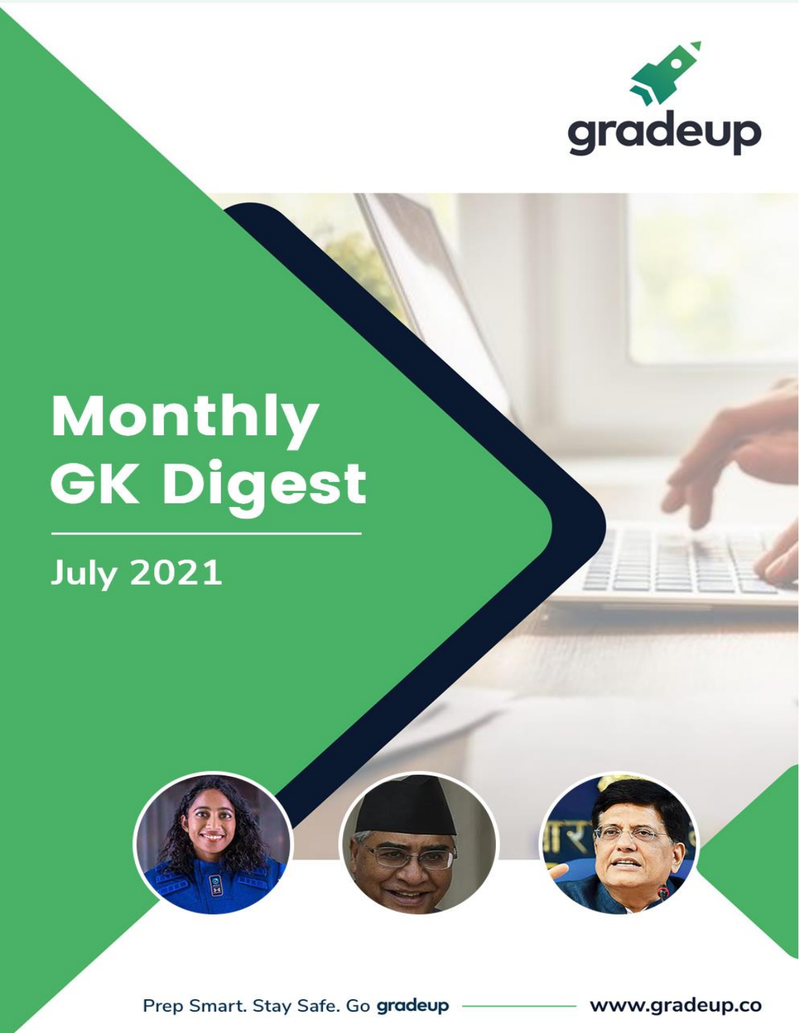gradeup

# Monthly GK Digest

## July 2021

Prep Smart. Stay Safe. Go **gradeup**

www.gradeup.co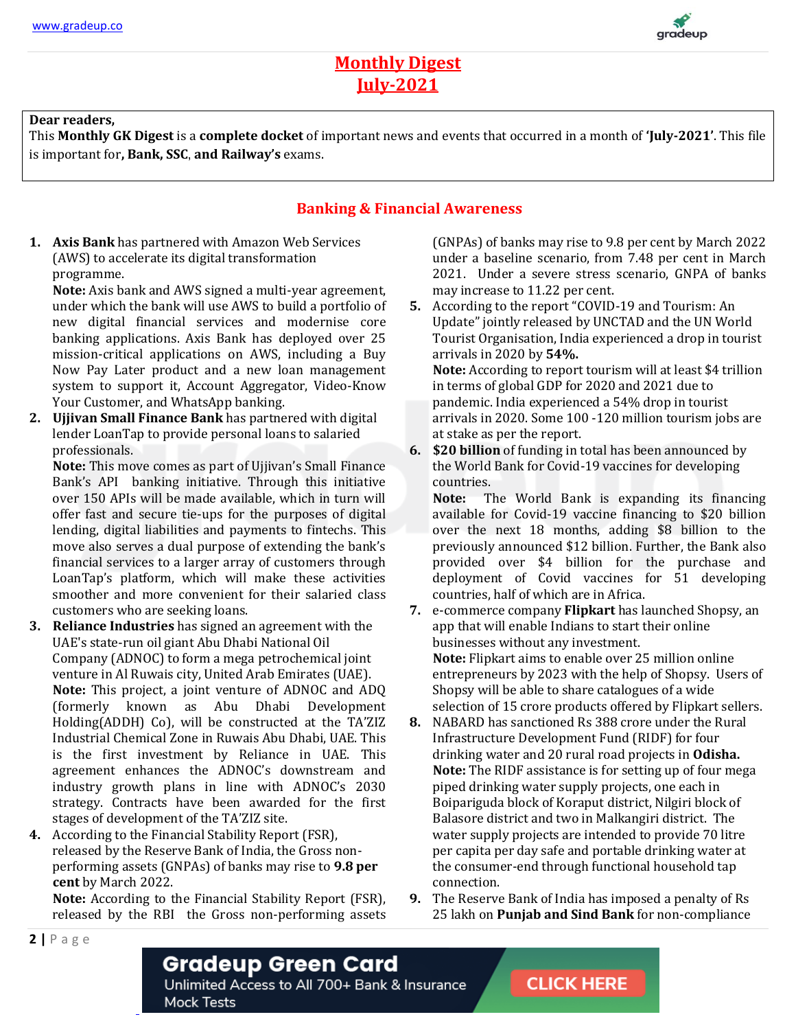# Monthly Digest
# July-2021

**Dear readers,**
This **Monthly GK Digest** is a **complete docket** of important news and events that occurred in a month of **'July-2021'**. This file is important for**, Bank, SSC**, and **Railway's** exams.

## Banking & Financial Awareness

1. **Axis Bank** has partnered with Amazon Web Services (AWS) to accelerate its digital transformation programme.
   **Note:** Axis bank and AWS signed a multi-year agreement, under which the bank will use AWS to build a portfolio of new digital financial services and modernise core banking applications. Axis Bank has deployed over 25 mission-critical applications on AWS, including a Buy Now Pay Later product and a new loan management system to support it, Account Aggregator, Video-Know Your Customer, and WhatsApp banking.
2. **Ujjivan Small Finance Bank** has partnered with digital lender LoanTap to provide personal loans to salaried professionals.
   **Note:** This move comes as part of Ujjivan's Small Finance Bank's API banking initiative. Through this initiative over 150 APIs will be made available, which in turn will offer fast and secure tie-ups for the purposes of digital lending, digital liabilities and payments to fintechs. This move also serves a dual purpose of extending the bank's financial services to a larger array of customers through LoanTap's platform, which will make these activities smoother and more convenient for their salaried class customers who are seeking loans.
3. **Reliance Industries** has signed an agreement with the UAE's state-run oil giant Abu Dhabi National Oil Company (ADNOC) to form a mega petrochemical joint venture in Al Ruwais city, United Arab Emirates (UAE).
   **Note:** This project, a joint venture of ADNOC and ADQ (formerly known as Abu Dhabi Development Holding(ADDH) Co), will be constructed at the TA'ZIZ Industrial Chemical Zone in Ruwais Abu Dhabi, UAE. This is the first investment by Reliance in UAE. This agreement enhances the ADNOC's downstream and industry growth plans in line with ADNOC's 2030 strategy. Contracts have been awarded for the first stages of development of the TA'ZIZ site.
4. According to the Financial Stability Report (FSR), released by the Reserve Bank of India, the Gross non-performing assets (GNPAs) of banks may rise to **9.8 per cent** by March 2022.
   **Note:** According to the Financial Stability Report (FSR), released by the RBI the Gross non-performing assets (GNPAs) of banks may rise to 9.8 per cent by March 2022 under a baseline scenario, from 7.48 per cent in March 2021. Under a severe stress scenario, GNPA of banks may increase to 11.22 per cent.
5. According to the report "COVID-19 and Tourism: An Update" jointly released by UNCTAD and the UN World Tourist Organisation, India experienced a drop in tourist arrivals in 2020 by **54%.**
   **Note:** According to report tourism will at least $4 trillion in terms of global GDP for 2020 and 2021 due to pandemic. India experienced a 54% drop in tourist arrivals in 2020. Some 100 -120 million tourism jobs are at stake as per the report.
6. **$20 billion** of funding in total has been announced by the World Bank for Covid-19 vaccines for developing countries.
   **Note:** The World Bank is expanding its financing available for Covid-19 vaccine financing to $20 billion over the next 18 months, adding $8 billion to the previously announced $12 billion. Further, the Bank also provided over $4 billion for the purchase and deployment of Covid vaccines for 51 developing countries, half of which are in Africa.
7. e-commerce company **Flipkart** has launched Shopsy, an app that will enable Indians to start their online businesses without any investment.
   **Note:** Flipkart aims to enable over 25 million online entrepreneurs by 2023 with the help of Shopsy. Users of Shopsy will be able to share catalogues of a wide selection of 15 crore products offered by Flipkart sellers.
8. NABARD has sanctioned Rs 388 crore under the Rural Infrastructure Development Fund (RIDF) for four drinking water and 20 rural road projects in **Odisha.**
   **Note:** The RIDF assistance is for setting up of four mega piped drinking water supply projects, one each in Boipariguda block of Koraput district, Nilgiri block of Balasore district and two in Malkangiri district. The water supply projects are intended to provide 70 litre per capita per day safe and portable drinking water at the consumer-end through functional household tap connection.
9. The Reserve Bank of India has imposed a penalty of Rs 25 lakh on **Punjab and Sind Bank** for non-compliance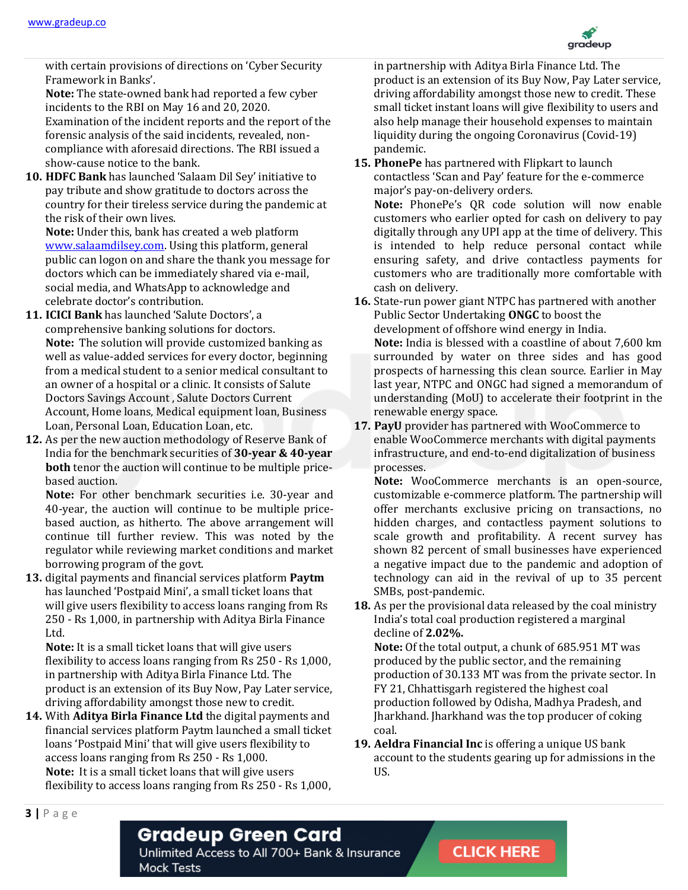with certain provisions of directions on 'Cyber Security Framework in Banks'.

**Note:** The state-owned bank had reported a few cyber incidents to the RBI on May 16 and 20, 2020. Examination of the incident reports and the report of the forensic analysis of the said incidents, revealed, non-compliance with aforesaid directions. The RBI issued a show-cause notice to the bank.

10. **HDFC Bank** has launched 'Salaam Dil Sey' initiative to pay tribute and show gratitude to doctors across the country for their tireless service during the pandemic at the risk of their own lives.
**Note:** Under this, bank has created a web platform www.salaamdilsey.com. Using this platform, general public can logon on and share the thank you message for doctors which can be immediately shared via e-mail, social media, and WhatsApp to acknowledge and celebrate doctor's contribution.
11. **ICICI Bank** has launched 'Salute Doctors', a comprehensive banking solutions for doctors.
**Note:** The solution will provide customized banking as well as value-added services for every doctor, beginning from a medical student to a senior medical consultant to an owner of a hospital or a clinic. It consists of Salute Doctors Savings Account , Salute Doctors Current Account, Home loans, Medical equipment loan, Business Loan, Personal Loan, Education Loan, etc.
12. As per the new auction methodology of Reserve Bank of India for the benchmark securities of **30-year & 40-year both** tenor the auction will continue to be multiple price-based auction.
**Note:** For other benchmark securities i.e. 30-year and 40-year, the auction will continue to be multiple price-based auction, as hitherto. The above arrangement will continue till further review. This was noted by the regulator while reviewing market conditions and market borrowing program of the govt.
13. digital payments and financial services platform **Paytm** has launched 'Postpaid Mini', a small ticket loans that will give users flexibility to access loans ranging from Rs 250 - Rs 1,000, in partnership with Aditya Birla Finance Ltd.
**Note:** It is a small ticket loans that will give users flexibility to access loans ranging from Rs 250 - Rs 1,000, in partnership with Aditya Birla Finance Ltd. The product is an extension of its Buy Now, Pay Later service, driving affordability amongst those new to credit.
14. With **Aditya Birla Finance Ltd** the digital payments and financial services platform Paytm launched a small ticket loans 'Postpaid Mini' that will give users flexibility to access loans ranging from Rs 250 - Rs 1,000.
**Note:** It is a small ticket loans that will give users flexibility to access loans ranging from Rs 250 - Rs 1,000, in partnership with Aditya Birla Finance Ltd. The product is an extension of its Buy Now, Pay Later service, driving affordability amongst those new to credit. These small ticket instant loans will give flexibility to users and also help manage their household expenses to maintain liquidity during the ongoing Coronavirus (Covid-19) pandemic.
15. **PhonePe** has partnered with Flipkart to launch contactless 'Scan and Pay' feature for the e-commerce major's pay-on-delivery orders.
**Note:** PhonePe's QR code solution will now enable customers who earlier opted for cash on delivery to pay digitally through any UPI app at the time of delivery. This is intended to help reduce personal contact while ensuring safety, and drive contactless payments for customers who are traditionally more comfortable with cash on delivery.
16. State-run power giant NTPC has partnered with another Public Sector Undertaking **ONGC** to boost the development of offshore wind energy in India.
**Note:** India is blessed with a coastline of about 7,600 km surrounded by water on three sides and has good prospects of harnessing this clean source. Earlier in May last year, NTPC and ONGC had signed a memorandum of understanding (MoU) to accelerate their footprint in the renewable energy space.
17. **PayU** provider has partnered with WooCommerce to enable WooCommerce merchants with digital payments infrastructure, and end-to-end digitalization of business processes.
**Note:** WooCommerce merchants is an open-source, customizable e-commerce platform. The partnership will offer merchants exclusive pricing on transactions, no hidden charges, and contactless payment solutions to scale growth and profitability. A recent survey has shown 82 percent of small businesses have experienced a negative impact due to the pandemic and adoption of technology can aid in the revival of up to 35 percent SMBs, post-pandemic.
18. As per the provisional data released by the coal ministry India's total coal production registered a marginal decline of **2.02%.**
**Note:** Of the total output, a chunk of 685.951 MT was produced by the public sector, and the remaining production of 30.133 MT was from the private sector. In FY 21, Chhattisgarh registered the highest coal production followed by Odisha, Madhya Pradesh, and Jharkhand. Jharkhand was the top producer of coking coal.
19. **Aeldra Financial Inc** is offering a unique US bank account to the students gearing up for admissions in the US.

Gradeup Green Card
Unlimited Access to All 700+ Bank & Insurance Mock Tests
CLICK HERE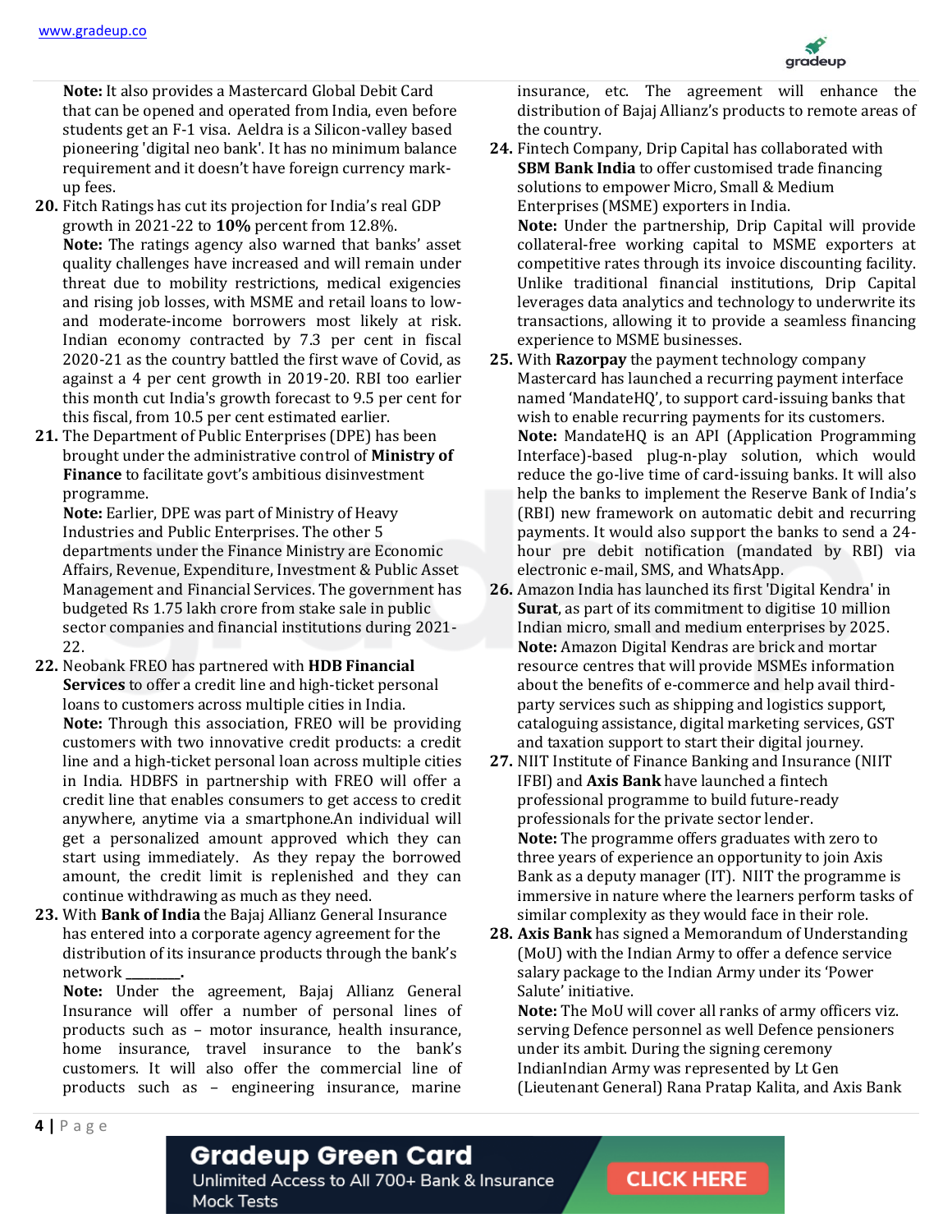**Note:** It also provides a Mastercard Global Debit Card that can be opened and operated from India, even before students get an F-1 visa. Aeldra is a Silicon-valley based pioneering 'digital neo bank'. It has no minimum balance requirement and it doesn't have foreign currency mark-up fees.

20. Fitch Ratings has cut its projection for India's real GDP growth in 2021-22 to **10%** percent from 12.8%.
    **Note:** The ratings agency also warned that banks' asset quality challenges have increased and will remain under threat due to mobility restrictions, medical exigencies and rising job losses, with MSME and retail loans to low- and moderate-income borrowers most likely at risk. Indian economy contracted by 7.3 per cent in fiscal 2020-21 as the country battled the first wave of Covid, as against a 4 per cent growth in 2019-20. RBI too earlier this month cut India's growth forecast to 9.5 per cent for this fiscal, from 10.5 per cent estimated earlier.

21. The Department of Public Enterprises (DPE) has been brought under the administrative control of **Ministry of Finance** to facilitate govt's ambitious disinvestment programme.
    **Note:** Earlier, DPE was part of Ministry of Heavy Industries and Public Enterprises. The other 5 departments under the Finance Ministry are Economic Affairs, Revenue, Expenditure, Investment & Public Asset Management and Financial Services. The government has budgeted Rs 1.75 lakh crore from stake sale in public sector companies and financial institutions during 2021-22.

22. Neobank FREO has partnered with **HDB Financial Services** to offer a credit line and high-ticket personal loans to customers across multiple cities in India.
    **Note:** Through this association, FREO will be providing customers with two innovative credit products: a credit line and a high-ticket personal loan across multiple cities in India. HDBFS in partnership with FREO will offer a credit line that enables consumers to get access to credit anywhere, anytime via a smartphone.An individual will get a personalized amount approved which they can start using immediately. As they repay the borrowed amount, the credit limit is replenished and they can continue withdrawing as much as they need.

23. With **Bank of India** the Bajaj Allianz General Insurance has entered into a corporate agency agreement for the distribution of its insurance products through the bank's network **________.**
    **Note:** Under the agreement, Bajaj Allianz General Insurance will offer a number of personal lines of products such as – motor insurance, health insurance, home insurance, travel insurance to the bank's customers. It will also offer the commercial line of products such as – engineering insurance, marine insurance, etc. The agreement will enhance the distribution of Bajaj Allianz's products to remote areas of the country.

24. Fintech Company, Drip Capital has collaborated with **SBM Bank India** to offer customised trade financing solutions to empower Micro, Small & Medium Enterprises (MSME) exporters in India.
    **Note:** Under the partnership, Drip Capital will provide collateral-free working capital to MSME exporters at competitive rates through its invoice discounting facility. Unlike traditional financial institutions, Drip Capital leverages data analytics and technology to underwrite its transactions, allowing it to provide a seamless financing experience to MSME businesses.

25. With **Razorpay** the payment technology company Mastercard has launched a recurring payment interface named 'MandateHQ', to support card-issuing banks that wish to enable recurring payments for its customers.
    **Note:** MandateHQ is an API (Application Programming Interface)-based plug-n-play solution, which would reduce the go-live time of card-issuing banks. It will also help the banks to implement the Reserve Bank of India's (RBI) new framework on automatic debit and recurring payments. It would also support the banks to send a 24-hour pre debit notification (mandated by RBI) via electronic e-mail, SMS, and WhatsApp.

26. Amazon India has launched its first 'Digital Kendra' in **Surat**, as part of its commitment to digitise 10 million Indian micro, small and medium enterprises by 2025.
    **Note:** Amazon Digital Kendras are brick and mortar resource centres that will provide MSMEs information about the benefits of e-commerce and help avail third-party services such as shipping and logistics support, cataloguing assistance, digital marketing services, GST and taxation support to start their digital journey.

27. NIIT Institute of Finance Banking and Insurance (NIIT IFBI) and **Axis Bank** have launched a fintech professional programme to build future-ready professionals for the private sector lender.
    **Note:** The programme offers graduates with zero to three years of experience an opportunity to join Axis Bank as a deputy manager (IT). NIIT the programme is immersive in nature where the learners perform tasks of similar complexity as they would face in their role.

28. **Axis Bank** has signed a Memorandum of Understanding (MoU) with the Indian Army to offer a defence service salary package to the Indian Army under its 'Power Salute' initiative.
    **Note:** The MoU will cover all ranks of army officers viz. serving Defence personnel as well Defence pensioners under its ambit. During the signing ceremony IndianIndian Army was represented by Lt Gen (Lieutenant General) Rana Pratap Kalita, and Axis Bank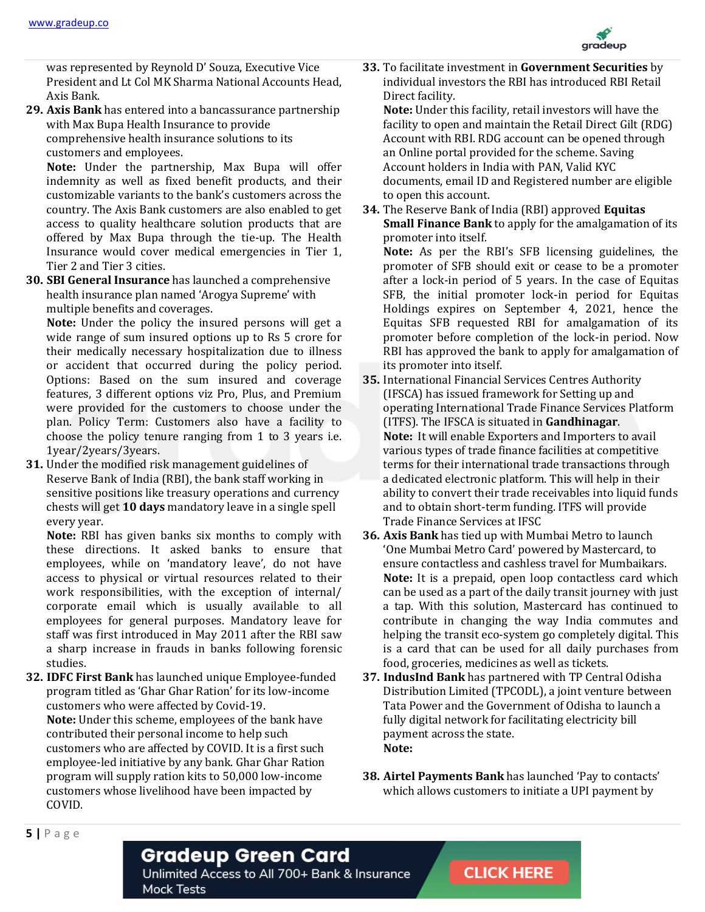was represented by Reynold D' Souza, Executive Vice President and Lt Col MK Sharma National Accounts Head, Axis Bank.

29. **Axis Bank** has entered into a bancassurance partnership with Max Bupa Health Insurance to provide comprehensive health insurance solutions to its customers and employees.
 **Note:** Under the partnership, Max Bupa will offer indemnity as well as fixed benefit products, and their customizable variants to the bank's customers across the country. The Axis Bank customers are also enabled to get access to quality healthcare solution products that are offered by Max Bupa through the tie-up. The Health Insurance would cover medical emergencies in Tier 1, Tier 2 and Tier 3 cities.

30. **SBI General Insurance** has launched a comprehensive health insurance plan named 'Arogya Supreme' with multiple benefits and coverages.
 **Note:** Under the policy the insured persons will get a wide range of sum insured options up to Rs 5 crore for their medically necessary hospitalization due to illness or accident that occurred during the policy period. Options: Based on the sum insured and coverage features, 3 different options viz Pro, Plus, and Premium were provided for the customers to choose under the plan. Policy Term: Customers also have a facility to choose the policy tenure ranging from 1 to 3 years i.e. 1year/2years/3years.

31. Under the modified risk management guidelines of Reserve Bank of India (RBI), the bank staff working in sensitive positions like treasury operations and currency chests will get **10 days** mandatory leave in a single spell every year.
 **Note:** RBI has given banks six months to comply with these directions. It asked banks to ensure that employees, while on 'mandatory leave', do not have access to physical or virtual resources related to their work responsibilities, with the exception of internal/ corporate email which is usually available to all employees for general purposes. Mandatory leave for staff was first introduced in May 2011 after the RBI saw a sharp increase in frauds in banks following forensic studies.

32. **IDFC First Bank** has launched unique Employee-funded program titled as 'Ghar Ghar Ration' for its low-income customers who were affected by Covid-19.
 **Note:** Under this scheme, employees of the bank have contributed their personal income to help such customers who are affected by COVID. It is a first such employee-led initiative by any bank. Ghar Ghar Ration program will supply ration kits to 50,000 low-income customers whose livelihood have been impacted by COVID.

33. To facilitate investment in **Government Securities** by individual investors the RBI has introduced RBI Retail Direct facility.
 **Note:** Under this facility, retail investors will have the facility to open and maintain the Retail Direct Gilt (RDG) Account with RBI. RDG account can be opened through an Online portal provided for the scheme. Saving Account holders in India with PAN, Valid KYC documents, email ID and Registered number are eligible to open this account.

34. The Reserve Bank of India (RBI) approved **Equitas Small Finance Bank** to apply for the amalgamation of its promoter into itself.
 **Note:** As per the RBI's SFB licensing guidelines, the promoter of SFB should exit or cease to be a promoter after a lock-in period of 5 years. In the case of Equitas SFB, the initial promoter lock-in period for Equitas Holdings expires on September 4, 2021, hence the Equitas SFB requested RBI for amalgamation of its promoter before completion of the lock-in period. Now RBI has approved the bank to apply for amalgamation of its promoter into itself.

35. International Financial Services Centres Authority (IFSCA) has issued framework for Setting up and operating International Trade Finance Services Platform (ITFS). The IFSCA is situated in **Gandhinagar**.
 **Note:** It will enable Exporters and Importers to avail various types of trade finance facilities at competitive terms for their international trade transactions through a dedicated electronic platform. This will help in their ability to convert their trade receivables into liquid funds and to obtain short-term funding. ITFS will provide Trade Finance Services at IFSC

36. **Axis Bank** has tied up with Mumbai Metro to launch 'One Mumbai Metro Card' powered by Mastercard, to ensure contactless and cashless travel for Mumbaikars.
 **Note:** It is a prepaid, open loop contactless card which can be used as a part of the daily transit journey with just a tap. With this solution, Mastercard has continued to contribute in changing the way India commutes and helping the transit eco-system go completely digital. This is a card that can be used for all daily purchases from food, groceries, medicines as well as tickets.

37. **IndusInd Bank** has partnered with TP Central Odisha Distribution Limited (TPCODL), a joint venture between Tata Power and the Government of Odisha to launch a fully digital network for facilitating electricity bill payment across the state.
 **Note:**

38. **Airtel Payments Bank** has launched 'Pay to contacts' which allows customers to initiate a UPI payment by

Gradeup Green Card
Unlimited Access to All 700+ Bank & Insurance Mock Tests
CLICK HERE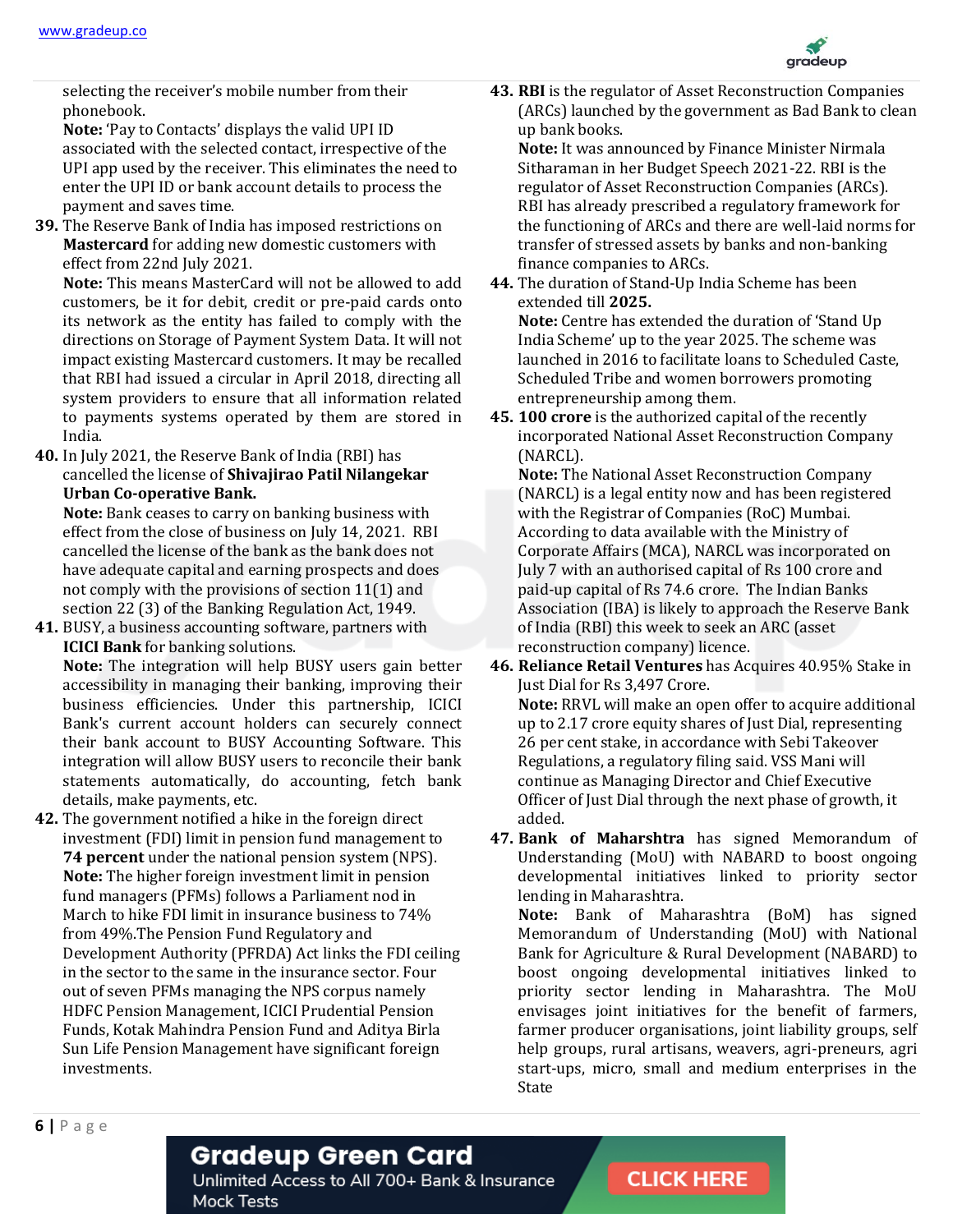selecting the receiver's mobile number from their phonebook.
**Note:** 'Pay to Contacts' displays the valid UPI ID associated with the selected contact, irrespective of the UPI app used by the receiver. This eliminates the need to enter the UPI ID or bank account details to process the payment and saves time.

39. The Reserve Bank of India has imposed restrictions on **Mastercard** for adding new domestic customers with effect from 22nd July 2021.
**Note:** This means MasterCard will not be allowed to add customers, be it for debit, credit or pre-paid cards onto its network as the entity has failed to comply with the directions on Storage of Payment System Data. It will not impact existing Mastercard customers. It may be recalled that RBI had issued a circular in April 2018, directing all system providers to ensure that all information related to payments systems operated by them are stored in India.

40. In July 2021, the Reserve Bank of India (RBI) has cancelled the license of **Shivajirao Patil Nilangekar Urban Co-operative Bank.**
**Note:** Bank ceases to carry on banking business with effect from the close of business on July 14, 2021. RBI cancelled the license of the bank as the bank does not have adequate capital and earning prospects and does not comply with the provisions of section 11(1) and section 22 (3) of the Banking Regulation Act, 1949.

41. BUSY, a business accounting software, partners with **ICICI Bank** for banking solutions.
**Note:** The integration will help BUSY users gain better accessibility in managing their banking, improving their business efficiencies. Under this partnership, ICICI Bank's current account holders can securely connect their bank account to BUSY Accounting Software. This integration will allow BUSY users to reconcile their bank statements automatically, do accounting, fetch bank details, make payments, etc.

42. The government notified a hike in the foreign direct investment (FDI) limit in pension fund management to **74 percent** under the national pension system (NPS).
**Note:** The higher foreign investment limit in pension fund managers (PFMs) follows a Parliament nod in March to hike FDI limit in insurance business to 74% from 49%.The Pension Fund Regulatory and Development Authority (PFRDA) Act links the FDI ceiling in the sector to the same in the insurance sector. Four out of seven PFMs managing the NPS corpus namely HDFC Pension Management, ICICI Prudential Pension Funds, Kotak Mahindra Pension Fund and Aditya Birla Sun Life Pension Management have significant foreign investments.

43. **RBI** is the regulator of Asset Reconstruction Companies (ARCs) launched by the government as Bad Bank to clean up bank books.
**Note:** It was announced by Finance Minister Nirmala Sitharaman in her Budget Speech 2021-22. RBI is the regulator of Asset Reconstruction Companies (ARCs). RBI has already prescribed a regulatory framework for the functioning of ARCs and there are well-laid norms for transfer of stressed assets by banks and non-banking finance companies to ARCs.

44. The duration of Stand-Up India Scheme has been extended till **2025.**
**Note:** Centre has extended the duration of 'Stand Up India Scheme' up to the year 2025. The scheme was launched in 2016 to facilitate loans to Scheduled Caste, Scheduled Tribe and women borrowers promoting entrepreneurship among them.

45. **100 crore** is the authorized capital of the recently incorporated National Asset Reconstruction Company (NARCL).
**Note:** The National Asset Reconstruction Company (NARCL) is a legal entity now and has been registered with the Registrar of Companies (RoC) Mumbai. According to data available with the Ministry of Corporate Affairs (MCA), NARCL was incorporated on July 7 with an authorised capital of Rs 100 crore and paid-up capital of Rs 74.6 crore. The Indian Banks Association (IBA) is likely to approach the Reserve Bank of India (RBI) this week to seek an ARC (asset reconstruction company) licence.

46. **Reliance Retail Ventures** has Acquires 40.95% Stake in Just Dial for Rs 3,497 Crore.
**Note:** RRVL will make an open offer to acquire additional up to 2.17 crore equity shares of Just Dial, representing 26 per cent stake, in accordance with Sebi Takeover Regulations, a regulatory filing said. VSS Mani will continue as Managing Director and Chief Executive Officer of Just Dial through the next phase of growth, it added.

47. **Bank of Maharshtra** has signed Memorandum of Understanding (MoU) with NABARD to boost ongoing developmental initiatives linked to priority sector lending in Maharashtra.
**Note:** Bank of Maharashtra (BoM) has signed Memorandum of Understanding (MoU) with National Bank for Agriculture & Rural Development (NABARD) to boost ongoing developmental initiatives linked to priority sector lending in Maharashtra. The MoU envisages joint initiatives for the benefit of farmers, farmer producer organisations, joint liability groups, self help groups, rural artisans, weavers, agri-preneurs, agri start-ups, micro, small and medium enterprises in the State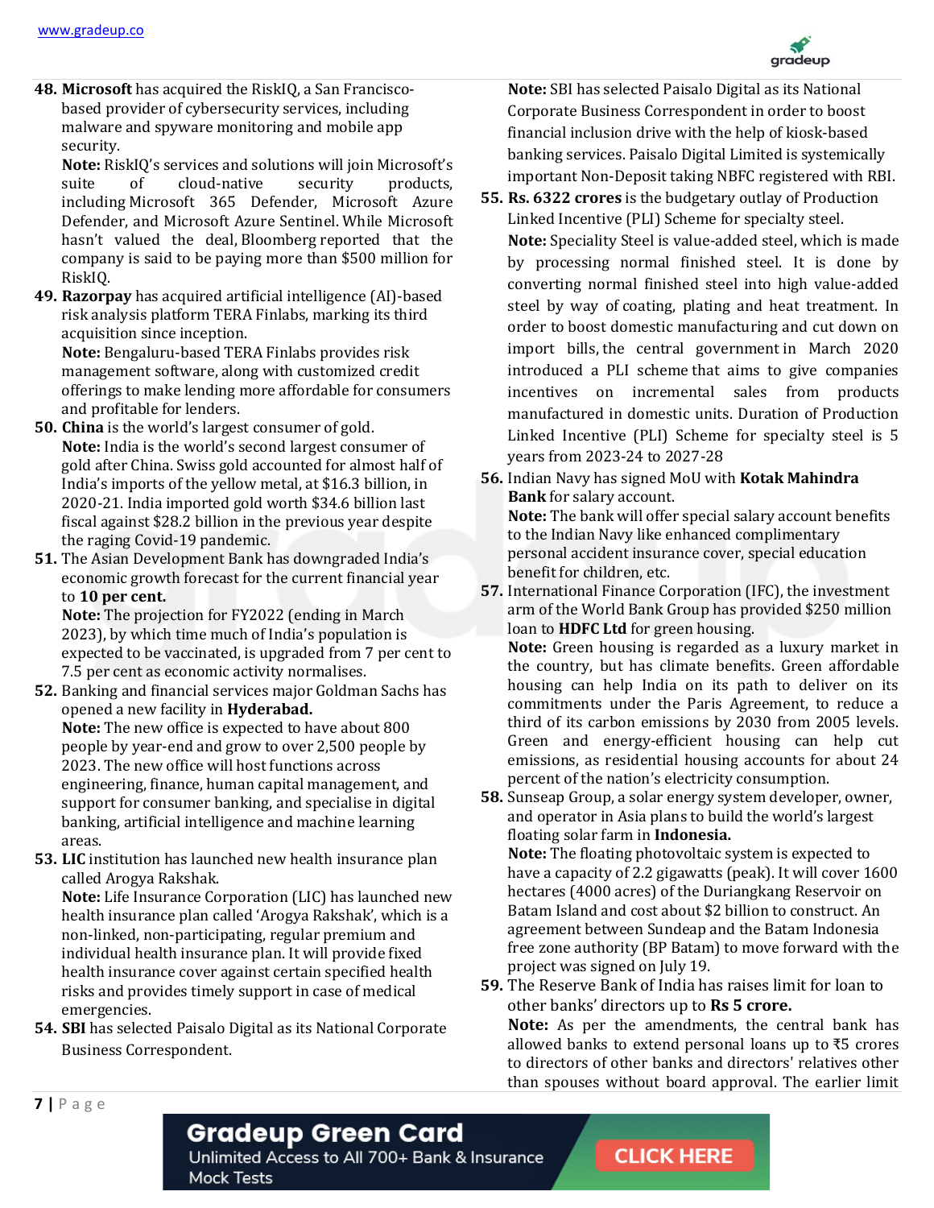48. **Microsoft** has acquired the RiskIQ, a San Francisco-based provider of cybersecurity services, including malware and spyware monitoring and mobile app security.
    **Note:** RiskIQ's services and solutions will join Microsoft's suite of cloud-native security products, including Microsoft 365 Defender, Microsoft Azure Defender, and Microsoft Azure Sentinel. While Microsoft hasn't valued the deal, Bloomberg reported that the company is said to be paying more than $500 million for RiskIQ.

49. **Razorpay** has acquired artificial intelligence (AI)-based risk analysis platform TERA Finlabs, marking its third acquisition since inception.
    **Note:** Bengaluru-based TERA Finlabs provides risk management software, along with customized credit offerings to make lending more affordable for consumers and profitable for lenders.

50. **China** is the world's largest consumer of gold.
    **Note:** India is the world's second largest consumer of gold after China. Swiss gold accounted for almost half of India's imports of the yellow metal, at $16.3 billion, in 2020-21. India imported gold worth $34.6 billion last fiscal against $28.2 billion in the previous year despite the raging Covid-19 pandemic.

51. The Asian Development Bank has downgraded India's economic growth forecast for the current financial year to **10 per cent.**
    **Note:** The projection for FY2022 (ending in March 2023), by which time much of India's population is expected to be vaccinated, is upgraded from 7 per cent to 7.5 per cent as economic activity normalises.

52. Banking and financial services major Goldman Sachs has opened a new facility in **Hyderabad.**
    **Note:** The new office is expected to have about 800 people by year-end and grow to over 2,500 people by 2023. The new office will host functions across engineering, finance, human capital management, and support for consumer banking, and specialise in digital banking, artificial intelligence and machine learning areas.

53. **LIC** institution has launched new health insurance plan called Arogya Rakshak.
    **Note:** Life Insurance Corporation (LIC) has launched new health insurance plan called 'Arogya Rakshak', which is a non-linked, non-participating, regular premium and individual health insurance plan. It will provide fixed health insurance cover against certain specified health risks and provides timely support in case of medical emergencies.

54. **SBI** has selected Paisalo Digital as its National Corporate Business Correspondent.
    **Note:** SBI has selected Paisalo Digital as its National Corporate Business Correspondent in order to boost financial inclusion drive with the help of kiosk-based banking services. Paisalo Digital Limited is systemically important Non-Deposit taking NBFC registered with RBI.

55. **Rs. 6322 crores** is the budgetary outlay of Production Linked Incentive (PLI) Scheme for specialty steel.
    **Note:** Speciality Steel is value-added steel, which is made by processing normal finished steel. It is done by converting normal finished steel into high value-added steel by way of coating, plating and heat treatment. In order to boost domestic manufacturing and cut down on import bills, the central government in March 2020 introduced a PLI scheme that aims to give companies incentives on incremental sales from products manufactured in domestic units. Duration of Production Linked Incentive (PLI) Scheme for specialty steel is 5 years from 2023-24 to 2027-28

56. Indian Navy has signed MoU with **Kotak Mahindra Bank** for salary account.
    **Note:** The bank will offer special salary account benefits to the Indian Navy like enhanced complimentary personal accident insurance cover, special education benefit for children, etc.

57. International Finance Corporation (IFC), the investment arm of the World Bank Group has provided $250 million loan to **HDFC Ltd** for green housing.
    **Note:** Green housing is regarded as a luxury market in the country, but has climate benefits. Green affordable housing can help India on its path to deliver on its commitments under the Paris Agreement, to reduce a third of its carbon emissions by 2030 from 2005 levels. Green and energy-efficient housing can help cut emissions, as residential housing accounts for about 24 percent of the nation's electricity consumption.

58. Sunseap Group, a solar energy system developer, owner, and operator in Asia plans to build the world's largest floating solar farm in **Indonesia.**
    **Note:** The floating photovoltaic system is expected to have a capacity of 2.2 gigawatts (peak). It will cover 1600 hectares (4000 acres) of the Duriangkang Reservoir on Batam Island and cost about $2 billion to construct. An agreement between Sundeap and the Batam Indonesia free zone authority (BP Batam) to move forward with the project was signed on July 19.

59. The Reserve Bank of India has raises limit for loan to other banks' directors up to **Rs 5 crore.**
    **Note:** As per the amendments, the central bank has allowed banks to extend personal loans up to ₹5 crores to directors of other banks and directors' relatives other than spouses without board approval. The earlier limit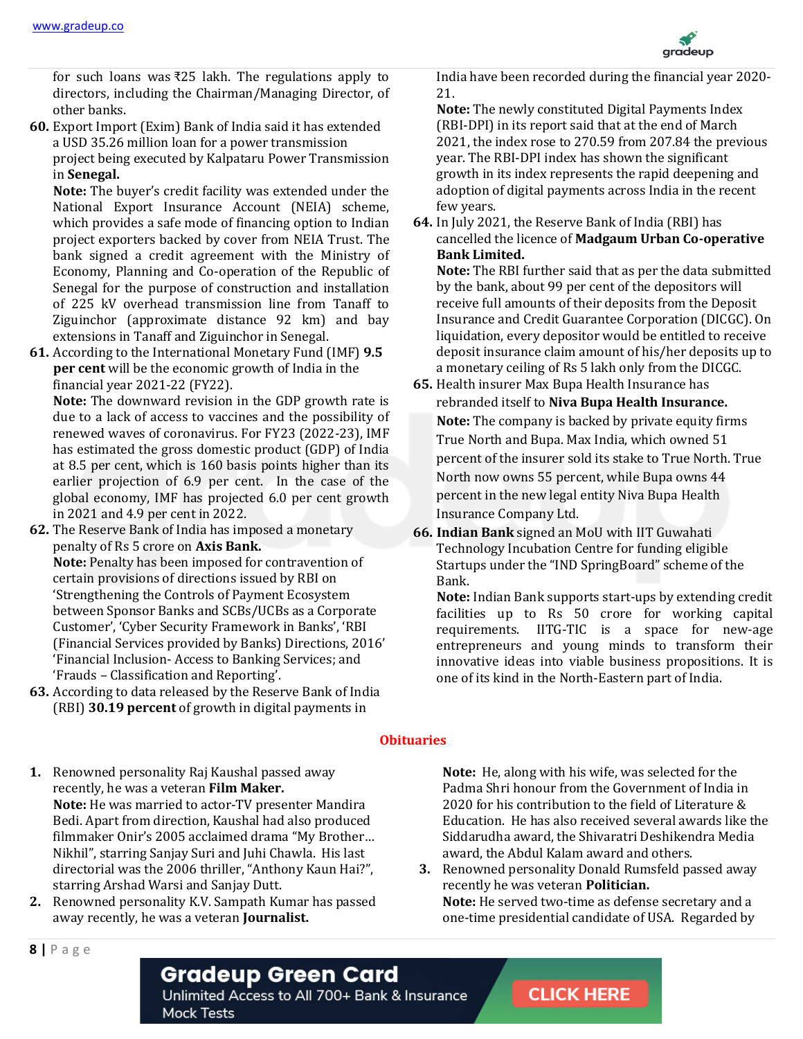for such loans was ₹25 lakh. The regulations apply to directors, including the Chairman/Managing Director, of other banks.

60. Export Import (Exim) Bank of India said it has extended a USD 35.26 million loan for a power transmission project being executed by Kalpataru Power Transmission in **Senegal.**
 **Note:** The buyer's credit facility was extended under the National Export Insurance Account (NEIA) scheme, which provides a safe mode of financing option to Indian project exporters backed by cover from NEIA Trust. The bank signed a credit agreement with the Ministry of Economy, Planning and Co-operation of the Republic of Senegal for the purpose of construction and installation of 225 kV overhead transmission line from Tanaff to Ziguinchor (approximate distance 92 km) and bay extensions in Tanaff and Ziguinchor in Senegal.

61. According to the International Monetary Fund (IMF) **9.5 per cent** will be the economic growth of India in the financial year 2021-22 (FY22).
 **Note:** The downward revision in the GDP growth rate is due to a lack of access to vaccines and the possibility of renewed waves of coronavirus. For FY23 (2022-23), IMF has estimated the gross domestic product (GDP) of India at 8.5 per cent, which is 160 basis points higher than its earlier projection of 6.9 per cent. In the case of the global economy, IMF has projected 6.0 per cent growth in 2021 and 4.9 per cent in 2022.

62. The Reserve Bank of India has imposed a monetary penalty of Rs 5 crore on **Axis Bank.**
 **Note:** Penalty has been imposed for contravention of certain provisions of directions issued by RBI on 'Strengthening the Controls of Payment Ecosystem between Sponsor Banks and SCBs/UCBs as a Corporate Customer', 'Cyber Security Framework in Banks', 'RBI (Financial Services provided by Banks) Directions, 2016' 'Financial Inclusion- Access to Banking Services; and 'Frauds – Classification and Reporting'.

63. According to data released by the Reserve Bank of India (RBI) **30.19 percent** of growth in digital payments in India have been recorded during the financial year 2020-21.
 **Note:** The newly constituted Digital Payments Index (RBI-DPI) in its report said that at the end of March 2021, the index rose to 270.59 from 207.84 the previous year. The RBI-DPI index has shown the significant growth in its index represents the rapid deepening and adoption of digital payments across India in the recent few years.

64. In July 2021, the Reserve Bank of India (RBI) has cancelled the licence of **Madgaum Urban Co-operative Bank Limited.**
 **Note:** The RBI further said that as per the data submitted by the bank, about 99 per cent of the depositors will receive full amounts of their deposits from the Deposit Insurance and Credit Guarantee Corporation (DICGC). On liquidation, every depositor would be entitled to receive deposit insurance claim amount of his/her deposits up to a monetary ceiling of Rs 5 lakh only from the DICGC.

65. Health insurer Max Bupa Health Insurance has rebranded itself to **Niva Bupa Health Insurance.**
 **Note:** The company is backed by private equity firms True North and Bupa. Max India, which owned 51 percent of the insurer sold its stake to True North. True North now owns 55 percent, while Bupa owns 44 percent in the new legal entity Niva Bupa Health Insurance Company Ltd.

66. **Indian Bank** signed an MoU with IIT Guwahati Technology Incubation Centre for funding eligible Startups under the "IND SpringBoard" scheme of the Bank.
 **Note:** Indian Bank supports start-ups by extending credit facilities up to Rs 50 crore for working capital requirements. IITG-TIC is a space for new-age entrepreneurs and young minds to transform their innovative ideas into viable business propositions. It is one of its kind in the North-Eastern part of India.

## Obituaries

1. Renowned personality Raj Kaushal passed away recently, he was a veteran **Film Maker.**
 **Note:** He was married to actor-TV presenter Mandira Bedi. Apart from direction, Kaushal had also produced filmmaker Onir's 2005 acclaimed drama "My Brother… Nikhil", starring Sanjay Suri and Juhi Chawla. His last directorial was the 2006 thriller, "Anthony Kaun Hai?", starring Arshad Warsi and Sanjay Dutt.

2. Renowned personality K.V. Sampath Kumar has passed away recently, he was a veteran **Journalist.**
 **Note:** He, along with his wife, was selected for the Padma Shri honour from the Government of India in 2020 for his contribution to the field of Literature & Education. He has also received several awards like the Siddarudha award, the Shivaratri Deshikendra Media award, the Abdul Kalam award and others.

3. Renowned personality Donald Rumsfeld passed away recently he was veteran **Politician.**
 **Note:** He served two-time as defense secretary and a one-time presidential candidate of USA. Regarded by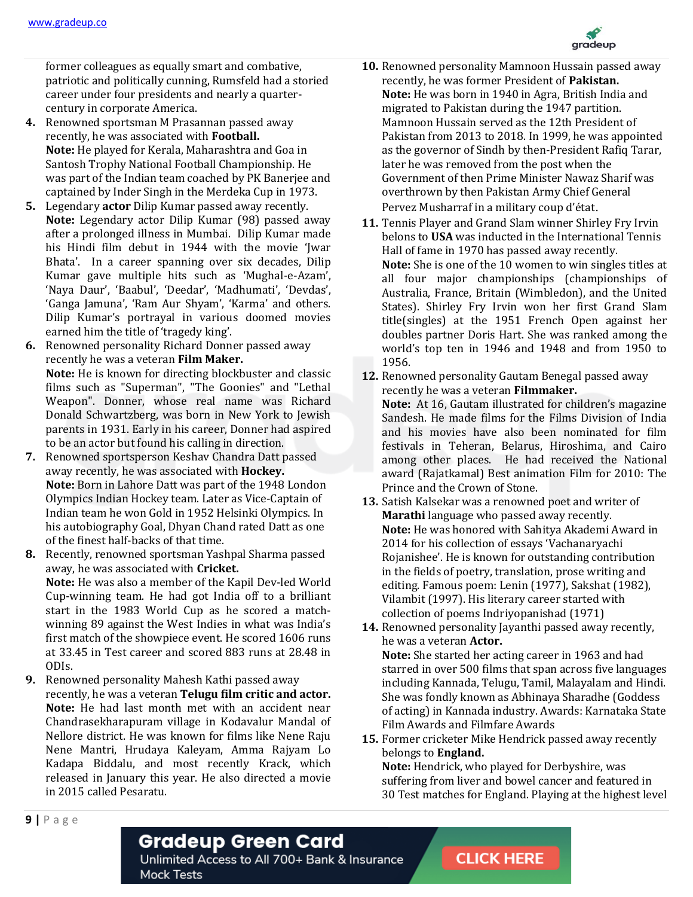former colleagues as equally smart and combative, patriotic and politically cunning, Rumsfeld had a storied career under four presidents and nearly a quarter-century in corporate America.

4. Renowned sportsman M Prasannan passed away recently, he was associated with **Football.**
   **Note:** He played for Kerala, Maharashtra and Goa in Santosh Trophy National Football Championship. He was part of the Indian team coached by PK Banerjee and captained by Inder Singh in the Merdeka Cup in 1973.
5. Legendary **actor** Dilip Kumar passed away recently.
   **Note:** Legendary actor Dilip Kumar (98) passed away after a prolonged illness in Mumbai. Dilip Kumar made his Hindi film debut in 1944 with the movie 'Jwar Bhata'. In a career spanning over six decades, Dilip Kumar gave multiple hits such as 'Mughal-e-Azam', 'Naya Daur', 'Baabul', 'Deedar', 'Madhumati', 'Devdas', 'Ganga Jamuna', 'Ram Aur Shyam', 'Karma' and others. Dilip Kumar's portrayal in various doomed movies earned him the title of 'tragedy king'.
6. Renowned personality Richard Donner passed away recently he was a veteran **Film Maker.**
   **Note:** He is known for directing blockbuster and classic films such as "Superman", "The Goonies" and "Lethal Weapon". Donner, whose real name was Richard Donald Schwartzberg, was born in New York to Jewish parents in 1931. Early in his career, Donner had aspired to be an actor but found his calling in direction.
7. Renowned sportsperson Keshav Chandra Datt passed away recently, he was associated with **Hockey.**
   **Note:** Born in Lahore Datt was part of the 1948 London Olympics Indian Hockey team. Later as Vice-Captain of Indian team he won Gold in 1952 Helsinki Olympics. In his autobiography Goal, Dhyan Chand rated Datt as one of the finest half-backs of that time.
8. Recently, renowned sportsman Yashpal Sharma passed away, he was associated with **Cricket.**
   **Note:** He was also a member of the Kapil Dev-led World Cup-winning team. He had got India off to a brilliant start in the 1983 World Cup as he scored a match-winning 89 against the West Indies in what was India's first match of the showpiece event. He scored 1606 runs at 33.45 in Test career and scored 883 runs at 28.48 in ODIs.
9. Renowned personality Mahesh Kathi passed away recently, he was a veteran **Telugu film critic and actor.**
   **Note:** He had last month met with an accident near Chandrasekharapuram village in Kodavalur Mandal of Nellore district. He was known for films like Nene Raju Nene Mantri, Hrudaya Kaleyam, Amma Rajyam Lo Kadapa Biddalu, and most recently Krack, which released in January this year. He also directed a movie in 2015 called Pesaratu.
10. Renowned personality Mamnoon Hussain passed away recently, he was former President of **Pakistan.**
    **Note:** He was born in 1940 in Agra, British India and migrated to Pakistan during the 1947 partition. Mamnoon Hussain served as the 12th President of Pakistan from 2013 to 2018. In 1999, he was appointed as the governor of Sindh by then-President Rafiq Tarar, later he was removed from the post when the Government of then Prime Minister Nawaz Sharif was overthrown by then Pakistan Army Chief General Pervez Musharraf in a military coup d'état.
11. Tennis Player and Grand Slam winner Shirley Fry Irvin belons to **USA** was inducted in the International Tennis Hall of fame in 1970 has passed away recently.
    **Note:** She is one of the 10 women to win singles titles at all four major championships (championships of Australia, France, Britain (Wimbledon), and the United States). Shirley Fry Irvin won her first Grand Slam title(singles) at the 1951 French Open against her doubles partner Doris Hart. She was ranked among the world's top ten in 1946 and 1948 and from 1950 to 1956.
12. Renowned personality Gautam Benegal passed away recently he was a veteran **Filmmaker.**
    **Note:** At 16, Gautam illustrated for children's magazine Sandesh. He made films for the Films Division of India and his movies have also been nominated for film festivals in Teheran, Belarus, Hiroshima, and Cairo among other places. He had received the National award (Rajatkamal) Best animation Film for 2010: The Prince and the Crown of Stone.
13. Satish Kalsekar was a renowned poet and writer of **Marathi** language who passed away recently.
    **Note:** He was honored with Sahitya Akademi Award in 2014 for his collection of essays 'Vachanaryachi Rojanishee'. He is known for outstanding contribution in the fields of poetry, translation, prose writing and editing. Famous poem: Lenin (1977), Sakshat (1982), Vilambit (1997). His literary career started with collection of poems Indriyopanishad (1971)
14. Renowned personality Jayanthi passed away recently, he was a veteran **Actor.**
    **Note:** She started her acting career in 1963 and had starred in over 500 films that span across five languages including Kannada, Telugu, Tamil, Malayalam and Hindi. She was fondly known as Abhinaya Sharadhe (Goddess of acting) in Kannada industry. Awards: Karnataka State Film Awards and Filmfare Awards
15. Former cricketer Mike Hendrick passed away recently belongs to **England.**
    **Note:** Hendrick, who played for Derbyshire, was suffering from liver and bowel cancer and featured in 30 Test matches for England. Playing at the highest level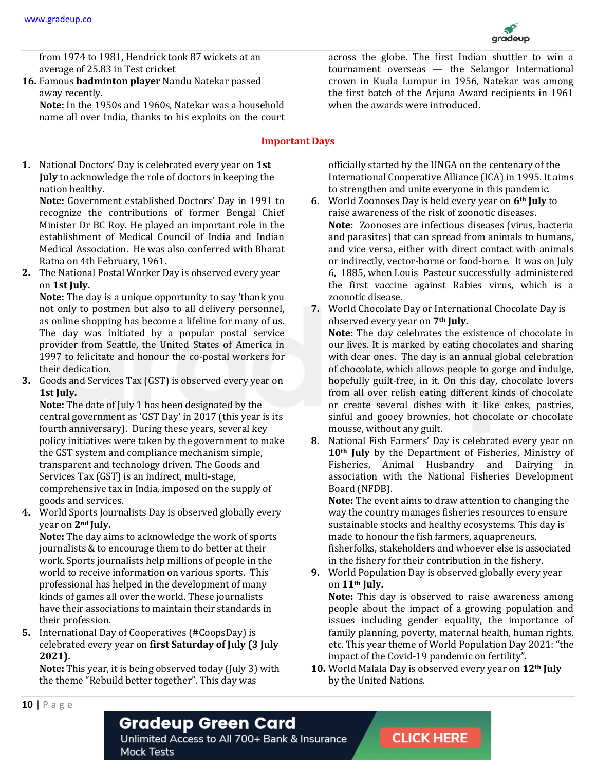from 1974 to 1981, Hendrick took 87 wickets at an average of 25.83 in Test cricket

16. Famous **badminton player** Nandu Natekar passed away recently.
**Note:** In the 1950s and 1960s, Natekar was a household name all over India, thanks to his exploits on the court across the globe. The first Indian shuttler to win a tournament overseas — the Selangor International crown in Kuala Lumpur in 1956, Natekar was among the first batch of the Arjuna Award recipients in 1961 when the awards were introduced.

## Important Days

1. National Doctors' Day is celebrated every year on **1st July** to acknowledge the role of doctors in keeping the nation healthy.
**Note:** Government established Doctors' Day in 1991 to recognize the contributions of former Bengal Chief Minister Dr BC Roy. He played an important role in the establishment of Medical Council of India and Indian Medical Association. He was also conferred with Bharat Ratna on 4th February, 1961.
2. The National Postal Worker Day is observed every year on **1st July.**
**Note:** The day is a unique opportunity to say 'thank you not only to postmen but also to all delivery personnel, as online shopping has become a lifeline for many of us. The day was initiated by a popular postal service provider from Seattle, the United States of America in 1997 to felicitate and honour the co-postal workers for their dedication.
3. Goods and Services Tax (GST) is observed every year on **1st July.**
**Note:** The date of July 1 has been designated by the central government as 'GST Day' in 2017 (this year is its fourth anniversary). During these years, several key policy initiatives were taken by the government to make the GST system and compliance mechanism simple, transparent and technology driven. The Goods and Services Tax (GST) is an indirect, multi-stage, comprehensive tax in India, imposed on the supply of goods and services.
4. World Sports Journalists Day is observed globally every year on **2nd July.**
**Note:** The day aims to acknowledge the work of sports journalists & to encourage them to do better at their work. Sports journalists help millions of people in the world to receive information on various sports. This professional has helped in the development of many kinds of games all over the world. These journalists have their associations to maintain their standards in their profession.
5. International Day of Cooperatives (#CoopsDay) is celebrated every year on **first Saturday of July (3 July 2021).**
**Note:** This year, it is being observed today (July 3) with the theme "Rebuild better together". This day was officially started by the UNGA on the centenary of the International Cooperative Alliance (ICA) in 1995. It aims to strengthen and unite everyone in this pandemic.
6. World Zoonoses Day is held every year on **6th July** to raise awareness of the risk of zoonotic diseases.
**Note:** Zoonoses are infectious diseases (virus, bacteria and parasites) that can spread from animals to humans, and vice versa, either with direct contact with animals or indirectly, vector-borne or food-borne. It was on July 6, 1885, when Louis Pasteur successfully administered the first vaccine against Rabies virus, which is a zoonotic disease.
7. World Chocolate Day or International Chocolate Day is observed every year on **7th July.**
**Note:** The day celebrates the existence of chocolate in our lives. It is marked by eating chocolates and sharing with dear ones. The day is an annual global celebration of chocolate, which allows people to gorge and indulge, hopefully guilt-free, in it. On this day, chocolate lovers from all over relish eating different kinds of chocolate or create several dishes with it like cakes, pastries, sinful and gooey brownies, hot chocolate or chocolate mousse, without any guilt.
8. National Fish Farmers' Day is celebrated every year on **10th July** by the Department of Fisheries, Ministry of Fisheries, Animal Husbandry and Dairying in association with the National Fisheries Development Board (NFDB).
**Note:** The event aims to draw attention to changing the way the country manages fisheries resources to ensure sustainable stocks and healthy ecosystems. This day is made to honour the fish farmers, aquapreneurs, fisherfolks, stakeholders and whoever else is associated in the fishery for their contribution in the fishery.
9. World Population Day is observed globally every year on **11th July.**
**Note:** This day is observed to raise awareness among people about the impact of a growing population and issues including gender equality, the importance of family planning, poverty, maternal health, human rights, etc. This year theme of World Population Day 2021: "the impact of the Covid-19 pandemic on fertility".
10. World Malala Day is observed every year on **12th July** by the United Nations.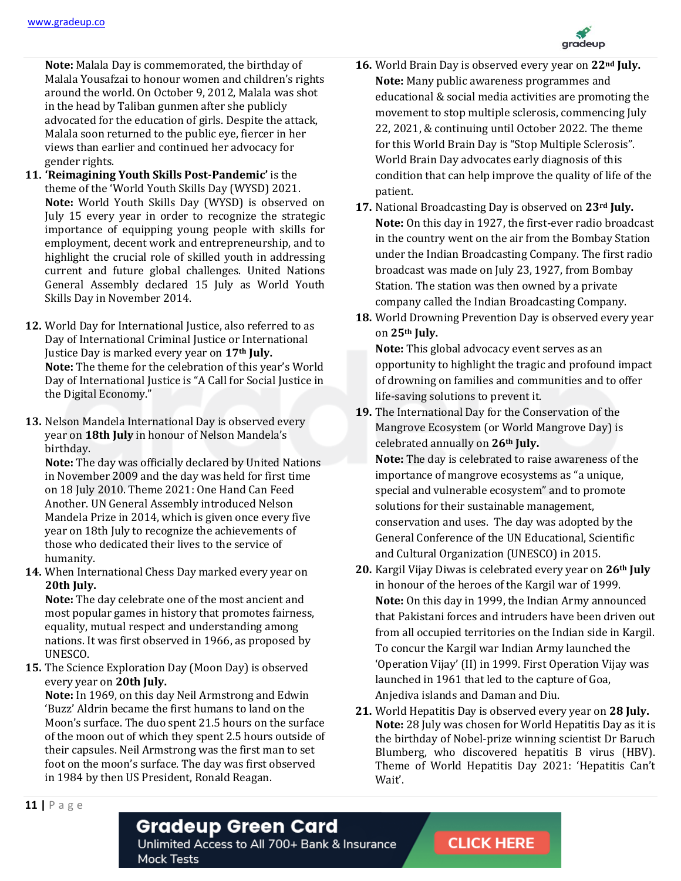**Note:** Malala Day is commemorated, the birthday of Malala Yousafzai to honour women and children's rights around the world. On October 9, 2012, Malala was shot in the head by Taliban gunmen after she publicly advocated for the education of girls. Despite the attack, Malala soon returned to the public eye, fiercer in her views than earlier and continued her advocacy for gender rights.

11. **'Reimagining Youth Skills Post-Pandemic'** is the theme of the 'World Youth Skills Day (WYSD) 2021.
**Note:** World Youth Skills Day (WYSD) is observed on July 15 every year in order to recognize the strategic importance of equipping young people with skills for employment, decent work and entrepreneurship, and to highlight the crucial role of skilled youth in addressing current and future global challenges. United Nations General Assembly declared 15 July as World Youth Skills Day in November 2014.

12. World Day for International Justice, also referred to as Day of International Criminal Justice or International Justice Day is marked every year on **17th July.**
**Note:** The theme for the celebration of this year's World Day of International Justice is "A Call for Social Justice in the Digital Economy."

13. Nelson Mandela International Day is observed every year on **18th July** in honour of Nelson Mandela's birthday.
**Note:** The day was officially declared by United Nations in November 2009 and the day was held for first time on 18 July 2010. Theme 2021: One Hand Can Feed Another. UN General Assembly introduced Nelson Mandela Prize in 2014, which is given once every five year on 18th July to recognize the achievements of those who dedicated their lives to the service of humanity.

14. When International Chess Day marked every year on **20th July.**
**Note:** The day celebrate one of the most ancient and most popular games in history that promotes fairness, equality, mutual respect and understanding among nations. It was first observed in 1966, as proposed by UNESCO.

15. The Science Exploration Day (Moon Day) is observed every year on **20th July.**
**Note:** In 1969, on this day Neil Armstrong and Edwin 'Buzz' Aldrin became the first humans to land on the Moon's surface. The duo spent 21.5 hours on the surface of the moon out of which they spent 2.5 hours outside of their capsules. Neil Armstrong was the first man to set foot on the moon's surface. The day was first observed in 1984 by then US President, Ronald Reagan.

16. World Brain Day is observed every year on **22nd July.**
**Note:** Many public awareness programmes and educational & social media activities are promoting the movement to stop multiple sclerosis, commencing July 22, 2021, & continuing until October 2022. The theme for this World Brain Day is "Stop Multiple Sclerosis". World Brain Day advocates early diagnosis of this condition that can help improve the quality of life of the patient.

17. National Broadcasting Day is observed on **23rd July.**
**Note:** On this day in 1927, the first-ever radio broadcast in the country went on the air from the Bombay Station under the Indian Broadcasting Company. The first radio broadcast was made on July 23, 1927, from Bombay Station. The station was then owned by a private company called the Indian Broadcasting Company.

18. World Drowning Prevention Day is observed every year on **25th July.**
**Note:** This global advocacy event serves as an opportunity to highlight the tragic and profound impact of drowning on families and communities and to offer life-saving solutions to prevent it.

19. The International Day for the Conservation of the Mangrove Ecosystem (or World Mangrove Day) is celebrated annually on **26th July.**
**Note:** The day is celebrated to raise awareness of the importance of mangrove ecosystems as "a unique, special and vulnerable ecosystem" and to promote solutions for their sustainable management, conservation and uses. The day was adopted by the General Conference of the UN Educational, Scientific and Cultural Organization (UNESCO) in 2015.

20. Kargil Vijay Diwas is celebrated every year on **26th July** in honour of the heroes of the Kargil war of 1999.
**Note:** On this day in 1999, the Indian Army announced that Pakistani forces and intruders have been driven out from all occupied territories on the Indian side in Kargil. To concur the Kargil war Indian Army launched the 'Operation Vijay' (II) in 1999. First Operation Vijay was launched in 1961 that led to the capture of Goa, Anjediva islands and Daman and Diu.

21. World Hepatitis Day is observed every year on **28 July.**
**Note:** 28 July was chosen for World Hepatitis Day as it is the birthday of Nobel-prize winning scientist Dr Baruch Blumberg, who discovered hepatitis B virus (HBV). Theme of World Hepatitis Day 2021: 'Hepatitis Can't Wait'.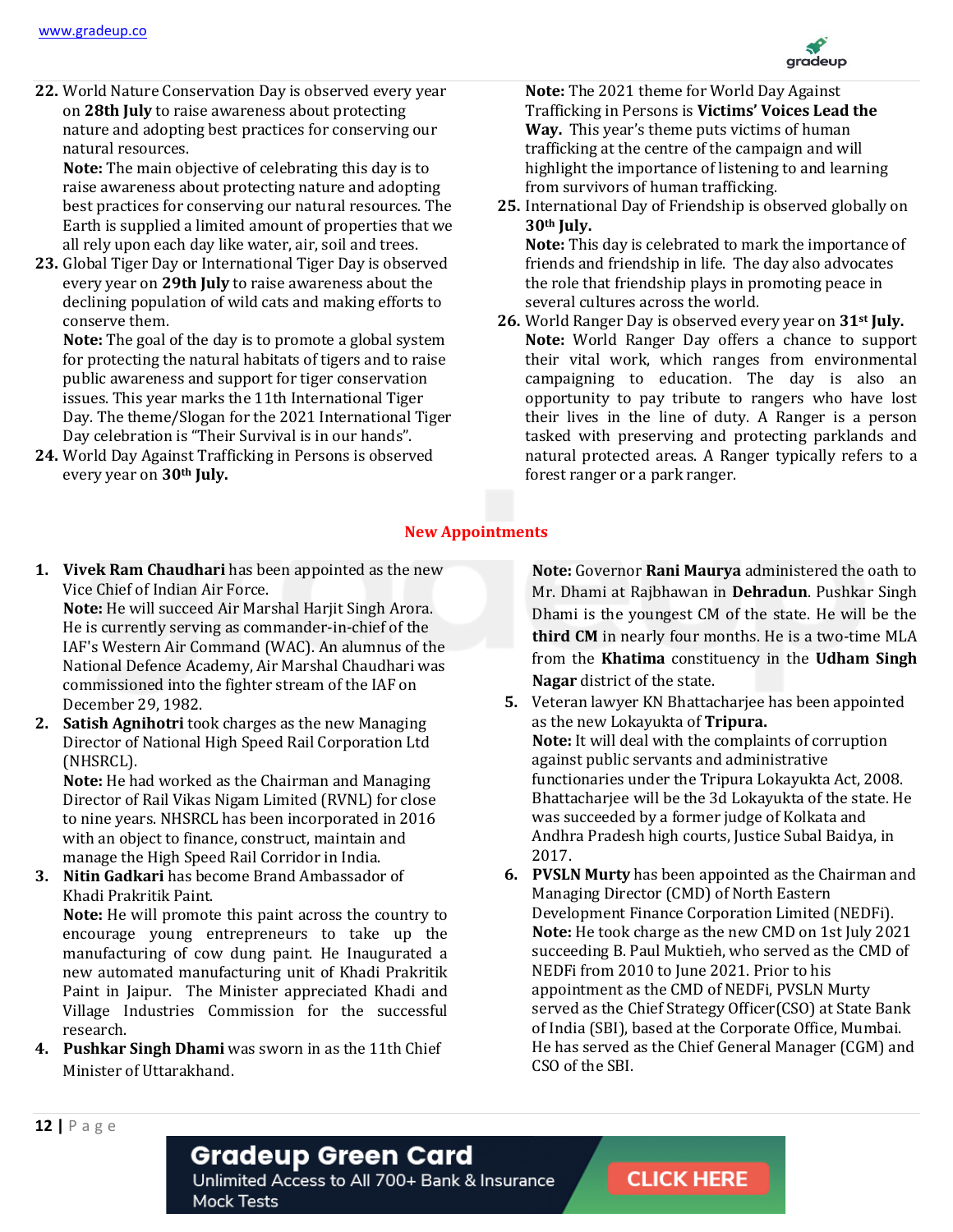22. World Nature Conservation Day is observed every year on **28th July** to raise awareness about protecting nature and adopting best practices for conserving our natural resources.
    **Note:** The main objective of celebrating this day is to raise awareness about protecting nature and adopting best practices for conserving our natural resources. The Earth is supplied a limited amount of properties that we all rely upon each day like water, air, soil and trees.
23. Global Tiger Day or International Tiger Day is observed every year on **29th July** to raise awareness about the declining population of wild cats and making efforts to conserve them.
    **Note:** The goal of the day is to promote a global system for protecting the natural habitats of tigers and to raise public awareness and support for tiger conservation issues. This year marks the 11th International Tiger Day. The theme/Slogan for the 2021 International Tiger Day celebration is "Their Survival is in our hands".
24. World Day Against Trafficking in Persons is observed every year on **30th July.**
    **Note:** The 2021 theme for World Day Against Trafficking in Persons is **Victims' Voices Lead the Way.** This year's theme puts victims of human trafficking at the centre of the campaign and will highlight the importance of listening to and learning from survivors of human trafficking.
25. International Day of Friendship is observed globally on **30th July.**
    **Note:** This day is celebrated to mark the importance of friends and friendship in life. The day also advocates the role that friendship plays in promoting peace in several cultures across the world.
26. World Ranger Day is observed every year on **31st July.**
    **Note:** World Ranger Day offers a chance to support their vital work, which ranges from environmental campaigning to education. The day is also an opportunity to pay tribute to rangers who have lost their lives in the line of duty. A Ranger is a person tasked with preserving and protecting parklands and natural protected areas. A Ranger typically refers to a forest ranger or a park ranger.

## New Appointments

1. **Vivek Ram Chaudhari** has been appointed as the new Vice Chief of Indian Air Force.
   **Note:** He will succeed Air Marshal Harjit Singh Arora. He is currently serving as commander-in-chief of the IAF's Western Air Command (WAC). An alumnus of the National Defence Academy, Air Marshal Chaudhari was commissioned into the fighter stream of the IAF on December 29, 1982.
2. **Satish Agnihotri** took charges as the new Managing Director of National High Speed Rail Corporation Ltd (NHSRCL).
   **Note:** He had worked as the Chairman and Managing Director of Rail Vikas Nigam Limited (RVNL) for close to nine years. NHSRCL has been incorporated in 2016 with an object to finance, construct, maintain and manage the High Speed Rail Corridor in India.
3. **Nitin Gadkari** has become Brand Ambassador of Khadi Prakritik Paint.
   **Note:** He will promote this paint across the country to encourage young entrepreneurs to take up the manufacturing of cow dung paint. He Inaugurated a new automated manufacturing unit of Khadi Prakritik Paint in Jaipur. The Minister appreciated Khadi and Village Industries Commission for the successful research.
4. **Pushkar Singh Dhami** was sworn in as the 11th Chief Minister of Uttarakhand.
   **Note:** Governor **Rani Maurya** administered the oath to Mr. Dhami at Rajbhawan in **Dehradun**. Pushkar Singh Dhami is the youngest CM of the state. He will be the **third CM** in nearly four months. He is a two-time MLA from the **Khatima** constituency in the **Udham Singh Nagar** district of the state.
5. Veteran lawyer KN Bhattacharjee has been appointed as the new Lokayukta of **Tripura.**
   **Note:** It will deal with the complaints of corruption against public servants and administrative functionaries under the Tripura Lokayukta Act, 2008. Bhattacharjee will be the 3d Lokayukta of the state. He was succeeded by a former judge of Kolkata and Andhra Pradesh high courts, Justice Subal Baidya, in 2017.
6. **PVSLN Murty** has been appointed as the Chairman and Managing Director (CMD) of North Eastern Development Finance Corporation Limited (NEDFi).
   **Note:** He took charge as the new CMD on 1st July 2021 succeeding B. Paul Muktieh, who served as the CMD of NEDFi from 2010 to June 2021. Prior to his appointment as the CMD of NEDFi, PVSLN Murty served as the Chief Strategy Officer(CSO) at State Bank of India (SBI), based at the Corporate Office, Mumbai. He has served as the Chief General Manager (CGM) and CSO of the SBI.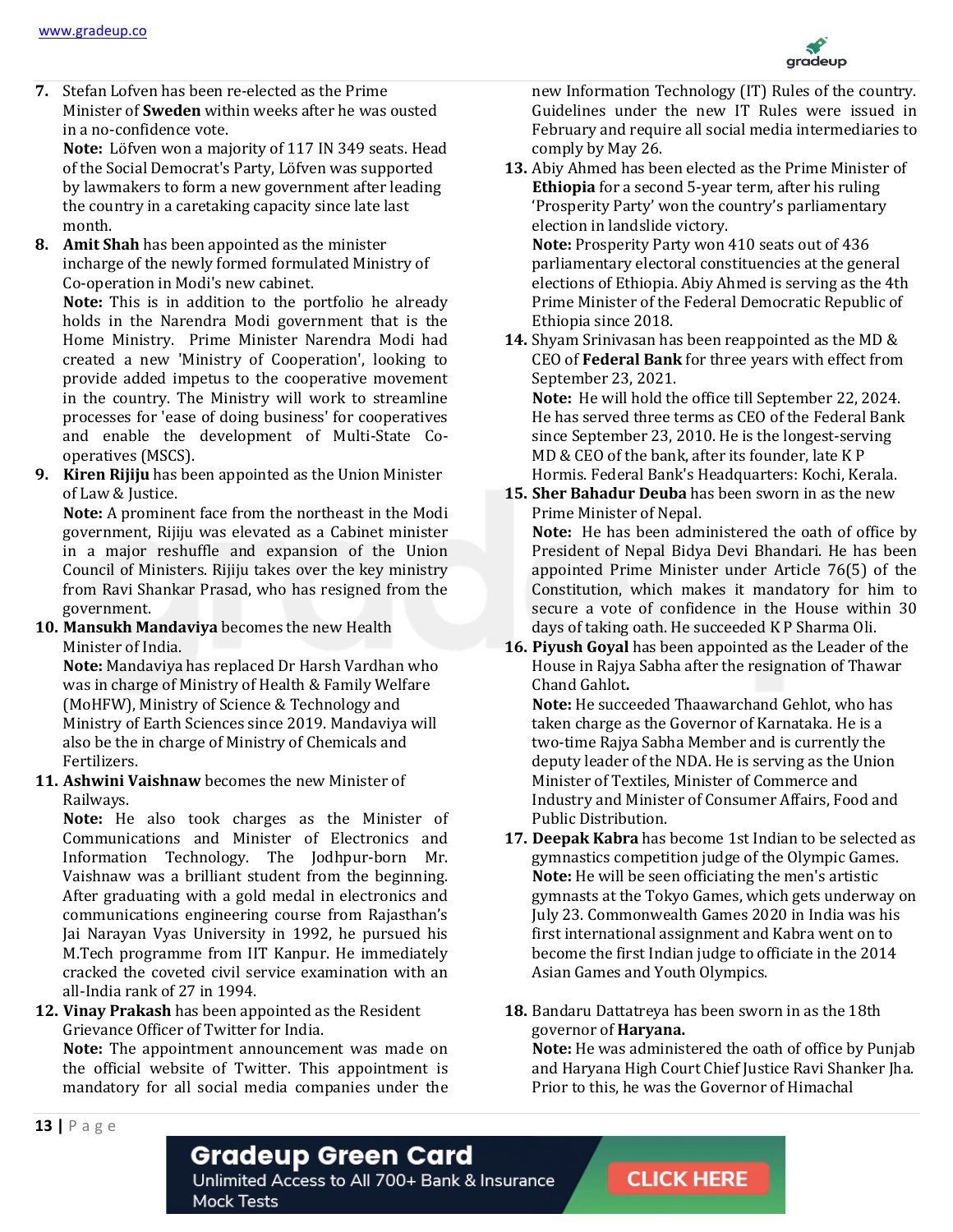7. Stefan Lofven has been re-elected as the Prime Minister of **Sweden** within weeks after he was ousted in a no-confidence vote.
   **Note:** Löfven won a majority of 117 IN 349 seats. Head of the Social Democrat's Party, Löfven was supported by lawmakers to form a new government after leading the country in a caretaking capacity since late last month.
8. **Amit Shah** has been appointed as the minister incharge of the newly formed formulated Ministry of Co-operation in Modi's new cabinet.
   **Note:** This is in addition to the portfolio he already holds in the Narendra Modi government that is the Home Ministry. Prime Minister Narendra Modi had created a new 'Ministry of Cooperation', looking to provide added impetus to the cooperative movement in the country. The Ministry will work to streamline processes for 'ease of doing business' for cooperatives and enable the development of Multi-State Co-operatives (MSCS).
9. **Kiren Rijiju** has been appointed as the Union Minister of Law & Justice.
   **Note:** A prominent face from the northeast in the Modi government, Rijiju was elevated as a Cabinet minister in a major reshuffle and expansion of the Union Council of Ministers. Rijiju takes over the key ministry from Ravi Shankar Prasad, who has resigned from the government.
10. **Mansukh Mandaviya** becomes the new Health Minister of India.
    **Note:** Mandaviya has replaced Dr Harsh Vardhan who was in charge of Ministry of Health & Family Welfare (MoHFW), Ministry of Science & Technology and Ministry of Earth Sciences since 2019. Mandaviya will also be the in charge of Ministry of Chemicals and Fertilizers.
11. **Ashwini Vaishnaw** becomes the new Minister of Railways.
    **Note:** He also took charges as the Minister of Communications and Minister of Electronics and Information Technology. The Jodhpur-born Mr. Vaishnaw was a brilliant student from the beginning. After graduating with a gold medal in electronics and communications engineering course from Rajasthan's Jai Narayan Vyas University in 1992, he pursued his M.Tech programme from IIT Kanpur. He immediately cracked the coveted civil service examination with an all-India rank of 27 in 1994.
12. **Vinay Prakash** has been appointed as the Resident Grievance Officer of Twitter for India.
    **Note:** The appointment announcement was made on the official website of Twitter. This appointment is mandatory for all social media companies under the new Information Technology (IT) Rules of the country. Guidelines under the new IT Rules were issued in February and require all social media intermediaries to comply by May 26.
13. Abiy Ahmed has been elected as the Prime Minister of **Ethiopia** for a second 5-year term, after his ruling 'Prosperity Party' won the country's parliamentary election in landslide victory.
    **Note:** Prosperity Party won 410 seats out of 436 parliamentary electoral constituencies at the general elections of Ethiopia. Abiy Ahmed is serving as the 4th Prime Minister of the Federal Democratic Republic of Ethiopia since 2018.
14. Shyam Srinivasan has been reappointed as the MD & CEO of **Federal Bank** for three years with effect from September 23, 2021.
    **Note:** He will hold the office till September 22, 2024. He has served three terms as CEO of the Federal Bank since September 23, 2010. He is the longest-serving MD & CEO of the bank, after its founder, late K P Hormis. Federal Bank's Headquarters: Kochi, Kerala.
15. **Sher Bahadur Deuba** has been sworn in as the new Prime Minister of Nepal.
    **Note:** He has been administered the oath of office by President of Nepal Bidya Devi Bhandari. He has been appointed Prime Minister under Article 76(5) of the Constitution, which makes it mandatory for him to secure a vote of confidence in the House within 30 days of taking oath. He succeeded K P Sharma Oli.
16. **Piyush Goyal** has been appointed as the Leader of the House in Rajya Sabha after the resignation of Thawar Chand Gahlot**.**
    **Note:** He succeeded Thaawarchand Gehlot, who has taken charge as the Governor of Karnataka. He is a two-time Rajya Sabha Member and is currently the deputy leader of the NDA. He is serving as the Union Minister of Textiles, Minister of Commerce and Industry and Minister of Consumer Affairs, Food and Public Distribution.
17. **Deepak Kabra** has become 1st Indian to be selected as gymnastics competition judge of the Olympic Games.
    **Note:** He will be seen officiating the men's artistic gymnasts at the Tokyo Games, which gets underway on July 23. Commonwealth Games 2020 in India was his first international assignment and Kabra went on to become the first Indian judge to officiate in the 2014 Asian Games and Youth Olympics.
18. Bandaru Dattatreya has been sworn in as the 18th governor of **Haryana.**
    **Note:** He was administered the oath of office by Punjab and Haryana High Court Chief Justice Ravi Shanker Jha. Prior to this, he was the Governor of Himachal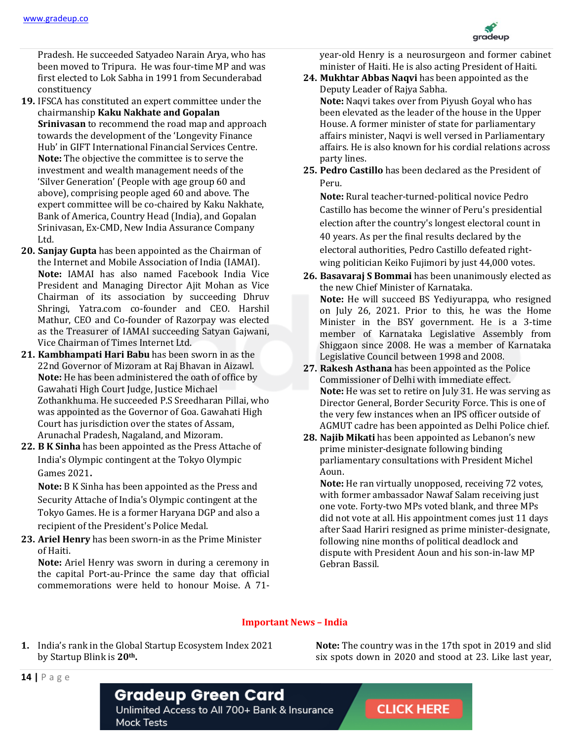Pradesh. He succeeded Satyadeo Narain Arya, who has been moved to Tripura. He was four-time MP and was first elected to Lok Sabha in 1991 from Secunderabad constituency

19. IFSCA has constituted an expert committee under the chairmanship **Kaku Nakhate and Gopalan Srinivasan** to recommend the road map and approach towards the development of the 'Longevity Finance Hub' in GIFT International Financial Services Centre.
**Note:** The objective the committee is to serve the investment and wealth management needs of the 'Silver Generation' (People with age group 60 and above), comprising people aged 60 and above. The expert committee will be co-chaired by Kaku Nakhate, Bank of America, Country Head (India), and Gopalan Srinivasan, Ex-CMD, New India Assurance Company Ltd.

20. **Sanjay Gupta** has been appointed as the Chairman of the Internet and Mobile Association of India (IAMAI).
**Note:** IAMAI has also named Facebook India Vice President and Managing Director Ajit Mohan as Vice Chairman of its association by succeeding Dhruv Shringi, Yatra.com co-founder and CEO. Harshil Mathur, CEO and Co-founder of Razorpay was elected as the Treasurer of IAMAI succeeding Satyan Gajwani, Vice Chairman of Times Internet Ltd.

21. **Kambhampati Hari Babu** has been sworn in as the 22nd Governor of Mizoram at Raj Bhavan in Aizawl.
**Note:** He has been administered the oath of office by Gawahati High Court Judge, Justice Michael Zothankhuma. He succeeded P.S Sreedharan Pillai, who was appointed as the Governor of Goa. Gawahati High Court has jurisdiction over the states of Assam, Arunachal Pradesh, Nagaland, and Mizoram.

22. **B K Sinha** has been appointed as the Press Attache of India's Olympic contingent at the Tokyo Olympic Games 2021**.**
**Note:** B K Sinha has been appointed as the Press and Security Attache of India's Olympic contingent at the Tokyo Games. He is a former Haryana DGP and also a recipient of the President's Police Medal.

23. **Ariel Henry** has been sworn-in as the Prime Minister of Haiti.
**Note:** Ariel Henry was sworn in during a ceremony in the capital Port-au-Prince the same day that official commemorations were held to honour Moise. A 71-year-old Henry is a neurosurgeon and former cabinet minister of Haiti. He is also acting President of Haiti.

24. **Mukhtar Abbas Naqvi** has been appointed as the Deputy Leader of Rajya Sabha.
**Note:** Naqvi takes over from Piyush Goyal who has been elevated as the leader of the house in the Upper House. A former minister of state for parliamentary affairs minister, Naqvi is well versed in Parliamentary affairs. He is also known for his cordial relations across party lines.

25. **Pedro Castillo** has been declared as the President of Peru.
**Note:** Rural teacher-turned-political novice Pedro Castillo has become the winner of Peru's presidential election after the country's longest electoral count in 40 years. As per the final results declared by the electoral authorities, Pedro Castillo defeated right-wing politician Keiko Fujimori by just 44,000 votes.

26. **Basavaraj S Bommai** has been unanimously elected as the new Chief Minister of Karnataka.
**Note:** He will succeed BS Yediyurappa, who resigned on July 26, 2021. Prior to this, he was the Home Minister in the BSY government. He is a 3-time member of Karnataka Legislative Assembly from Shiggaon since 2008. He was a member of Karnataka Legislative Council between 1998 and 2008.

27. **Rakesh Asthana** has been appointed as the Police Commissioner of Delhi with immediate effect.
**Note:** He was set to retire on July 31. He was serving as Director General, Border Security Force. This is one of the very few instances when an IPS officer outside of AGMUT cadre has been appointed as Delhi Police chief.

28. **Najib Mikati** has been appointed as Lebanon's new prime minister-designate following binding parliamentary consultations with President Michel Aoun.
**Note:** He ran virtually unopposed, receiving 72 votes, with former ambassador Nawaf Salam receiving just one vote. Forty-two MPs voted blank, and three MPs did not vote at all. His appointment comes just 11 days after Saad Hariri resigned as prime minister-designate, following nine months of political deadlock and dispute with President Aoun and his son-in-law MP Gebran Bassil.

## Important News – India

1. India's rank in the Global Startup Ecosystem Index 2021 by Startup Blink is **20th.**
**Note:** The country was in the 17th spot in 2019 and slid six spots down in 2020 and stood at 23. Like last year,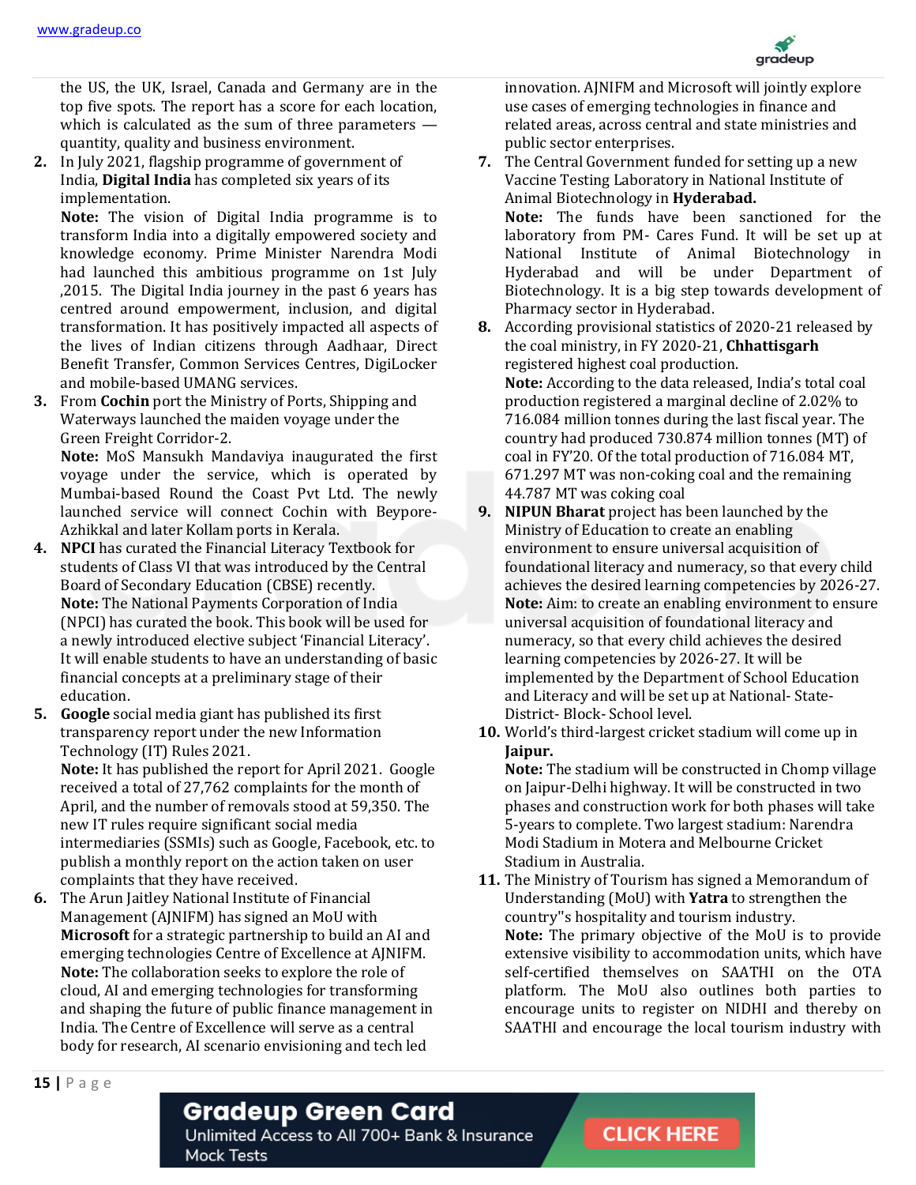the US, the UK, Israel, Canada and Germany are in the top five spots. The report has a score for each location, which is calculated as the sum of three parameters — quantity, quality and business environment.

2. In July 2021, flagship programme of government of India, **Digital India** has completed six years of its implementation.
   **Note:** The vision of Digital India programme is to transform India into a digitally empowered society and knowledge economy. Prime Minister Narendra Modi had launched this ambitious programme on 1st July ,2015. The Digital India journey in the past 6 years has centred around empowerment, inclusion, and digital transformation. It has positively impacted all aspects of the lives of Indian citizens through Aadhaar, Direct Benefit Transfer, Common Services Centres, DigiLocker and mobile-based UMANG services.

3. From **Cochin** port the Ministry of Ports, Shipping and Waterways launched the maiden voyage under the Green Freight Corridor-2.
   **Note:** MoS Mansukh Mandaviya inaugurated the first voyage under the service, which is operated by Mumbai-based Round the Coast Pvt Ltd. The newly launched service will connect Cochin with Beypore-Azhikkal and later Kollam ports in Kerala.

4. **NPCI** has curated the Financial Literacy Textbook for students of Class VI that was introduced by the Central Board of Secondary Education (CBSE) recently.
   **Note:** The National Payments Corporation of India (NPCI) has curated the book. This book will be used for a newly introduced elective subject 'Financial Literacy'. It will enable students to have an understanding of basic financial concepts at a preliminary stage of their education.

5. **Google** social media giant has published its first transparency report under the new Information Technology (IT) Rules 2021.
   **Note:** It has published the report for April 2021. Google received a total of 27,762 complaints for the month of April, and the number of removals stood at 59,350. The new IT rules require significant social media intermediaries (SSMIs) such as Google, Facebook, etc. to publish a monthly report on the action taken on user complaints that they have received.

6. The Arun Jaitley National Institute of Financial Management (AJNIFM) has signed an MoU with **Microsoft** for a strategic partnership to build an AI and emerging technologies Centre of Excellence at AJNIFM.
   **Note:** The collaboration seeks to explore the role of cloud, AI and emerging technologies for transforming and shaping the future of public finance management in India. The Centre of Excellence will serve as a central body for research, AI scenario envisioning and tech led innovation. AJNIFM and Microsoft will jointly explore use cases of emerging technologies in finance and related areas, across central and state ministries and public sector enterprises.

7. The Central Government funded for setting up a new Vaccine Testing Laboratory in National Institute of Animal Biotechnology in **Hyderabad.**
   **Note:** The funds have been sanctioned for the laboratory from PM- Cares Fund. It will be set up at National Institute of Animal Biotechnology in Hyderabad and will be under Department of Biotechnology. It is a big step towards development of Pharmacy sector in Hyderabad.

8. According provisional statistics of 2020-21 released by the coal ministry, in FY 2020-21, **Chhattisgarh** registered highest coal production.
   **Note:** According to the data released, India's total coal production registered a marginal decline of 2.02% to 716.084 million tonnes during the last fiscal year. The country had produced 730.874 million tonnes (MT) of coal in FY'20. Of the total production of 716.084 MT, 671.297 MT was non-coking coal and the remaining 44.787 MT was coking coal

9. **NIPUN Bharat** project has been launched by the Ministry of Education to create an enabling environment to ensure universal acquisition of foundational literacy and numeracy, so that every child achieves the desired learning competencies by 2026-27.
   **Note:** Aim: to create an enabling environment to ensure universal acquisition of foundational literacy and numeracy, so that every child achieves the desired learning competencies by 2026-27. It will be implemented by the Department of School Education and Literacy and will be set up at National- State- District- Block- School level.

10. World's third-largest cricket stadium will come up in **Jaipur.**
    **Note:** The stadium will be constructed in Chomp village on Jaipur-Delhi highway. It will be constructed in two phases and construction work for both phases will take 5-years to complete. Two largest stadium: Narendra Modi Stadium in Motera and Melbourne Cricket Stadium in Australia.

11. The Ministry of Tourism has signed a Memorandum of Understanding (MoU) with **Yatra** to strengthen the country"s hospitality and tourism industry.
    **Note:** The primary objective of the MoU is to provide extensive visibility to accommodation units, which have self-certified themselves on SAATHI on the OTA platform. The MoU also outlines both parties to encourage units to register on NIDHI and thereby on SAATHI and encourage the local tourism industry with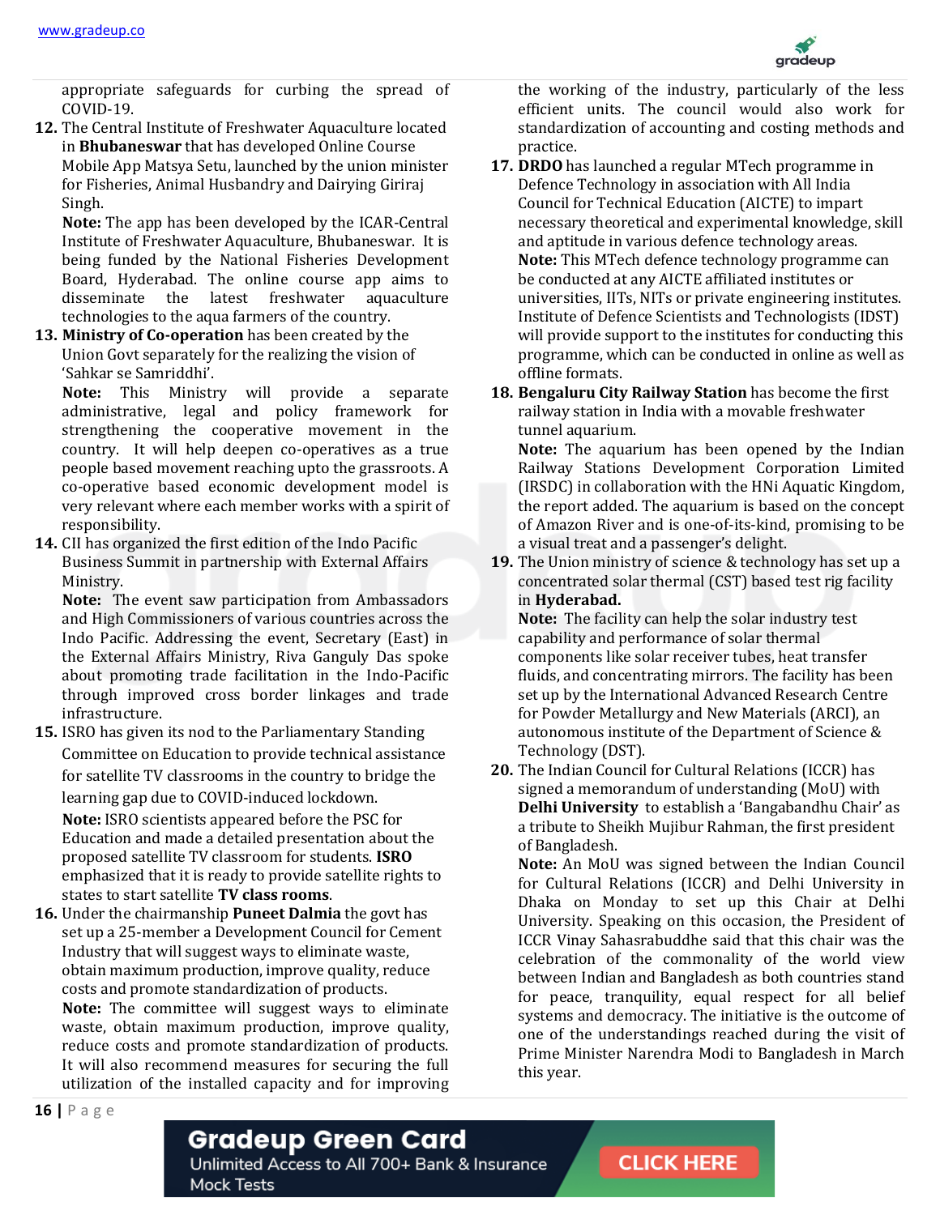appropriate safeguards for curbing the spread of COVID-19.

12. The Central Institute of Freshwater Aquaculture located in **Bhubaneswar** that has developed Online Course Mobile App Matsya Setu, launched by the union minister for Fisheries, Animal Husbandry and Dairying Giriraj Singh.
 **Note:** The app has been developed by the ICAR-Central Institute of Freshwater Aquaculture, Bhubaneswar. It is being funded by the National Fisheries Development Board, Hyderabad. The online course app aims to disseminate the latest freshwater aquaculture technologies to the aqua farmers of the country.

13. **Ministry of Co-operation** has been created by the Union Govt separately for the realizing the vision of 'Sahkar se Samriddhi'.
 **Note:** This Ministry will provide a separate administrative, legal and policy framework for strengthening the cooperative movement in the country. It will help deepen co-operatives as a true people based movement reaching upto the grassroots. A co-operative based economic development model is very relevant where each member works with a spirit of responsibility.

14. CII has organized the first edition of the Indo Pacific Business Summit in partnership with External Affairs Ministry.
 **Note:** The event saw participation from Ambassadors and High Commissioners of various countries across the Indo Pacific. Addressing the event, Secretary (East) in the External Affairs Ministry, Riva Ganguly Das spoke about promoting trade facilitation in the Indo-Pacific through improved cross border linkages and trade infrastructure.

15. ISRO has given its nod to the Parliamentary Standing Committee on Education to provide technical assistance for satellite TV classrooms in the country to bridge the learning gap due to COVID-induced lockdown.
 **Note:** ISRO scientists appeared before the PSC for Education and made a detailed presentation about the proposed satellite TV classroom for students. **ISRO** emphasized that it is ready to provide satellite rights to states to start satellite **TV class rooms**.

16. Under the chairmanship **Puneet Dalmia** the govt has set up a 25-member a Development Council for Cement Industry that will suggest ways to eliminate waste, obtain maximum production, improve quality, reduce costs and promote standardization of products.
 **Note:** The committee will suggest ways to eliminate waste, obtain maximum production, improve quality, reduce costs and promote standardization of products. It will also recommend measures for securing the full utilization of the installed capacity and for improving the working of the industry, particularly of the less efficient units. The council would also work for standardization of accounting and costing methods and practice.

17. **DRDO** has launched a regular MTech programme in Defence Technology in association with All India Council for Technical Education (AICTE) to impart necessary theoretical and experimental knowledge, skill and aptitude in various defence technology areas.
 **Note:** This MTech defence technology programme can be conducted at any AICTE affiliated institutes or universities, IITs, NITs or private engineering institutes. Institute of Defence Scientists and Technologists (IDST) will provide support to the institutes for conducting this programme, which can be conducted in online as well as offline formats.

18. **Bengaluru City Railway Station** has become the first railway station in India with a movable freshwater tunnel aquarium.
 **Note:** The aquarium has been opened by the Indian Railway Stations Development Corporation Limited (IRSDC) in collaboration with the HNi Aquatic Kingdom, the report added. The aquarium is based on the concept of Amazon River and is one-of-its-kind, promising to be a visual treat and a passenger's delight.

19. The Union ministry of science & technology has set up a concentrated solar thermal (CST) based test rig facility in **Hyderabad.**
 **Note:** The facility can help the solar industry test capability and performance of solar thermal components like solar receiver tubes, heat transfer fluids, and concentrating mirrors. The facility has been set up by the International Advanced Research Centre for Powder Metallurgy and New Materials (ARCI), an autonomous institute of the Department of Science & Technology (DST).

20. The Indian Council for Cultural Relations (ICCR) has signed a memorandum of understanding (MoU) with **Delhi University** to establish a 'Bangabandhu Chair' as a tribute to Sheikh Mujibur Rahman, the first president of Bangladesh.
 **Note:** An MoU was signed between the Indian Council for Cultural Relations (ICCR) and Delhi University in Dhaka on Monday to set up this Chair at Delhi University. Speaking on this occasion, the President of ICCR Vinay Sahasrabuddhe said that this chair was the celebration of the commonality of the world view between Indian and Bangladesh as both countries stand for peace, tranquility, equal respect for all belief systems and democracy. The initiative is the outcome of one of the understandings reached during the visit of Prime Minister Narendra Modi to Bangladesh in March this year.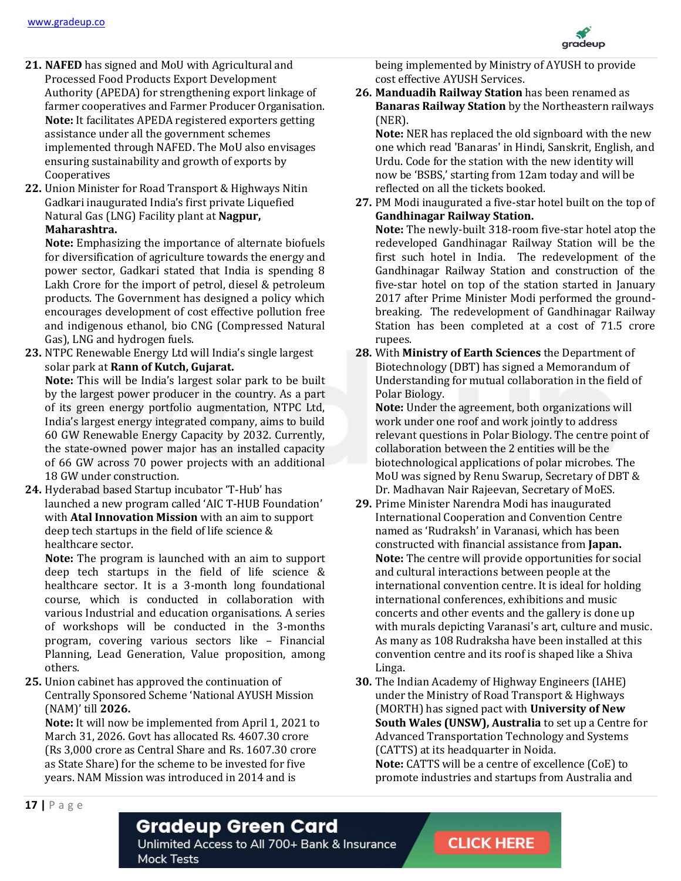21. **NAFED** has signed and MoU with Agricultural and Processed Food Products Export Development Authority (APEDA) for strengthening export linkage of farmer cooperatives and Farmer Producer Organisation.
    **Note:** It facilitates APEDA registered exporters getting assistance under all the government schemes implemented through NAFED. The MoU also envisages ensuring sustainability and growth of exports by Cooperatives

22. Union Minister for Road Transport & Highways Nitin Gadkari inaugurated India's first private Liquefied Natural Gas (LNG) Facility plant at **Nagpur, Maharashtra.**
    **Note:** Emphasizing the importance of alternate biofuels for diversification of agriculture towards the energy and power sector, Gadkari stated that India is spending 8 Lakh Crore for the import of petrol, diesel & petroleum products. The Government has designed a policy which encourages development of cost effective pollution free and indigenous ethanol, bio CNG (Compressed Natural Gas), LNG and hydrogen fuels.

23. NTPC Renewable Energy Ltd will India's single largest solar park at **Rann of Kutch, Gujarat.**
    **Note:** This will be India's largest solar park to be built by the largest power producer in the country. As a part of its green energy portfolio augmentation, NTPC Ltd, India's largest energy integrated company, aims to build 60 GW Renewable Energy Capacity by 2032. Currently, the state-owned power major has an installed capacity of 66 GW across 70 power projects with an additional 18 GW under construction.

24. Hyderabad based Startup incubator 'T-Hub' has launched a new program called 'AIC T-HUB Foundation' with **Atal Innovation Mission** with an aim to support deep tech startups in the field of life science & healthcare sector.
    **Note:** The program is launched with an aim to support deep tech startups in the field of life science & healthcare sector. It is a 3-month long foundational course, which is conducted in collaboration with various Industrial and education organisations. A series of workshops will be conducted in the 3-months program, covering various sectors like – Financial Planning, Lead Generation, Value proposition, among others.

25. Union cabinet has approved the continuation of Centrally Sponsored Scheme 'National AYUSH Mission (NAM)' till **2026.**
    **Note:** It will now be implemented from April 1, 2021 to March 31, 2026. Govt has allocated Rs. 4607.30 crore (Rs 3,000 crore as Central Share and Rs. 1607.30 crore as State Share) for the scheme to be invested for five years. NAM Mission was introduced in 2014 and is being implemented by Ministry of AYUSH to provide cost effective AYUSH Services.

26. **Manduadih Railway Station** has been renamed as **Banaras Railway Station** by the Northeastern railways (NER).
    **Note:** NER has replaced the old signboard with the new one which read 'Banaras' in Hindi, Sanskrit, English, and Urdu. Code for the station with the new identity will now be 'BSBS,' starting from 12am today and will be reflected on all the tickets booked.

27. PM Modi inaugurated a five-star hotel built on the top of **Gandhinagar Railway Station.**
    **Note:** The newly-built 318-room five-star hotel atop the redeveloped Gandhinagar Railway Station will be the first such hotel in India. The redevelopment of the Gandhinagar Railway Station and construction of the five-star hotel on top of the station started in January 2017 after Prime Minister Modi performed the ground-breaking. The redevelopment of Gandhinagar Railway Station has been completed at a cost of 71.5 crore rupees.

28. With **Ministry of Earth Sciences** the Department of Biotechnology (DBT) has signed a Memorandum of Understanding for mutual collaboration in the field of Polar Biology.
    **Note:** Under the agreement, both organizations will work under one roof and work jointly to address relevant questions in Polar Biology. The centre point of collaboration between the 2 entities will be the biotechnological applications of polar microbes. The MoU was signed by Renu Swarup, Secretary of DBT & Dr. Madhavan Nair Rajeevan, Secretary of MoES.

29. Prime Minister Narendra Modi has inaugurated International Cooperation and Convention Centre named as 'Rudraksh' in Varanasi, which has been constructed with financial assistance from **Japan.**
    **Note:** The centre will provide opportunities for social and cultural interactions between people at the international convention centre. It is ideal for holding international conferences, exhibitions and music concerts and other events and the gallery is done up with murals depicting Varanasi's art, culture and music. As many as 108 Rudraksha have been installed at this convention centre and its roof is shaped like a Shiva Linga.

30. The Indian Academy of Highway Engineers (IAHE) under the Ministry of Road Transport & Highways (MORTH) has signed pact with **University of New South Wales (UNSW), Australia** to set up a Centre for Advanced Transportation Technology and Systems (CATTS) at its headquarter in Noida.
    **Note:** CATTS will be a centre of excellence (CoE) to promote industries and startups from Australia and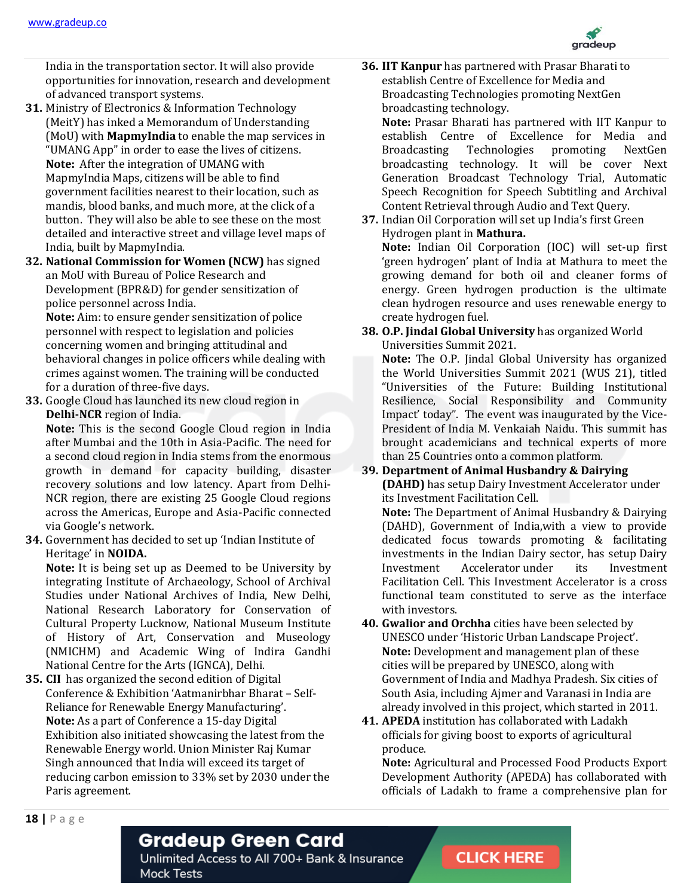India in the transportation sector. It will also provide opportunities for innovation, research and development of advanced transport systems.

31. Ministry of Electronics & Information Technology (MeitY) has inked a Memorandum of Understanding (MoU) with **MapmyIndia** to enable the map services in "UMANG App" in order to ease the lives of citizens.
**Note:** After the integration of UMANG with MapmyIndia Maps, citizens will be able to find government facilities nearest to their location, such as mandis, blood banks, and much more, at the click of a button. They will also be able to see these on the most detailed and interactive street and village level maps of India, built by MapmyIndia.

32. **National Commission for Women (NCW)** has signed an MoU with Bureau of Police Research and Development (BPR&D) for gender sensitization of police personnel across India.
**Note:** Aim: to ensure gender sensitization of police personnel with respect to legislation and policies concerning women and bringing attitudinal and behavioral changes in police officers while dealing with crimes against women. The training will be conducted for a duration of three-five days.

33. Google Cloud has launched its new cloud region in **Delhi-NCR** region of India.
**Note:** This is the second Google Cloud region in India after Mumbai and the 10th in Asia-Pacific. The need for a second cloud region in India stems from the enormous growth in demand for capacity building, disaster recovery solutions and low latency. Apart from Delhi-NCR region, there are existing 25 Google Cloud regions across the Americas, Europe and Asia-Pacific connected via Google's network.

34. Government has decided to set up 'Indian Institute of Heritage' in **NOIDA.**
**Note:** It is being set up as Deemed to be University by integrating Institute of Archaeology, School of Archival Studies under National Archives of India, New Delhi, National Research Laboratory for Conservation of Cultural Property Lucknow, National Museum Institute of History of Art, Conservation and Museology (NMICHM) and Academic Wing of Indira Gandhi National Centre for the Arts (IGNCA), Delhi.

35. **CII** has organized the second edition of Digital Conference & Exhibition 'Aatmanirbhar Bharat – Self-Reliance for Renewable Energy Manufacturing'.
**Note:** As a part of Conference a 15-day Digital Exhibition also initiated showcasing the latest from the Renewable Energy world. Union Minister Raj Kumar Singh announced that India will exceed its target of reducing carbon emission to 33% set by 2030 under the Paris agreement.

36. **IIT Kanpur** has partnered with Prasar Bharati to establish Centre of Excellence for Media and Broadcasting Technologies promoting NextGen broadcasting technology.
**Note:** Prasar Bharati has partnered with IIT Kanpur to establish Centre of Excellence for Media and Broadcasting Technologies promoting NextGen broadcasting technology. It will be cover Next Generation Broadcast Technology Trial, Automatic Speech Recognition for Speech Subtitling and Archival Content Retrieval through Audio and Text Query.

37. Indian Oil Corporation will set up India's first Green Hydrogen plant in **Mathura.**
**Note:** Indian Oil Corporation (IOC) will set-up first 'green hydrogen' plant of India at Mathura to meet the growing demand for both oil and cleaner forms of energy. Green hydrogen production is the ultimate clean hydrogen resource and uses renewable energy to create hydrogen fuel.

38. **O.P. Jindal Global University** has organized World Universities Summit 2021.
**Note:** The O.P. Jindal Global University has organized the World Universities Summit 2021 (WUS 21), titled "Universities of the Future: Building Institutional Resilience, Social Responsibility and Community Impact' today". The event was inaugurated by the Vice-President of India M. Venkaiah Naidu. This summit has brought academicians and technical experts of more than 25 Countries onto a common platform.

39. **Department of Animal Husbandry & Dairying (DAHD)** has setup Dairy Investment Accelerator under its Investment Facilitation Cell.
**Note:** The Department of Animal Husbandry & Dairying (DAHD), Government of India,with a view to provide dedicated focus towards promoting & facilitating investments in the Indian Dairy sector, has setup Dairy Investment Accelerator under its Investment Facilitation Cell. This Investment Accelerator is a cross functional team constituted to serve as the interface with investors.

40. **Gwalior and Orchha** cities have been selected by UNESCO under 'Historic Urban Landscape Project'.
**Note:** Development and management plan of these cities will be prepared by UNESCO, along with Government of India and Madhya Pradesh. Six cities of South Asia, including Ajmer and Varanasi in India are already involved in this project, which started in 2011.

41. **APEDA** institution has collaborated with Ladakh officials for giving boost to exports of agricultural produce.
**Note:** Agricultural and Processed Food Products Export Development Authority (APEDA) has collaborated with officials of Ladakh to frame a comprehensive plan for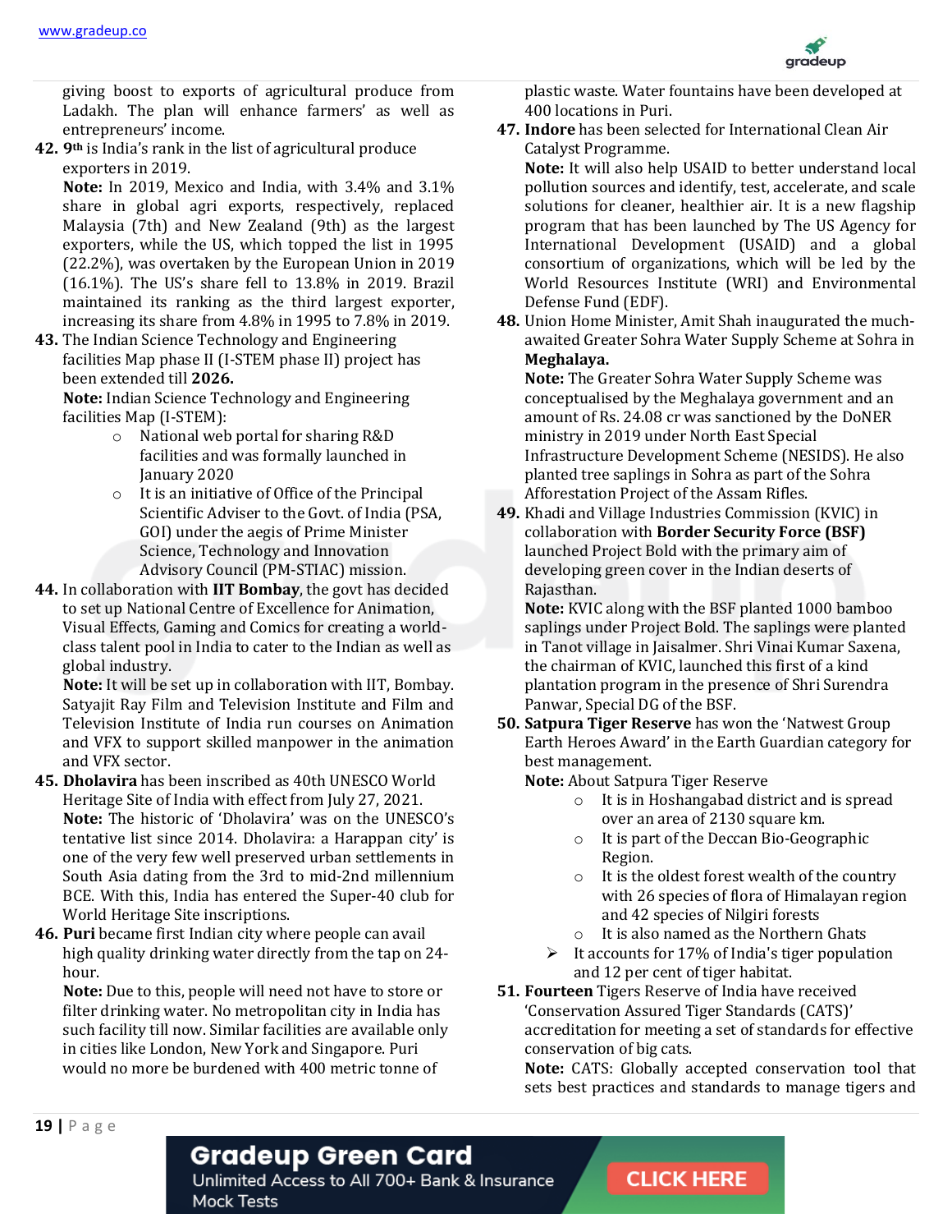giving boost to exports of agricultural produce from Ladakh. The plan will enhance farmers' as well as entrepreneurs' income.

42. **9th** is India's rank in the list of agricultural produce exporters in 2019.
**Note:** In 2019, Mexico and India, with 3.4% and 3.1% share in global agri exports, respectively, replaced Malaysia (7th) and New Zealand (9th) as the largest exporters, while the US, which topped the list in 1995 (22.2%), was overtaken by the European Union in 2019 (16.1%). The US's share fell to 13.8% in 2019. Brazil maintained its ranking as the third largest exporter, increasing its share from 4.8% in 1995 to 7.8% in 2019.

43. The Indian Science Technology and Engineering facilities Map phase II (I-STEM phase II) project has been extended till **2026.**
**Note:** Indian Science Technology and Engineering facilities Map (I-STEM):
    - National web portal for sharing R&D facilities and was formally launched in January 2020
    - It is an initiative of Office of the Principal Scientific Adviser to the Govt. of India (PSA, GOI) under the aegis of Prime Minister Science, Technology and Innovation Advisory Council (PM-STIAC) mission.

44. In collaboration with **IIT Bombay**, the govt has decided to set up National Centre of Excellence for Animation, Visual Effects, Gaming and Comics for creating a world-class talent pool in India to cater to the Indian as well as global industry.
**Note:** It will be set up in collaboration with IIT, Bombay. Satyajit Ray Film and Television Institute and Film and Television Institute of India run courses on Animation and VFX to support skilled manpower in the animation and VFX sector.

45. **Dholavira** has been inscribed as 40th UNESCO World Heritage Site of India with effect from July 27, 2021.
**Note:** The historic of 'Dholavira' was on the UNESCO's tentative list since 2014. Dholavira: a Harappan city' is one of the very few well preserved urban settlements in South Asia dating from the 3rd to mid-2nd millennium BCE. With this, India has entered the Super-40 club for World Heritage Site inscriptions.

46. **Puri** became first Indian city where people can avail high quality drinking water directly from the tap on 24-hour.
**Note:** Due to this, people will need not have to store or filter drinking water. No metropolitan city in India has such facility till now. Similar facilities are available only in cities like London, New York and Singapore. Puri would no more be burdened with 400 metric tonne of plastic waste. Water fountains have been developed at 400 locations in Puri.

47. **Indore** has been selected for International Clean Air Catalyst Programme.
**Note:** It will also help USAID to better understand local pollution sources and identify, test, accelerate, and scale solutions for cleaner, healthier air. It is a new flagship program that has been launched by The US Agency for International Development (USAID) and a global consortium of organizations, which will be led by the World Resources Institute (WRI) and Environmental Defense Fund (EDF).

48. Union Home Minister, Amit Shah inaugurated the much-awaited Greater Sohra Water Supply Scheme at Sohra in **Meghalaya.**
**Note:** The Greater Sohra Water Supply Scheme was conceptualised by the Meghalaya government and an amount of Rs. 24.08 cr was sanctioned by the DoNER ministry in 2019 under North East Special Infrastructure Development Scheme (NESIDS). He also planted tree saplings in Sohra as part of the Sohra Afforestation Project of the Assam Rifles.

49. Khadi and Village Industries Commission (KVIC) in collaboration with **Border Security Force (BSF)** launched Project Bold with the primary aim of developing green cover in the Indian deserts of Rajasthan.
**Note:** KVIC along with the BSF planted 1000 bamboo saplings under Project Bold. The saplings were planted in Tanot village in Jaisalmer. Shri Vinai Kumar Saxena, the chairman of KVIC, launched this first of a kind plantation program in the presence of Shri Surendra Panwar, Special DG of the BSF.

50. **Satpura Tiger Reserve** has won the 'Natwest Group Earth Heroes Award' in the Earth Guardian category for best management.
**Note:** About Satpura Tiger Reserve
    - It is in Hoshangabad district and is spread over an area of 2130 square km.
    - It is part of the Deccan Bio-Geographic Region.
    - It is the oldest forest wealth of the country with 26 species of flora of Himalayan region and 42 species of Nilgiri forests
    - It is also named as the Northern Ghats
    - It accounts for 17% of India's tiger population and 12 per cent of tiger habitat.

51. **Fourteen** Tigers Reserve of India have received 'Conservation Assured Tiger Standards (CATS)' accreditation for meeting a set of standards for effective conservation of big cats.
**Note:** CATS: Globally accepted conservation tool that sets best practices and standards to manage tigers and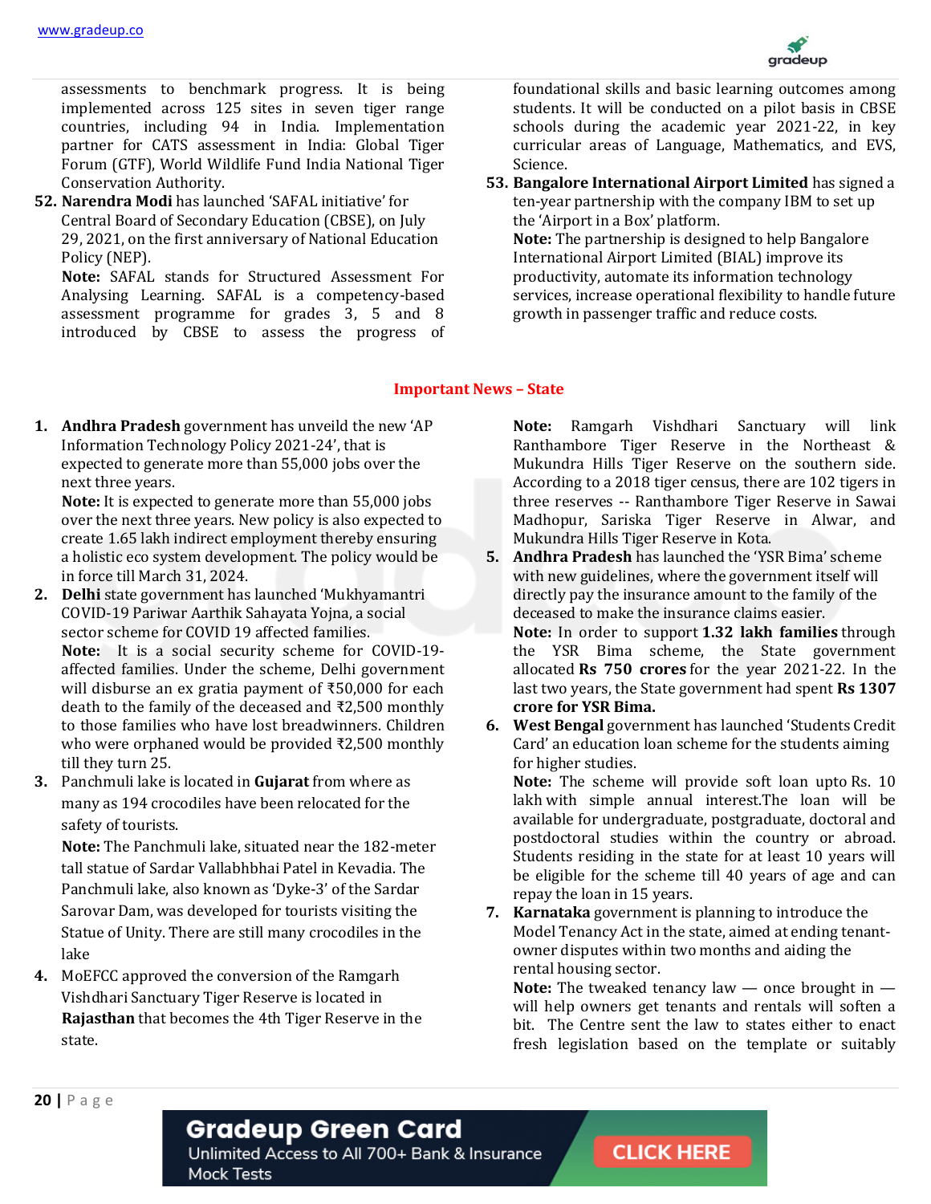assessments to benchmark progress. It is being implemented across 125 sites in seven tiger range countries, including 94 in India. Implementation partner for CATS assessment in India: Global Tiger Forum (GTF), World Wildlife Fund India National Tiger Conservation Authority.

52. **Narendra Modi** has launched 'SAFAL initiative' for Central Board of Secondary Education (CBSE), on July 29, 2021, on the first anniversary of National Education Policy (NEP).
    **Note:** SAFAL stands for Structured Assessment For Analysing Learning. SAFAL is a competency-based assessment programme for grades 3, 5 and 8 introduced by CBSE to assess the progress of foundational skills and basic learning outcomes among students. It will be conducted on a pilot basis in CBSE schools during the academic year 2021-22, in key curricular areas of Language, Mathematics, and EVS, Science.

53. **Bangalore International Airport Limited** has signed a ten-year partnership with the company IBM to set up the 'Airport in a Box' platform.
    **Note:** The partnership is designed to help Bangalore International Airport Limited (BIAL) improve its productivity, automate its information technology services, increase operational flexibility to handle future growth in passenger traffic and reduce costs.

## Important News – State

1. **Andhra Pradesh** government has unveild the new 'AP Information Technology Policy 2021-24', that is expected to generate more than 55,000 jobs over the next three years.
   **Note:** It is expected to generate more than 55,000 jobs over the next three years. New policy is also expected to create 1.65 lakh indirect employment thereby ensuring a holistic eco system development. The policy would be in force till March 31, 2024.

2. **Delhi** state government has launched 'Mukhyamantri COVID-19 Pariwar Aarthik Sahayata Yojna, a social sector scheme for COVID 19 affected families.
   **Note:** It is a social security scheme for COVID-19-affected families. Under the scheme, Delhi government will disburse an ex gratia payment of ₹50,000 for each death to the family of the deceased and ₹2,500 monthly to those families who have lost breadwinners. Children who were orphaned would be provided ₹2,500 monthly till they turn 25.

3. Panchmuli lake is located in **Gujarat** from where as many as 194 crocodiles have been relocated for the safety of tourists.
   **Note:** The Panchmuli lake, situated near the 182-meter tall statue of Sardar Vallabhbhai Patel in Kevadia. The Panchmuli lake, also known as 'Dyke-3' of the Sardar Sarovar Dam, was developed for tourists visiting the Statue of Unity. There are still many crocodiles in the lake

4. MoEFCC approved the conversion of the Ramgarh Vishdhari Sanctuary Tiger Reserve is located in **Rajasthan** that becomes the 4th Tiger Reserve in the state.
   **Note:** Ramgarh Vishdhari Sanctuary will link Ranthambore Tiger Reserve in the Northeast & Mukundra Hills Tiger Reserve on the southern side. According to a 2018 tiger census, there are 102 tigers in three reserves -- Ranthambore Tiger Reserve in Sawai Madhopur, Sariska Tiger Reserve in Alwar, and Mukundra Hills Tiger Reserve in Kota.

5. **Andhra Pradesh** has launched the 'YSR Bima' scheme with new guidelines, where the government itself will directly pay the insurance amount to the family of the deceased to make the insurance claims easier.
   **Note:** In order to support **1.32 lakh families** through the YSR Bima scheme, the State government allocated **Rs 750 crores** for the year 2021-22. In the last two years, the State government had spent **Rs 1307 crore for YSR Bima.**

6. **West Bengal** government has launched 'Students Credit Card' an education loan scheme for the students aiming for higher studies.
   **Note:** The scheme will provide soft loan upto Rs. 10 lakh with simple annual interest.The loan will be available for undergraduate, postgraduate, doctoral and postdoctoral studies within the country or abroad. Students residing in the state for at least 10 years will be eligible for the scheme till 40 years of age and can repay the loan in 15 years.

7. **Karnataka** government is planning to introduce the Model Tenancy Act in the state, aimed at ending tenant-owner disputes within two months and aiding the rental housing sector.
   **Note:** The tweaked tenancy law — once brought in — will help owners get tenants and rentals will soften a bit. The Centre sent the law to states either to enact fresh legislation based on the template or suitably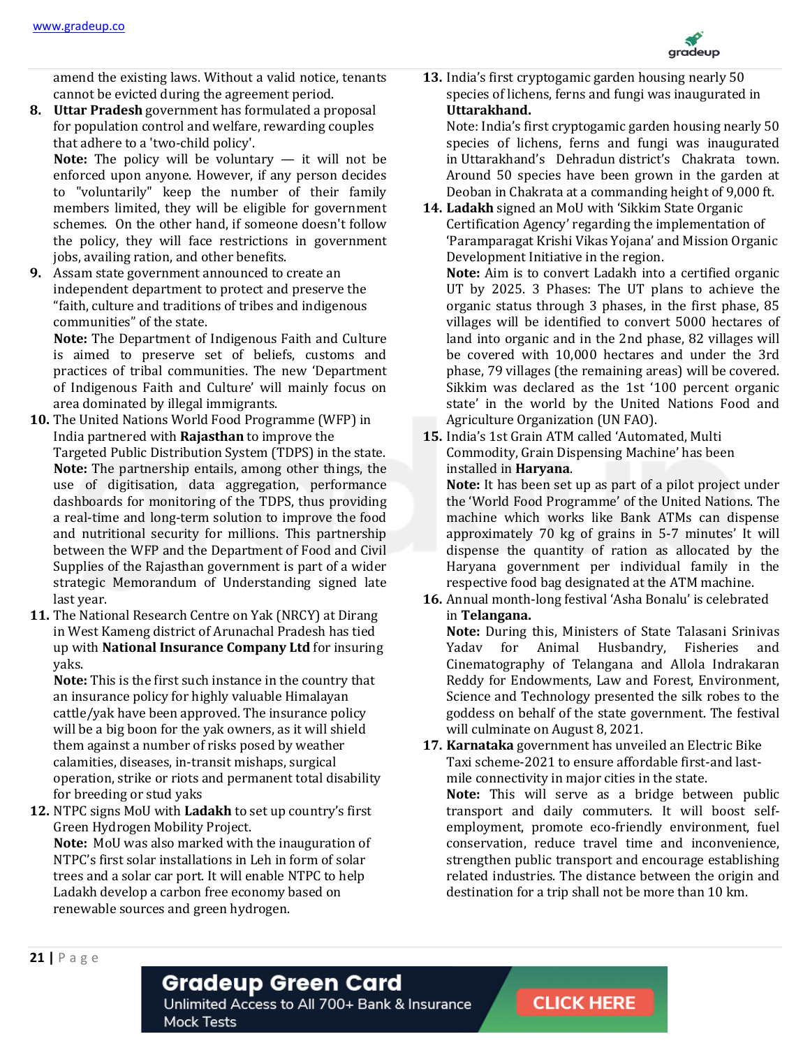amend the existing laws. Without a valid notice, tenants cannot be evicted during the agreement period.

8. **Uttar Pradesh** government has formulated a proposal for population control and welfare, rewarding couples that adhere to a 'two-child policy'.
   **Note:** The policy will be voluntary — it will not be enforced upon anyone. However, if any person decides to "voluntarily" keep the number of their family members limited, they will be eligible for government schemes. On the other hand, if someone doesn't follow the policy, they will face restrictions in government jobs, availing ration, and other benefits.

9. Assam state government announced to create an independent department to protect and preserve the "faith, culture and traditions of tribes and indigenous communities" of the state.
   **Note:** The Department of Indigenous Faith and Culture is aimed to preserve set of beliefs, customs and practices of tribal communities. The new 'Department of Indigenous Faith and Culture' will mainly focus on area dominated by illegal immigrants.

10. The United Nations World Food Programme (WFP) in India partnered with **Rajasthan** to improve the Targeted Public Distribution System (TDPS) in the state.
    **Note:** The partnership entails, among other things, the use of digitisation, data aggregation, performance dashboards for monitoring of the TDPS, thus providing a real-time and long-term solution to improve the food and nutritional security for millions. This partnership between the WFP and the Department of Food and Civil Supplies of the Rajasthan government is part of a wider strategic Memorandum of Understanding signed late last year.

11. The National Research Centre on Yak (NRCY) at Dirang in West Kameng district of Arunachal Pradesh has tied up with **National Insurance Company Ltd** for insuring yaks.
    **Note:** This is the first such instance in the country that an insurance policy for highly valuable Himalayan cattle/yak have been approved. The insurance policy will be a big boon for the yak owners, as it will shield them against a number of risks posed by weather calamities, diseases, in-transit mishaps, surgical operation, strike or riots and permanent total disability for breeding or stud yaks

12. NTPC signs MoU with **Ladakh** to set up country's first Green Hydrogen Mobility Project.
    **Note:** MoU was also marked with the inauguration of NTPC's first solar installations in Leh in form of solar trees and a solar car port. It will enable NTPC to help Ladakh develop a carbon free economy based on renewable sources and green hydrogen.

13. India's first cryptogamic garden housing nearly 50 species of lichens, ferns and fungi was inaugurated in **Uttarakhand.**
    Note: India's first cryptogamic garden housing nearly 50 species of lichens, ferns and fungi was inaugurated in Uttarakhand's Dehradun district's Chakrata town. Around 50 species have been grown in the garden at Deoban in Chakrata at a commanding height of 9,000 ft.

14. **Ladakh** signed an MoU with 'Sikkim State Organic Certification Agency' regarding the implementation of 'Paramparagat Krishi Vikas Yojana' and Mission Organic Development Initiative in the region.
    **Note:** Aim is to convert Ladakh into a certified organic UT by 2025. 3 Phases: The UT plans to achieve the organic status through 3 phases, in the first phase, 85 villages will be identified to convert 5000 hectares of land into organic and in the 2nd phase, 82 villages will be covered with 10,000 hectares and under the 3rd phase, 79 villages (the remaining areas) will be covered. Sikkim was declared as the 1st '100 percent organic state' in the world by the United Nations Food and Agriculture Organization (UN FAO).

15. India's 1st Grain ATM called 'Automated, Multi Commodity, Grain Dispensing Machine' has been installed in **Haryana**.
    **Note:** It has been set up as part of a pilot project under the 'World Food Programme' of the United Nations. The machine which works like Bank ATMs can dispense approximately 70 kg of grains in 5-7 minutes' It will dispense the quantity of ration as allocated by the Haryana government per individual family in the respective food bag designated at the ATM machine.

16. Annual month-long festival 'Asha Bonalu' is celebrated in **Telangana.**
    **Note:** During this, Ministers of State Talasani Srinivas Yadav for Animal Husbandry, Fisheries and Cinematography of Telangana and Allola Indrakaran Reddy for Endowments, Law and Forest, Environment, Science and Technology presented the silk robes to the goddess on behalf of the state government. The festival will culminate on August 8, 2021.

17. **Karnataka** government has unveiled an Electric Bike Taxi scheme-2021 to ensure affordable first-and last-mile connectivity in major cities in the state.
    **Note:** This will serve as a bridge between public transport and daily commuters. It will boost self-employment, promote eco-friendly environment, fuel conservation, reduce travel time and inconvenience, strengthen public transport and encourage establishing related industries. The distance between the origin and destination for a trip shall not be more than 10 km.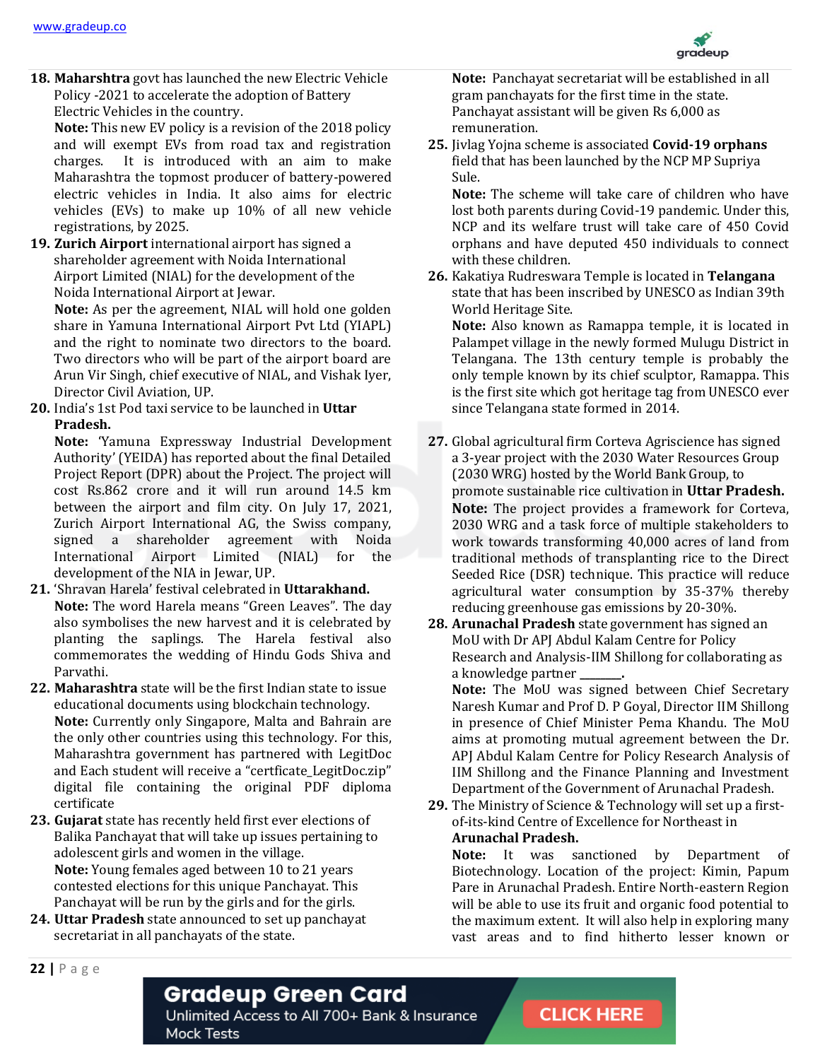18. **Maharshtra** govt has launched the new Electric Vehicle Policy -2021 to accelerate the adoption of Battery Electric Vehicles in the country.
    **Note:** This new EV policy is a revision of the 2018 policy and will exempt EVs from road tax and registration charges. It is introduced with an aim to make Maharashtra the topmost producer of battery-powered electric vehicles in India. It also aims for electric vehicles (EVs) to make up 10% of all new vehicle registrations, by 2025.
19. **Zurich Airport** international airport has signed a shareholder agreement with Noida International Airport Limited (NIAL) for the development of the Noida International Airport at Jewar.
    **Note:** As per the agreement, NIAL will hold one golden share in Yamuna International Airport Pvt Ltd (YIAPL) and the right to nominate two directors to the board. Two directors who will be part of the airport board are Arun Vir Singh, chief executive of NIAL, and Vishak Iyer, Director Civil Aviation, UP.
20. India's 1st Pod taxi service to be launched in **Uttar Pradesh.**
    **Note:** 'Yamuna Expressway Industrial Development Authority' (YEIDA) has reported about the final Detailed Project Report (DPR) about the Project. The project will cost Rs.862 crore and it will run around 14.5 km between the airport and film city. On July 17, 2021, Zurich Airport International AG, the Swiss company, signed a shareholder agreement with Noida International Airport Limited (NIAL) for the development of the NIA in Jewar, UP.
21. 'Shravan Harela' festival celebrated in **Uttarakhand.**
    **Note:** The word Harela means "Green Leaves". The day also symbolises the new harvest and it is celebrated by planting the saplings. The Harela festival also commemorates the wedding of Hindu Gods Shiva and Parvathi.
22. **Maharashtra** state will be the first Indian state to issue educational documents using blockchain technology.
    **Note:** Currently only Singapore, Malta and Bahrain are the only other countries using this technology. For this, Maharashtra government has partnered with LegitDoc and Each student will receive a "certficate_LegitDoc.zip" digital file containing the original PDF diploma certificate
23. **Gujarat** state has recently held first ever elections of Balika Panchayat that will take up issues pertaining to adolescent girls and women in the village.
    **Note:** Young females aged between 10 to 21 years contested elections for this unique Panchayat. This Panchayat will be run by the girls and for the girls.
24. **Uttar Pradesh** state announced to set up panchayat secretariat in all panchayats of the state.
    **Note:** Panchayat secretariat will be established in all gram panchayats for the first time in the state. Panchayat assistant will be given Rs 6,000 as remuneration.
25. Jivlag Yojna scheme is associated **Covid-19 orphans** field that has been launched by the NCP MP Supriya Sule.
    **Note:** The scheme will take care of children who have lost both parents during Covid-19 pandemic. Under this, NCP and its welfare trust will take care of 450 Covid orphans and have deputed 450 individuals to connect with these children.
26. Kakatiya Rudreswara Temple is located in **Telangana** state that has been inscribed by UNESCO as Indian 39th World Heritage Site.
    **Note:** Also known as Ramappa temple, it is located in Palampet village in the newly formed Mulugu District in Telangana. The 13th century temple is probably the only temple known by its chief sculptor, Ramappa. This is the first site which got heritage tag from UNESCO ever since Telangana state formed in 2014.
27. Global agricultural firm Corteva Agriscience has signed a 3-year project with the 2030 Water Resources Group (2030 WRG) hosted by the World Bank Group, to promote sustainable rice cultivation in **Uttar Pradesh.**
    **Note:** The project provides a framework for Corteva, 2030 WRG and a task force of multiple stakeholders to work towards transforming 40,000 acres of land from traditional methods of transplanting rice to the Direct Seeded Rice (DSR) technique. This practice will reduce agricultural water consumption by 35-37% thereby reducing greenhouse gas emissions by 20-30%.
28. **Arunachal Pradesh** state government has signed an MoU with Dr APJ Abdul Kalam Centre for Policy Research and Analysis-IIM Shillong for collaborating as a knowledge partner _______.
    **Note:** The MoU was signed between Chief Secretary Naresh Kumar and Prof D. P Goyal, Director IIM Shillong in presence of Chief Minister Pema Khandu. The MoU aims at promoting mutual agreement between the Dr. APJ Abdul Kalam Centre for Policy Research Analysis of IIM Shillong and the Finance Planning and Investment Department of the Government of Arunachal Pradesh.
29. The Ministry of Science & Technology will set up a first-of-its-kind Centre of Excellence for Northeast in **Arunachal Pradesh.**
    **Note:** It was sanctioned by Department of Biotechnology. Location of the project: Kimin, Papum Pare in Arunachal Pradesh. Entire North-eastern Region will be able to use its fruit and organic food potential to the maximum extent. It will also help in exploring many vast areas and to find hitherto lesser known or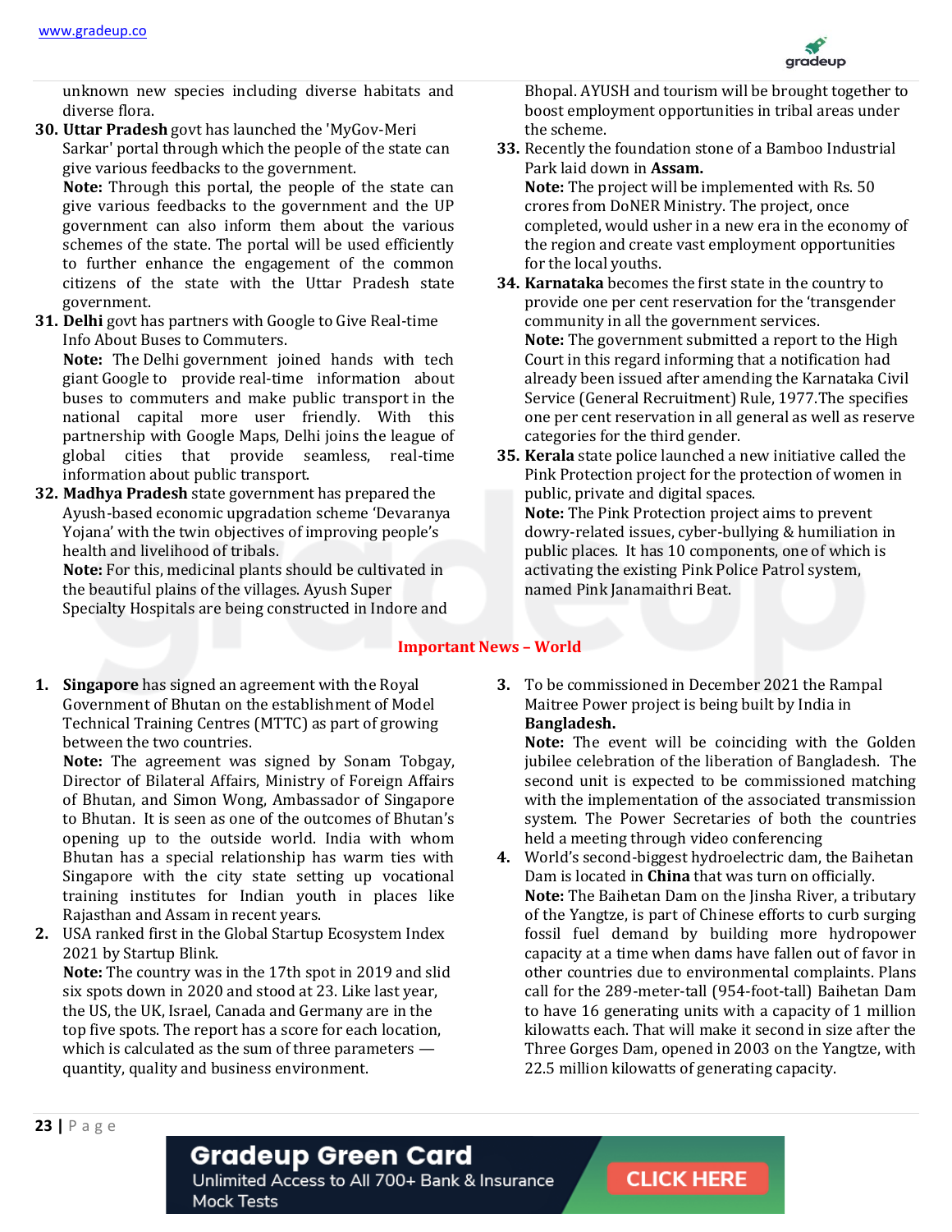unknown new species including diverse habitats and diverse flora.

30. **Uttar Pradesh** govt has launched the 'MyGov-Meri Sarkar' portal through which the people of the state can give various feedbacks to the government.
**Note:** Through this portal, the people of the state can give various feedbacks to the government and the UP government can also inform them about the various schemes of the state. The portal will be used efficiently to further enhance the engagement of the common citizens of the state with the Uttar Pradesh state government.

31. **Delhi** govt has partners with Google to Give Real-time Info About Buses to Commuters.
**Note:** The Delhi government joined hands with tech giant Google to provide real-time information about buses to commuters and make public transport in the national capital more user friendly. With this partnership with Google Maps, Delhi joins the league of global cities that provide seamless, real-time information about public transport.

32. **Madhya Pradesh** state government has prepared the Ayush-based economic upgradation scheme 'Devaranya Yojana' with the twin objectives of improving people's health and livelihood of tribals.
**Note:** For this, medicinal plants should be cultivated in the beautiful plains of the villages. Ayush Super Specialty Hospitals are being constructed in Indore and Bhopal. AYUSH and tourism will be brought together to boost employment opportunities in tribal areas under the scheme.

33. Recently the foundation stone of a Bamboo Industrial Park laid down in **Assam.**
**Note:** The project will be implemented with Rs. 50 crores from DoNER Ministry. The project, once completed, would usher in a new era in the economy of the region and create vast employment opportunities for the local youths.

34. **Karnataka** becomes the first state in the country to provide one per cent reservation for the 'transgender community in all the government services.
**Note:** The government submitted a report to the High Court in this regard informing that a notification had already been issued after amending the Karnataka Civil Service (General Recruitment) Rule, 1977.The specifies one per cent reservation in all general as well as reserve categories for the third gender.

35. **Kerala** state police launched a new initiative called the Pink Protection project for the protection of women in public, private and digital spaces.
**Note:** The Pink Protection project aims to prevent dowry-related issues, cyber-bullying & humiliation in public places. It has 10 components, one of which is activating the existing Pink Police Patrol system, named Pink Janamaithri Beat.

## Important News – World

1. **Singapore** has signed an agreement with the Royal Government of Bhutan on the establishment of Model Technical Training Centres (MTTC) as part of growing between the two countries.
**Note:** The agreement was signed by Sonam Tobgay, Director of Bilateral Affairs, Ministry of Foreign Affairs of Bhutan, and Simon Wong, Ambassador of Singapore to Bhutan. It is seen as one of the outcomes of Bhutan's opening up to the outside world. India with whom Bhutan has a special relationship has warm ties with Singapore with the city state setting up vocational training institutes for Indian youth in places like Rajasthan and Assam in recent years.

2. USA ranked first in the Global Startup Ecosystem Index 2021 by Startup Blink.
**Note:** The country was in the 17th spot in 2019 and slid six spots down in 2020 and stood at 23. Like last year, the US, the UK, Israel, Canada and Germany are in the top five spots. The report has a score for each location, which is calculated as the sum of three parameters — quantity, quality and business environment.

3. To be commissioned in December 2021 the Rampal Maitree Power project is being built by India in **Bangladesh.**
**Note:** The event will be coinciding with the Golden jubilee celebration of the liberation of Bangladesh. The second unit is expected to be commissioned matching with the implementation of the associated transmission system. The Power Secretaries of both the countries held a meeting through video conferencing

4. World's second-biggest hydroelectric dam, the Baihetan Dam is located in **China** that was turn on officially.
**Note:** The Baihetan Dam on the Jinsha River, a tributary of the Yangtze, is part of Chinese efforts to curb surging fossil fuel demand by building more hydropower capacity at a time when dams have fallen out of favor in other countries due to environmental complaints. Plans call for the 289-meter-tall (954-foot-tall) Baihetan Dam to have 16 generating units with a capacity of 1 million kilowatts each. That will make it second in size after the Three Gorges Dam, opened in 2003 on the Yangtze, with 22.5 million kilowatts of generating capacity.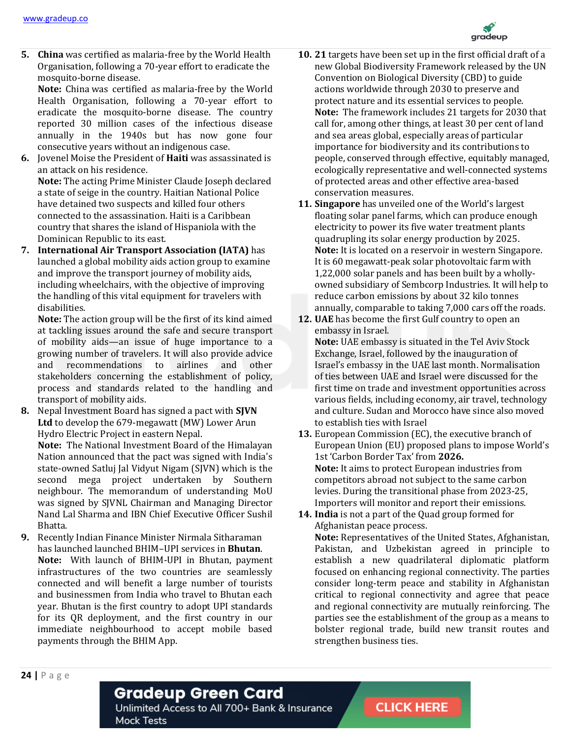5. **China** was certified as malaria-free by the World Health Organisation, following a 70-year effort to eradicate the mosquito-borne disease.
   **Note:** China was certified as malaria-free by the World Health Organisation, following a 70-year effort to eradicate the mosquito-borne disease. The country reported 30 million cases of the infectious disease annually in the 1940s but has now gone four consecutive years without an indigenous case.
6. Jovenel Moise the President of **Haiti** was assassinated is an attack on his residence.
   **Note:** The acting Prime Minister Claude Joseph declared a state of seige in the country. Haitian National Police have detained two suspects and killed four others connected to the assassination. Haiti is a Caribbean country that shares the island of Hispaniola with the Dominican Republic to its east.
7. **International Air Transport Association (IATA)** has launched a global mobility aids action group to examine and improve the transport journey of mobility aids, including wheelchairs, with the objective of improving the handling of this vital equipment for travelers with disabilities.
   **Note:** The action group will be the first of its kind aimed at tackling issues around the safe and secure transport of mobility aids—an issue of huge importance to a growing number of travelers. It will also provide advice and recommendations to airlines and other stakeholders concerning the establishment of policy, process and standards related to the handling and transport of mobility aids.
8. Nepal Investment Board has signed a pact with **SJVN Ltd** to develop the 679-megawatt (MW) Lower Arun Hydro Electric Project in eastern Nepal.
   **Note:** The National Investment Board of the Himalayan Nation announced that the pact was signed with India's state-owned Satluj Jal Vidyut Nigam (SJVN) which is the second mega project undertaken by Southern neighbour. The memorandum of understanding MoU was signed by SJVNL Chairman and Managing Director Nand Lal Sharma and IBN Chief Executive Officer Sushil Bhatta.
9. Recently Indian Finance Minister Nirmala Sitharaman has launched launched BHIM–UPI services in **Bhutan**.
   **Note:** With launch of BHIM-UPI in Bhutan, payment infrastructures of the two countries are seamlessly connected and will benefit a large number of tourists and businessmen from India who travel to Bhutan each year. Bhutan is the first country to adopt UPI standards for its QR deployment, and the first country in our immediate neighbourhood to accept mobile based payments through the BHIM App.
10. **21** targets have been set up in the first official draft of a new Global Biodiversity Framework released by the UN Convention on Biological Diversity (CBD) to guide actions worldwide through 2030 to preserve and protect nature and its essential services to people.
    **Note:** The framework includes 21 targets for 2030 that call for, among other things, at least 30 per cent of land and sea areas global, especially areas of particular importance for biodiversity and its contributions to people, conserved through effective, equitably managed, ecologically representative and well-connected systems of protected areas and other effective area-based conservation measures.
11. **Singapore** has unveiled one of the World's largest floating solar panel farms, which can produce enough electricity to power its five water treatment plants quadrupling its solar energy production by 2025.
    **Note:** It is located on a reservoir in western Singapore. It is 60 megawatt-peak solar photovoltaic farm with 1,22,000 solar panels and has been built by a wholly-owned subsidiary of Sembcorp Industries. It will help to reduce carbon emissions by about 32 kilo tonnes annually, comparable to taking 7,000 cars off the roads.
12. **UAE** has become the first Gulf country to open an embassy in Israel.
    **Note:** UAE embassy is situated in the Tel Aviv Stock Exchange, Israel, followed by the inauguration of Israel's embassy in the UAE last month. Normalisation of ties between UAE and Israel were discussed for the first time on trade and investment opportunities across various fields, including economy, air travel, technology and culture. Sudan and Morocco have since also moved to establish ties with Israel
13. European Commission (EC), the executive branch of European Union (EU) proposed plans to impose World's 1st 'Carbon Border Tax' from **2026.**
    **Note:** It aims to protect European industries from competitors abroad not subject to the same carbon levies. During the transitional phase from 2023-25, Importers will monitor and report their emissions.
14. **India** is not a part of the Quad group formed for Afghanistan peace process.
    **Note:** Representatives of the United States, Afghanistan, Pakistan, and Uzbekistan agreed in principle to establish a new quadrilateral diplomatic platform focused on enhancing regional connectivity. The parties consider long-term peace and stability in Afghanistan critical to regional connectivity and agree that peace and regional connectivity are mutually reinforcing. The parties see the establishment of the group as a means to bolster regional trade, build new transit routes and strengthen business ties.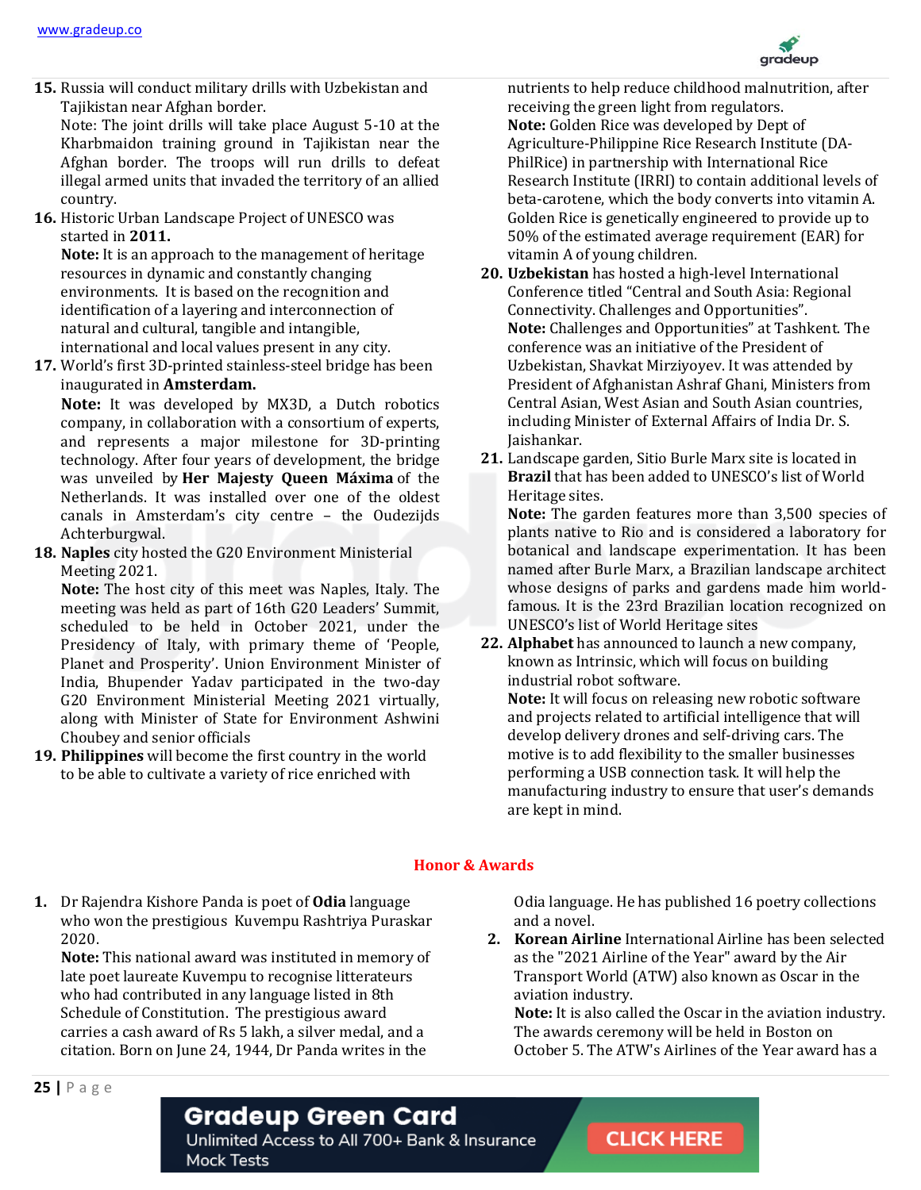15. Russia will conduct military drills with Uzbekistan and Tajikistan near Afghan border.
    Note: The joint drills will take place August 5-10 at the Kharbmaidon training ground in Tajikistan near the Afghan border. The troops will run drills to defeat illegal armed units that invaded the territory of an allied country.
16. Historic Urban Landscape Project of UNESCO was started in **2011.**
    **Note:** It is an approach to the management of heritage resources in dynamic and constantly changing environments. It is based on the recognition and identification of a layering and interconnection of natural and cultural, tangible and intangible, international and local values present in any city.
17. World's first 3D-printed stainless-steel bridge has been inaugurated in **Amsterdam.**
    **Note:** It was developed by MX3D, a Dutch robotics company, in collaboration with a consortium of experts, and represents a major milestone for 3D-printing technology. After four years of development, the bridge was unveiled by **Her Majesty Queen Máxima** of the Netherlands. It was installed over one of the oldest canals in Amsterdam's city centre – the Oudezijds Achterburgwal.
18. **Naples** city hosted the G20 Environment Ministerial Meeting 2021.
    **Note:** The host city of this meet was Naples, Italy. The meeting was held as part of 16th G20 Leaders' Summit, scheduled to be held in October 2021, under the Presidency of Italy, with primary theme of 'People, Planet and Prosperity'. Union Environment Minister of India, Bhupender Yadav participated in the two-day G20 Environment Ministerial Meeting 2021 virtually, along with Minister of State for Environment Ashwini Choubey and senior officials
19. **Philippines** will become the first country in the world to be able to cultivate a variety of rice enriched with nutrients to help reduce childhood malnutrition, after receiving the green light from regulators.
    **Note:** Golden Rice was developed by Dept of Agriculture-Philippine Rice Research Institute (DA-PhilRice) in partnership with International Rice Research Institute (IRRI) to contain additional levels of beta-carotene, which the body converts into vitamin A. Golden Rice is genetically engineered to provide up to 50% of the estimated average requirement (EAR) for vitamin A of young children.
20. **Uzbekistan** has hosted a high-level International Conference titled "Central and South Asia: Regional Connectivity. Challenges and Opportunities".
    **Note:** Challenges and Opportunities" at Tashkent. The conference was an initiative of the President of Uzbekistan, Shavkat Mirziyoyev. It was attended by President of Afghanistan Ashraf Ghani, Ministers from Central Asian, West Asian and South Asian countries, including Minister of External Affairs of India Dr. S. Jaishankar.
21. Landscape garden, Sitio Burle Marx site is located in **Brazil** that has been added to UNESCO's list of World Heritage sites.
    **Note:** The garden features more than 3,500 species of plants native to Rio and is considered a laboratory for botanical and landscape experimentation. It has been named after Burle Marx, a Brazilian landscape architect whose designs of parks and gardens made him world-famous. It is the 23rd Brazilian location recognized on UNESCO's list of World Heritage sites
22. **Alphabet** has announced to launch a new company, known as Intrinsic, which will focus on building industrial robot software.
    **Note:** It will focus on releasing new robotic software and projects related to artificial intelligence that will develop delivery drones and self-driving cars. The motive is to add flexibility to the smaller businesses performing a USB connection task. It will help the manufacturing industry to ensure that user's demands are kept in mind.

## Honor & Awards

1. Dr Rajendra Kishore Panda is poet of **Odia** language who won the prestigious Kuvempu Rashtriya Puraskar 2020.
   **Note:** This national award was instituted in memory of late poet laureate Kuvempu to recognise litterateurs who had contributed in any language listed in 8th Schedule of Constitution. The prestigious award carries a cash award of Rs 5 lakh, a silver medal, and a citation. Born on June 24, 1944, Dr Panda writes in the Odia language. He has published 16 poetry collections and a novel.
2. **Korean Airline** International Airline has been selected as the "2021 Airline of the Year" award by the Air Transport World (ATW) also known as Oscar in the aviation industry.
   **Note:** It is also called the Oscar in the aviation industry. The awards ceremony will be held in Boston on October 5. The ATW's Airlines of the Year award has a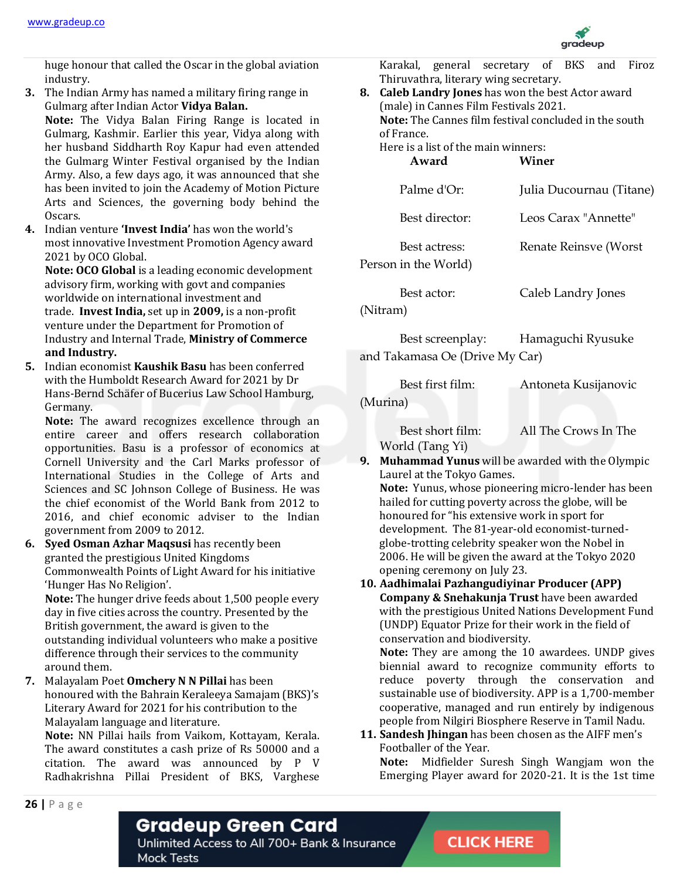huge honour that called the Oscar in the global aviation industry.

3. The Indian Army has named a military firing range in Gulmarg after Indian Actor **Vidya Balan.**
   **Note:** The Vidya Balan Firing Range is located in Gulmarg, Kashmir. Earlier this year, Vidya along with her husband Siddharth Roy Kapur had even attended the Gulmarg Winter Festival organised by the Indian Army. Also, a few days ago, it was announced that she has been invited to join the Academy of Motion Picture Arts and Sciences, the governing body behind the Oscars.

4. Indian venture **'Invest India'** has won the world's most innovative Investment Promotion Agency award 2021 by OCO Global.
   **Note: OCO Global** is a leading economic development advisory firm, working with govt and companies worldwide on international investment and trade. **Invest India,** set up in **2009,** is a non-profit venture under the Department for Promotion of Industry and Internal Trade, **Ministry of Commerce and Industry.**

5. Indian economist **Kaushik Basu** has been conferred with the Humboldt Research Award for 2021 by Dr Hans-Bernd Schäfer of Bucerius Law School Hamburg, Germany.
   **Note:** The award recognizes excellence through an entire career and offers research collaboration opportunities. Basu is a professor of economics at Cornell University and the Carl Marks professor of International Studies in the College of Arts and Sciences and SC Johnson College of Business. He was the chief economist of the World Bank from 2012 to 2016, and chief economic adviser to the Indian government from 2009 to 2012.

6. **Syed Osman Azhar Maqsusi** has recently been granted the prestigious United Kingdoms Commonwealth Points of Light Award for his initiative 'Hunger Has No Religion'.
   **Note:** The hunger drive feeds about 1,500 people every day in five cities across the country. Presented by the British government, the award is given to the outstanding individual volunteers who make a positive difference through their services to the community around them.

7. Malayalam Poet **Omchery N N Pillai** has been honoured with the Bahrain Keraleeya Samajam (BKS)'s Literary Award for 2021 for his contribution to the Malayalam language and literature.
   **Note:** NN Pillai hails from Vaikom, Kottayam, Kerala. The award constitutes a cash prize of Rs 50000 and a citation. The award was announced by P V Radhakrishna Pillai President of BKS, Varghese Karakal, general secretary of BKS and Firoz Thiruvathra, literary wing secretary.

8. **Caleb Landry Jones** has won the best Actor award (male) in Cannes Film Festivals 2021.
   **Note:** The Cannes film festival concluded in the south of France.
   Here is a list of the main winners:

| Award | Winer |
|---|---|
| Palme d'Or: | Julia Ducournau (Titane) |
| Best director: | Leos Carax "Annette" |
| Best actress: | Renate Reinsve (Worst Person in the World) |
| Best actor: | Caleb Landry Jones (Nitram) |
| Best screenplay: | Hamaguchi Ryusuke and Takamasa Oe (Drive My Car) |
| Best first film: | Antoneta Kusijanovic (Murina) |
| Best short film: | All The Crows In The World (Tang Yi) |

9. **Muhammad Yunus** will be awarded with the Olympic Laurel at the Tokyo Games.
   **Note:** Yunus, whose pioneering micro-lender has been hailed for cutting poverty across the globe, will be honoured for "his extensive work in sport for development. The 81-year-old economist-turned-globe-trotting celebrity speaker won the Nobel in 2006. He will be given the award at the Tokyo 2020 opening ceremony on July 23.

10. **Aadhimalai Pazhangudiyinar Producer (APP) Company & Snehakunja Trust** have been awarded with the prestigious United Nations Development Fund (UNDP) Equator Prize for their work in the field of conservation and biodiversity.
    **Note:** They are among the 10 awardees. UNDP gives biennial award to recognize community efforts to reduce poverty through the conservation and sustainable use of biodiversity. APP is a 1,700-member cooperative, managed and run entirely by indigenous people from Nilgiri Biosphere Reserve in Tamil Nadu.

11. **Sandesh Jhingan** has been chosen as the AIFF men's Footballer of the Year.
    **Note:** Midfielder Suresh Singh Wangjam won the Emerging Player award for 2020-21. It is the 1st time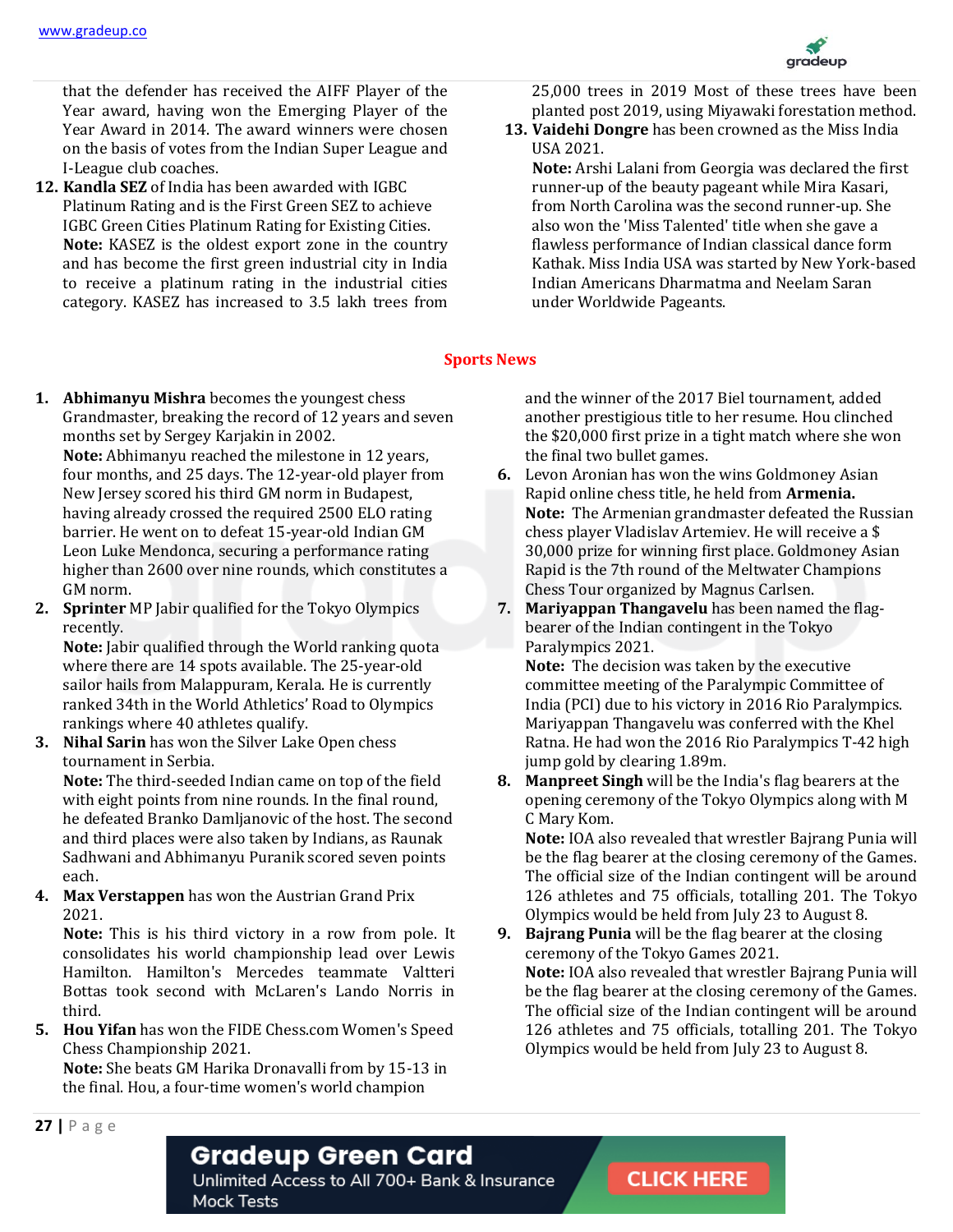that the defender has received the AIFF Player of the Year award, having won the Emerging Player of the Year Award in 2014. The award winners were chosen on the basis of votes from the Indian Super League and I-League club coaches.

12. **Kandla SEZ** of India has been awarded with IGBC Platinum Rating and is the First Green SEZ to achieve IGBC Green Cities Platinum Rating for Existing Cities.
**Note:** KASEZ is the oldest export zone in the country and has become the first green industrial city in India to receive a platinum rating in the industrial cities category. KASEZ has increased to 3.5 lakh trees from 25,000 trees in 2019 Most of these trees have been planted post 2019, using Miyawaki forestation method.

13. **Vaidehi Dongre** has been crowned as the Miss India USA 2021.
**Note:** Arshi Lalani from Georgia was declared the first runner-up of the beauty pageant while Mira Kasari, from North Carolina was the second runner-up. She also won the 'Miss Talented' title when she gave a flawless performance of Indian classical dance form Kathak. Miss India USA was started by New York-based Indian Americans Dharmatma and Neelam Saran under Worldwide Pageants.

## Sports News

1. **Abhimanyu Mishra** becomes the youngest chess Grandmaster, breaking the record of 12 years and seven months set by Sergey Karjakin in 2002.
**Note:** Abhimanyu reached the milestone in 12 years, four months, and 25 days. The 12-year-old player from New Jersey scored his third GM norm in Budapest, having already crossed the required 2500 ELO rating barrier. He went on to defeat 15-year-old Indian GM Leon Luke Mendonca, securing a performance rating higher than 2600 over nine rounds, which constitutes a GM norm.

2. **Sprinter** MP Jabir qualified for the Tokyo Olympics recently.
**Note:** Jabir qualified through the World ranking quota where there are 14 spots available. The 25-year-old sailor hails from Malappuram, Kerala. He is currently ranked 34th in the World Athletics' Road to Olympics rankings where 40 athletes qualify.

3. **Nihal Sarin** has won the Silver Lake Open chess tournament in Serbia.
**Note:** The third-seeded Indian came on top of the field with eight points from nine rounds. In the final round, he defeated Branko Damljanovic of the host. The second and third places were also taken by Indians, as Raunak Sadhwani and Abhimanyu Puranik scored seven points each.

4. **Max Verstappen** has won the Austrian Grand Prix 2021.
**Note:** This is his third victory in a row from pole. It consolidates his world championship lead over Lewis Hamilton. Hamilton's Mercedes teammate Valtteri Bottas took second with McLaren's Lando Norris in third.

5. **Hou Yifan** has won the FIDE Chess.com Women's Speed Chess Championship 2021.
**Note:** She beats GM Harika Dronavalli from by 15-13 in the final. Hou, a four-time women's world champion and the winner of the 2017 Biel tournament, added another prestigious title to her resume. Hou clinched the $20,000 first prize in a tight match where she won the final two bullet games.

6. Levon Aronian has won the wins Goldmoney Asian Rapid online chess title, he held from **Armenia.**
**Note:** The Armenian grandmaster defeated the Russian chess player Vladislav Artemiev. He will receive a $ 30,000 prize for winning first place. Goldmoney Asian Rapid is the 7th round of the Meltwater Champions Chess Tour organized by Magnus Carlsen.

7. **Mariyappan Thangavelu** has been named the flag-bearer of the Indian contingent in the Tokyo Paralympics 2021.
**Note:** The decision was taken by the executive committee meeting of the Paralympic Committee of India (PCI) due to his victory in 2016 Rio Paralympics. Mariyappan Thangavelu was conferred with the Khel Ratna. He had won the 2016 Rio Paralympics T-42 high jump gold by clearing 1.89m.

8. **Manpreet Singh** will be the India's flag bearers at the opening ceremony of the Tokyo Olympics along with M C Mary Kom.
**Note:** IOA also revealed that wrestler Bajrang Punia will be the flag bearer at the closing ceremony of the Games. The official size of the Indian contingent will be around 126 athletes and 75 officials, totalling 201. The Tokyo Olympics would be held from July 23 to August 8.

9. **Bajrang Punia** will be the flag bearer at the closing ceremony of the Tokyo Games 2021.
**Note:** IOA also revealed that wrestler Bajrang Punia will be the flag bearer at the closing ceremony of the Games. The official size of the Indian contingent will be around 126 athletes and 75 officials, totalling 201. The Tokyo Olympics would be held from July 23 to August 8.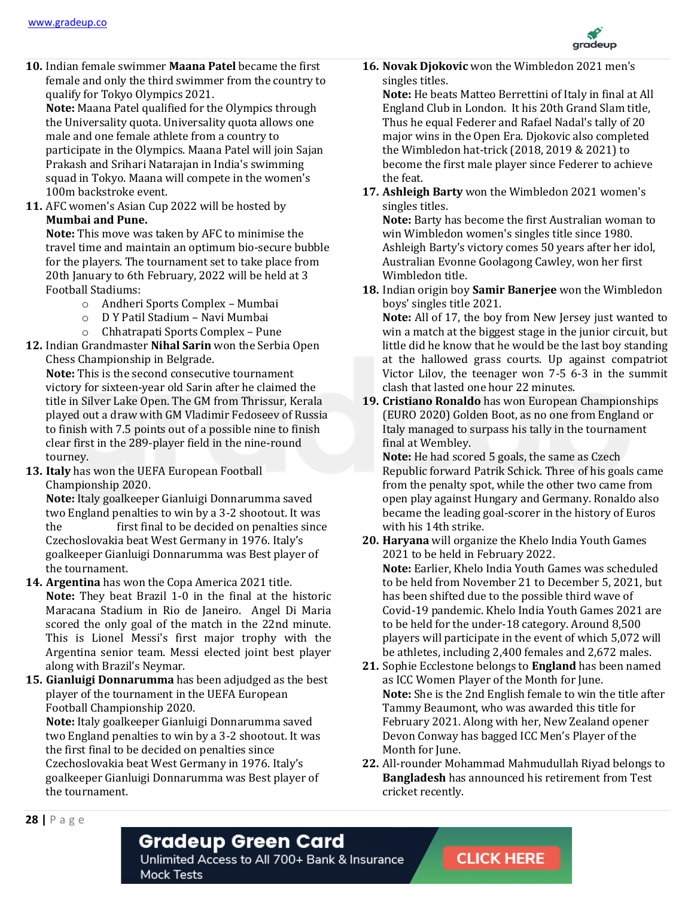10. Indian female swimmer **Maana Patel** became the first female and only the third swimmer from the country to qualify for Tokyo Olympics 2021.
    **Note:** Maana Patel qualified for the Olympics through the Universality quota. Universality quota allows one male and one female athlete from a country to participate in the Olympics. Maana Patel will join Sajan Prakash and Srihari Natarajan in India's swimming squad in Tokyo. Maana will compete in the women's 100m backstroke event.
11. AFC women's Asian Cup 2022 will be hosted by **Mumbai and Pune.**
    **Note:** This move was taken by AFC to minimise the travel time and maintain an optimum bio-secure bubble for the players. The tournament set to take place from 20th January to 6th February, 2022 will be held at 3 Football Stadiums:
    - Andheri Sports Complex – Mumbai
    - D Y Patil Stadium – Navi Mumbai
    - Chhatrapati Sports Complex – Pune
12. Indian Grandmaster **Nihal Sarin** won the Serbia Open Chess Championship in Belgrade.
    **Note:** This is the second consecutive tournament victory for sixteen-year old Sarin after he claimed the title in Silver Lake Open. The GM from Thrissur, Kerala played out a draw with GM Vladimir Fedoseev of Russia to finish with 7.5 points out of a possible nine to finish clear first in the 289-player field in the nine-round tourney.
13. **Italy** has won the UEFA European Football Championship 2020.
    **Note:** Italy goalkeeper Gianluigi Donnarumma saved two England penalties to win by a 3-2 shootout. It was the first final to be decided on penalties since Czechoslovakia beat West Germany in 1976. Italy's goalkeeper Gianluigi Donnarumma was Best player of the tournament.
14. **Argentina** has won the Copa America 2021 title.
    **Note:** They beat Brazil 1-0 in the final at the historic Maracana Stadium in Rio de Janeiro. Angel Di Maria scored the only goal of the match in the 22nd minute. This is Lionel Messi's first major trophy with the Argentina senior team. Messi elected joint best player along with Brazil's Neymar.
15. **Gianluigi Donnarumma** has been adjudged as the best player of the tournament in the UEFA European Football Championship 2020.
    **Note:** Italy goalkeeper Gianluigi Donnarumma saved two England penalties to win by a 3-2 shootout. It was the first final to be decided on penalties since Czechoslovakia beat West Germany in 1976. Italy's goalkeeper Gianluigi Donnarumma was Best player of the tournament.
16. **Novak Djokovic** won the Wimbledon 2021 men's singles titles.
    **Note:** He beats Matteo Berrettini of Italy in final at All England Club in London. It his 20th Grand Slam title, Thus he equal Federer and Rafael Nadal's tally of 20 major wins in the Open Era. Djokovic also completed the Wimbledon hat-trick (2018, 2019 & 2021) to become the first male player since Federer to achieve the feat.
17. **Ashleigh Barty** won the Wimbledon 2021 women's singles titles.
    **Note:** Barty has become the first Australian woman to win Wimbledon women's singles title since 1980. Ashleigh Barty's victory comes 50 years after her idol, Australian Evonne Goolagong Cawley, won her first Wimbledon title.
18. Indian origin boy **Samir Banerjee** won the Wimbledon boys' singles title 2021.
    **Note:** All of 17, the boy from New Jersey just wanted to win a match at the biggest stage in the junior circuit, but little did he know that he would be the last boy standing at the hallowed grass courts. Up against compatriot Victor Lilov, the teenager won 7-5 6-3 in the summit clash that lasted one hour 22 minutes.
19. **Cristiano Ronaldo** has won European Championships (EURO 2020) Golden Boot, as no one from England or Italy managed to surpass his tally in the tournament final at Wembley.
    **Note:** He had scored 5 goals, the same as Czech Republic forward Patrik Schick. Three of his goals came from the penalty spot, while the other two came from open play against Hungary and Germany. Ronaldo also became the leading goal-scorer in the history of Euros with his 14th strike.
20. **Haryana** will organize the Khelo India Youth Games 2021 to be held in February 2022.
    **Note:** Earlier, Khelo India Youth Games was scheduled to be held from November 21 to December 5, 2021, but has been shifted due to the possible third wave of Covid-19 pandemic. Khelo India Youth Games 2021 are to be held for the under-18 category. Around 8,500 players will participate in the event of which 5,072 will be athletes, including 2,400 females and 2,672 males.
21. Sophie Ecclestone belongs to **England** has been named as ICC Women Player of the Month for June.
    **Note:** She is the 2nd English female to win the title after Tammy Beaumont, who was awarded this title for February 2021. Along with her, New Zealand opener Devon Conway has bagged ICC Men's Player of the Month for June.
22. All-rounder Mohammad Mahmudullah Riyad belongs to **Bangladesh** has announced his retirement from Test cricket recently.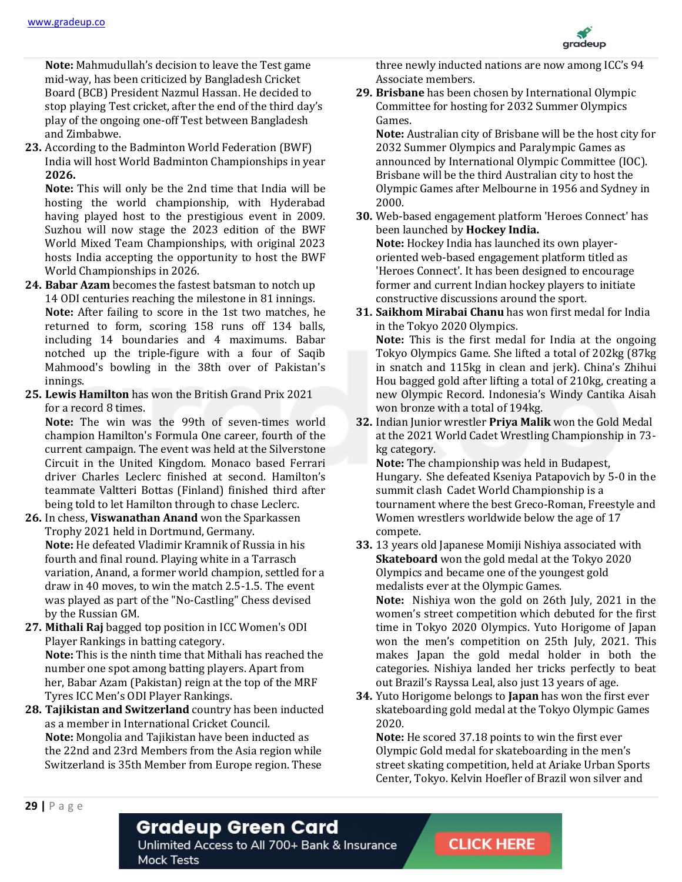**Note:** Mahmudullah's decision to leave the Test game mid-way, has been criticized by Bangladesh Cricket Board (BCB) President Nazmul Hassan. He decided to stop playing Test cricket, after the end of the third day's play of the ongoing one-off Test between Bangladesh and Zimbabwe.

23. According to the Badminton World Federation (BWF) India will host World Badminton Championships in year **2026.**
    **Note:** This will only be the 2nd time that India will be hosting the world championship, with Hyderabad having played host to the prestigious event in 2009. Suzhou will now stage the 2023 edition of the BWF World Mixed Team Championships, with original 2023 hosts India accepting the opportunity to host the BWF World Championships in 2026.

24. **Babar Azam** becomes the fastest batsman to notch up 14 ODI centuries reaching the milestone in 81 innings.
    **Note:** After failing to score in the 1st two matches, he returned to form, scoring 158 runs off 134 balls, including 14 boundaries and 4 maximums. Babar notched up the triple-figure with a four of Saqib Mahmood's bowling in the 38th over of Pakistan's innings.

25. **Lewis Hamilton** has won the British Grand Prix 2021 for a record 8 times.
    **Note:** The win was the 99th of seven-times world champion Hamilton's Formula One career, fourth of the current campaign. The event was held at the Silverstone Circuit in the United Kingdom. Monaco based Ferrari driver Charles Leclerc finished at second. Hamilton's teammate Valtteri Bottas (Finland) finished third after being told to let Hamilton through to chase Leclerc.

26. In chess, **Viswanathan Anand** won the Sparkassen Trophy 2021 held in Dortmund, Germany.
    **Note:** He defeated Vladimir Kramnik of Russia in his fourth and final round. Playing white in a Tarrasch variation, Anand, a former world champion, settled for a draw in 40 moves, to win the match 2.5-1.5. The event was played as part of the "No-Castling" Chess devised by the Russian GM.

27. **Mithali Raj** bagged top position in ICC Women's ODI Player Rankings in batting category.
    **Note:** This is the ninth time that Mithali has reached the number one spot among batting players. Apart from her, Babar Azam (Pakistan) reign at the top of the MRF Tyres ICC Men's ODI Player Rankings.

28. **Tajikistan and Switzerland** country has been inducted as a member in International Cricket Council.
    **Note:** Mongolia and Tajikistan have been inducted as the 22nd and 23rd Members from the Asia region while Switzerland is 35th Member from Europe region. These three newly inducted nations are now among ICC's 94 Associate members.

29. **Brisbane** has been chosen by International Olympic Committee for hosting for 2032 Summer Olympics Games.
    **Note:** Australian city of Brisbane will be the host city for 2032 Summer Olympics and Paralympic Games as announced by International Olympic Committee (IOC). Brisbane will be the third Australian city to host the Olympic Games after Melbourne in 1956 and Sydney in 2000.

30. Web-based engagement platform 'Heroes Connect' has been launched by **Hockey India.**
    **Note:** Hockey India has launched its own player-oriented web-based engagement platform titled as 'Heroes Connect'. It has been designed to encourage former and current Indian hockey players to initiate constructive discussions around the sport.

31. **Saikhom Mirabai Chanu** has won first medal for India in the Tokyo 2020 Olympics.
    **Note:** This is the first medal for India at the ongoing Tokyo Olympics Game. She lifted a total of 202kg (87kg in snatch and 115kg in clean and jerk). China's Zhihui Hou bagged gold after lifting a total of 210kg, creating a new Olympic Record. Indonesia's Windy Cantika Aisah won bronze with a total of 194kg.

32. Indian Junior wrestler **Priya Malik** won the Gold Medal at the 2021 World Cadet Wrestling Championship in 73-kg category.
    **Note:** The championship was held in Budapest, Hungary. She defeated Kseniya Patapovich by 5-0 in the summit clash Cadet World Championship is a tournament where the best Greco-Roman, Freestyle and Women wrestlers worldwide below the age of 17 compete.

33. 13 years old Japanese Momiji Nishiya associated with **Skateboard** won the gold medal at the Tokyo 2020 Olympics and became one of the youngest gold medalists ever at the Olympic Games.
    **Note:** Nishiya won the gold on 26th July, 2021 in the women's street competition which debuted for the first time in Tokyo 2020 Olympics. Yuto Horigome of Japan won the men's competition on 25th July, 2021. This makes Japan the gold medal holder in both the categories. Nishiya landed her tricks perfectly to beat out Brazil's Rayssa Leal, also just 13 years of age.

34. Yuto Horigome belongs to **Japan** has won the first ever skateboarding gold medal at the Tokyo Olympic Games 2020.
    **Note:** He scored 37.18 points to win the first ever Olympic Gold medal for skateboarding in the men's street skating competition, held at Ariake Urban Sports Center, Tokyo. Kelvin Hoefler of Brazil won silver and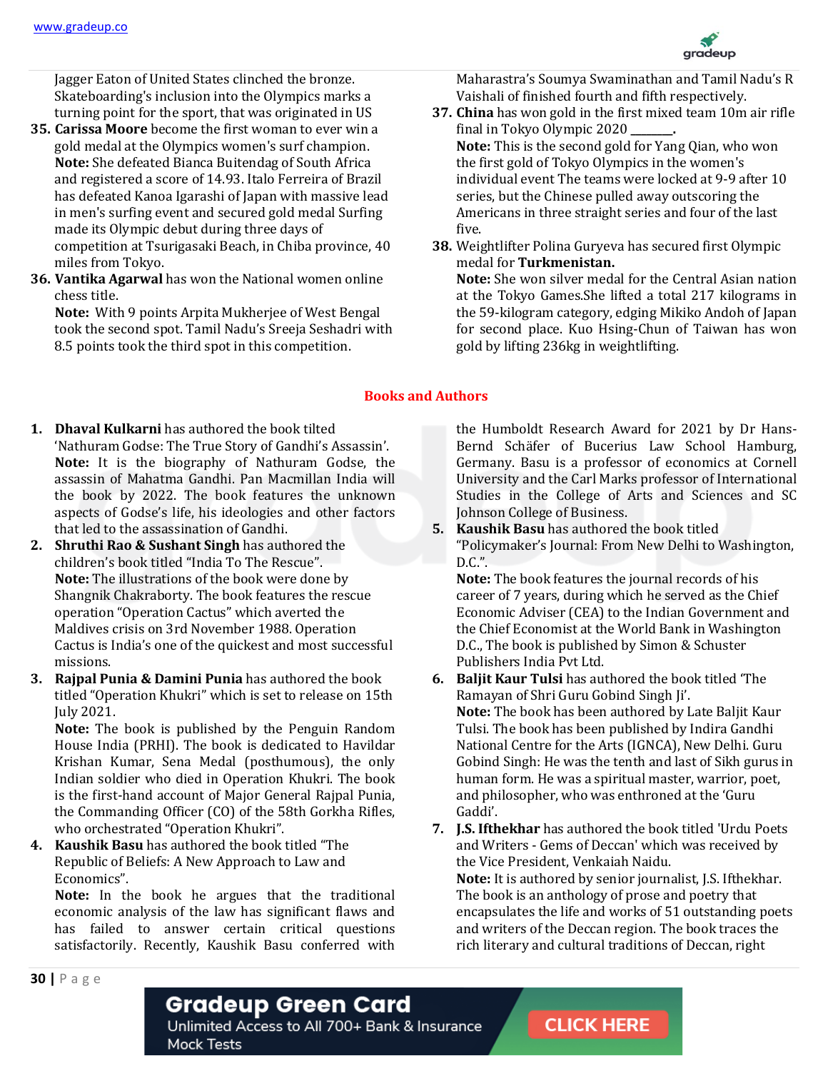Jagger Eaton of United States clinched the bronze. Skateboarding's inclusion into the Olympics marks a turning point for the sport, that was originated in US

35. **Carissa Moore** become the first woman to ever win a gold medal at the Olympics women's surf champion.
    **Note:** She defeated Bianca Buitendag of South Africa and registered a score of 14.93. Italo Ferreira of Brazil has defeated Kanoa Igarashi of Japan with massive lead in men's surfing event and secured gold medal Surfing made its Olympic debut during three days of competition at Tsurigasaki Beach, in Chiba province, 40 miles from Tokyo.

36. **Vantika Agarwal** has won the National women online chess title.
    **Note:** With 9 points Arpita Mukherjee of West Bengal took the second spot. Tamil Nadu's Sreeja Seshadri with 8.5 points took the third spot in this competition. Maharastra's Soumya Swaminathan and Tamil Nadu's R Vaishali of finished fourth and fifth respectively.

37. **China** has won gold in the first mixed team 10m air rifle final in Tokyo Olympic 2020 **\_\_\_\_\_\_\_.**
    **Note:** This is the second gold for Yang Qian, who won the first gold of Tokyo Olympics in the women's individual event The teams were locked at 9-9 after 10 series, but the Chinese pulled away outscoring the Americans in three straight series and four of the last five.

38. Weightlifter Polina Guryeva has secured first Olympic medal for **Turkmenistan.**
    **Note:** She won silver medal for the Central Asian nation at the Tokyo Games.She lifted a total 217 kilograms in the 59-kilogram category, edging Mikiko Andoh of Japan for second place. Kuo Hsing-Chun of Taiwan has won gold by lifting 236kg in weightlifting.

## Books and Authors

1. **Dhaval Kulkarni** has authored the book tilted 'Nathuram Godse: The True Story of Gandhi's Assassin'.
   **Note:** It is the biography of Nathuram Godse, the assassin of Mahatma Gandhi. Pan Macmillan India will the book by 2022. The book features the unknown aspects of Godse's life, his ideologies and other factors that led to the assassination of Gandhi.

2. **Shruthi Rao & Sushant Singh** has authored the children's book titled "India To The Rescue".
   **Note:** The illustrations of the book were done by Shangnik Chakraborty. The book features the rescue operation "Operation Cactus" which averted the Maldives crisis on 3rd November 1988. Operation Cactus is India's one of the quickest and most successful missions.

3. **Rajpal Punia & Damini Punia** has authored the book titled "Operation Khukri" which is set to release on 15th July 2021.
   **Note:** The book is published by the Penguin Random House India (PRHI). The book is dedicated to Havildar Krishan Kumar, Sena Medal (posthumous), the only Indian soldier who died in Operation Khukri. The book is the first-hand account of Major General Rajpal Punia, the Commanding Officer (CO) of the 58th Gorkha Rifles, who orchestrated "Operation Khukri".

4. **Kaushik Basu** has authored the book titled "The Republic of Beliefs: A New Approach to Law and Economics".
   **Note:** In the book he argues that the traditional economic analysis of the law has significant flaws and has failed to answer certain critical questions satisfactorily. Recently, Kaushik Basu conferred with the Humboldt Research Award for 2021 by Dr Hans-Bernd Schäfer of Bucerius Law School Hamburg, Germany. Basu is a professor of economics at Cornell University and the Carl Marks professor of International Studies in the College of Arts and Sciences and SC Johnson College of Business.

5. **Kaushik Basu** has authored the book titled "Policymaker's Journal: From New Delhi to Washington, D.C.".
   **Note:** The book features the journal records of his career of 7 years, during which he served as the Chief Economic Adviser (CEA) to the Indian Government and the Chief Economist at the World Bank in Washington D.C., The book is published by Simon & Schuster Publishers India Pvt Ltd.

6. **Baljit Kaur Tulsi** has authored the book titled 'The Ramayan of Shri Guru Gobind Singh Ji'.
   **Note:** The book has been authored by Late Baljit Kaur Tulsi. The book has been published by Indira Gandhi National Centre for the Arts (IGNCA), New Delhi. Guru Gobind Singh: He was the tenth and last of Sikh gurus in human form. He was a spiritual master, warrior, poet, and philosopher, who was enthroned at the 'Guru Gaddi'.

7. **J.S. Ifthekhar** has authored the book titled 'Urdu Poets and Writers - Gems of Deccan' which was received by the Vice President, Venkaiah Naidu.
   **Note:** It is authored by senior journalist, J.S. Ifthekhar. The book is an anthology of prose and poetry that encapsulates the life and works of 51 outstanding poets and writers of the Deccan region. The book traces the rich literary and cultural traditions of Deccan, right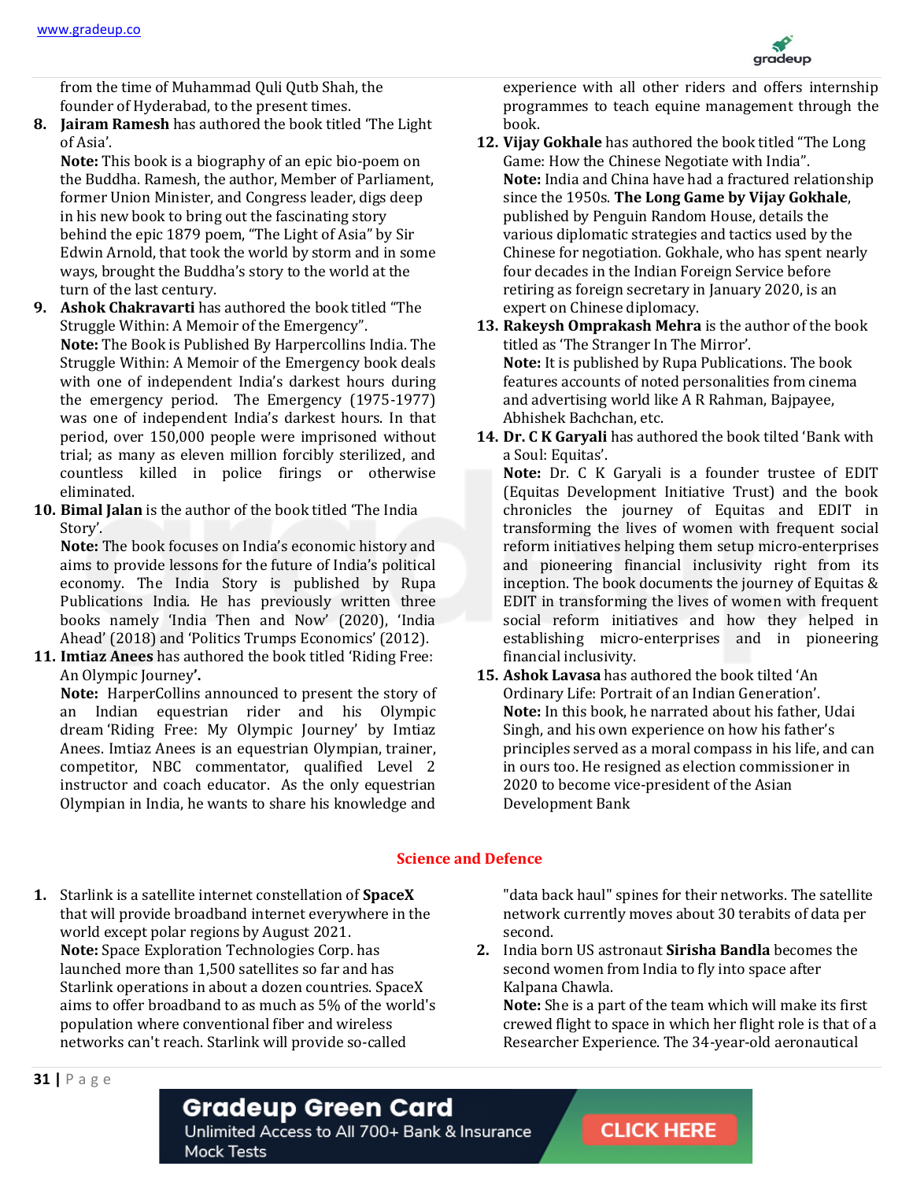from the time of Muhammad Quli Qutb Shah, the founder of Hyderabad, to the present times.

8. **Jairam Ramesh** has authored the book titled 'The Light of Asia'.
   **Note:** This book is a biography of an epic bio-poem on the Buddha. Ramesh, the author, Member of Parliament, former Union Minister, and Congress leader, digs deep in his new book to bring out the fascinating story behind the epic 1879 poem, "The Light of Asia" by Sir Edwin Arnold, that took the world by storm and in some ways, brought the Buddha's story to the world at the turn of the last century.

9. **Ashok Chakravarti** has authored the book titled "The Struggle Within: A Memoir of the Emergency".
   **Note:** The Book is Published By Harpercollins India. The Struggle Within: A Memoir of the Emergency book deals with one of independent India's darkest hours during the emergency period. The Emergency (1975-1977) was one of independent India's darkest hours. In that period, over 150,000 people were imprisoned without trial; as many as eleven million forcibly sterilized, and countless killed in police firings or otherwise eliminated.

10. **Bimal Jalan** is the author of the book titled 'The India Story'.
    **Note:** The book focuses on India's economic history and aims to provide lessons for the future of India's political economy. The India Story is published by Rupa Publications India. He has previously written three books namely 'India Then and Now' (2020), 'India Ahead' (2018) and 'Politics Trumps Economics' (2012).

11. **Imtiaz Anees** has authored the book titled 'Riding Free: An Olympic Journey'.
    **Note:** HarperCollins announced to present the story of an Indian equestrian rider and his Olympic dream 'Riding Free: My Olympic Journey' by Imtiaz Anees. Imtiaz Anees is an equestrian Olympian, trainer, competitor, NBC commentator, qualified Level 2 instructor and coach educator. As the only equestrian Olympian in India, he wants to share his knowledge and experience with all other riders and offers internship programmes to teach equine management through the book.

12. **Vijay Gokhale** has authored the book titled "The Long Game: How the Chinese Negotiate with India".
    **Note:** India and China have had a fractured relationship since the 1950s. **The Long Game by Vijay Gokhale**, published by Penguin Random House, details the various diplomatic strategies and tactics used by the Chinese for negotiation. Gokhale, who has spent nearly four decades in the Indian Foreign Service before retiring as foreign secretary in January 2020, is an expert on Chinese diplomacy.

13. **Rakeysh Omprakash Mehra** is the author of the book titled as 'The Stranger In The Mirror'.
    **Note:** It is published by Rupa Publications. The book features accounts of noted personalities from cinema and advertising world like A R Rahman, Bajpayee, Abhishek Bachchan, etc.

14. **Dr. C K Garyali** has authored the book tilted 'Bank with a Soul: Equitas'.
    **Note:** Dr. C K Garyali is a founder trustee of EDIT (Equitas Development Initiative Trust) and the book chronicles the journey of Equitas and EDIT in transforming the lives of women with frequent social reform initiatives helping them setup micro-enterprises and pioneering financial inclusivity right from its inception. The book documents the journey of Equitas & EDIT in transforming the lives of women with frequent social reform initiatives and how they helped in establishing micro-enterprises and in pioneering financial inclusivity.

15. **Ashok Lavasa** has authored the book tilted 'An Ordinary Life: Portrait of an Indian Generation'.
    **Note:** In this book, he narrated about his father, Udai Singh, and his own experience on how his father's principles served as a moral compass in his life, and can in ours too. He resigned as election commissioner in 2020 to become vice-president of the Asian Development Bank

## Science and Defence

1. Starlink is a satellite internet constellation of **SpaceX** that will provide broadband internet everywhere in the world except polar regions by August 2021.
   **Note:** Space Exploration Technologies Corp. has launched more than 1,500 satellites so far and has Starlink operations in about a dozen countries. SpaceX aims to offer broadband to as much as 5% of the world's population where conventional fiber and wireless networks can't reach. Starlink will provide so-called "data back haul" spines for their networks. The satellite network currently moves about 30 terabits of data per second.

2. India born US astronaut **Sirisha Bandla** becomes the second women from India to fly into space after Kalpana Chawla.
   **Note:** She is a part of the team which will make its first crewed flight to space in which her flight role is that of a Researcher Experience. The 34-year-old aeronautical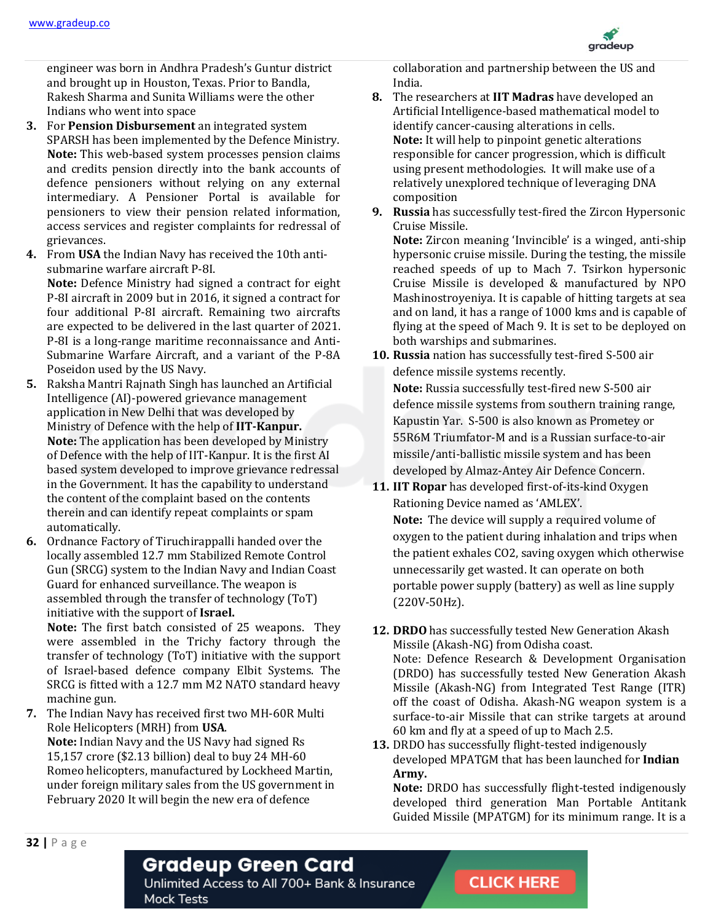engineer was born in Andhra Pradesh's Guntur district and brought up in Houston, Texas. Prior to Bandla, Rakesh Sharma and Sunita Williams were the other Indians who went into space

3. For **Pension Disbursement** an integrated system SPARSH has been implemented by the Defence Ministry.
   **Note:** This web-based system processes pension claims and credits pension directly into the bank accounts of defence pensioners without relying on any external intermediary. A Pensioner Portal is available for pensioners to view their pension related information, access services and register complaints for redressal of grievances.

4. From **USA** the Indian Navy has received the 10th anti-submarine warfare aircraft P-8I.
   **Note:** Defence Ministry had signed a contract for eight P-8I aircraft in 2009 but in 2016, it signed a contract for four additional P-8I aircraft. Remaining two aircrafts are expected to be delivered in the last quarter of 2021. P-8I is a long-range maritime reconnaissance and Anti-Submarine Warfare Aircraft, and a variant of the P-8A Poseidon used by the US Navy.

5. Raksha Mantri Rajnath Singh has launched an Artificial Intelligence (AI)-powered grievance management application in New Delhi that was developed by Ministry of Defence with the help of **IIT-Kanpur.**
   **Note:** The application has been developed by Ministry of Defence with the help of IIT-Kanpur. It is the first AI based system developed to improve grievance redressal in the Government. It has the capability to understand the content of the complaint based on the contents therein and can identify repeat complaints or spam automatically.

6. Ordnance Factory of Tiruchirappalli handed over the locally assembled 12.7 mm Stabilized Remote Control Gun (SRCG) system to the Indian Navy and Indian Coast Guard for enhanced surveillance. The weapon is assembled through the transfer of technology (ToT) initiative with the support of **Israel.**
   **Note:** The first batch consisted of 25 weapons. They were assembled in the Trichy factory through the transfer of technology (ToT) initiative with the support of Israel-based defence company Elbit Systems. The SRCG is fitted with a 12.7 mm M2 NATO standard heavy machine gun.

7. The Indian Navy has received first two MH-60R Multi Role Helicopters (MRH) from **USA**.
   **Note:** Indian Navy and the US Navy had signed Rs 15,157 crore ($2.13 billion) deal to buy 24 MH-60 Romeo helicopters, manufactured by Lockheed Martin, under foreign military sales from the US government in February 2020 It will begin the new era of defence collaboration and partnership between the US and India.

8. The researchers at **IIT Madras** have developed an Artificial Intelligence-based mathematical model to identify cancer-causing alterations in cells.
   **Note:** It will help to pinpoint genetic alterations responsible for cancer progression, which is difficult using present methodologies. It will make use of a relatively unexplored technique of leveraging DNA composition

9. **Russia** has successfully test-fired the Zircon Hypersonic Cruise Missile.
   **Note:** Zircon meaning 'Invincible' is a winged, anti-ship hypersonic cruise missile. During the testing, the missile reached speeds of up to Mach 7. Tsirkon hypersonic Cruise Missile is developed & manufactured by NPO Mashinostroyeniya. It is capable of hitting targets at sea and on land, it has a range of 1000 kms and is capable of flying at the speed of Mach 9. It is set to be deployed on both warships and submarines.

10. **Russia** nation has successfully test-fired S-500 air defence missile systems recently.
    **Note:** Russia successfully test-fired new S-500 air defence missile systems from southern training range, Kapustin Yar. S-500 is also known as Prometey or 55R6M Triumfator-M and is a Russian surface-to-air missile/anti-ballistic missile system and has been developed by Almaz-Antey Air Defence Concern.

11. **IIT Ropar** has developed first-of-its-kind Oxygen Rationing Device named as 'AMLEX'.
    **Note:** The device will supply a required volume of oxygen to the patient during inhalation and trips when the patient exhales CO2, saving oxygen which otherwise unnecessarily get wasted. It can operate on both portable power supply (battery) as well as line supply (220V-50Hz).

12. **DRDO** has successfully tested New Generation Akash Missile (Akash-NG) from Odisha coast.
    Note: Defence Research & Development Organisation (DRDO) has successfully tested New Generation Akash Missile (Akash-NG) from Integrated Test Range (ITR) off the coast of Odisha. Akash-NG weapon system is a surface-to-air Missile that can strike targets at around 60 km and fly at a speed of up to Mach 2.5.

13. DRDO has successfully flight-tested indigenously developed MPATGM that has been launched for **Indian Army.**
    **Note:** DRDO has successfully flight-tested indigenously developed third generation Man Portable Antitank Guided Missile (MPATGM) for its minimum range. It is a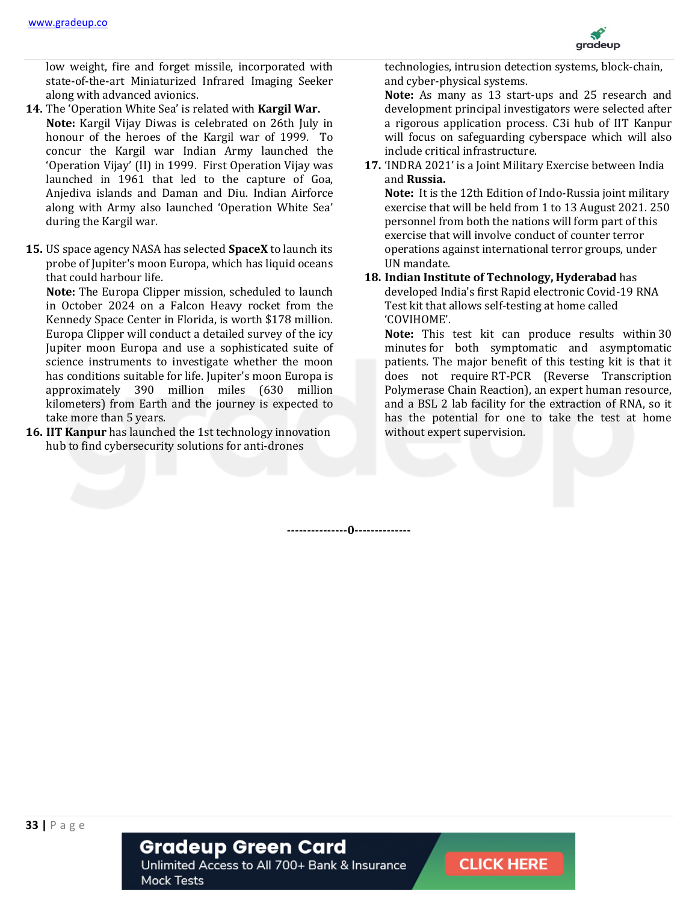low weight, fire and forget missile, incorporated with state-of-the-art Miniaturized Infrared Imaging Seeker along with advanced avionics.

14. The 'Operation White Sea' is related with **Kargil War.**
    **Note:** Kargil Vijay Diwas is celebrated on 26th July in honour of the heroes of the Kargil war of 1999. To concur the Kargil war Indian Army launched the 'Operation Vijay' (II) in 1999. First Operation Vijay was launched in 1961 that led to the capture of Goa, Anjediva islands and Daman and Diu. Indian Airforce along with Army also launched 'Operation White Sea' during the Kargil war.

15. US space agency NASA has selected **SpaceX** to launch its probe of Jupiter's moon Europa, which has liquid oceans that could harbour life.
    **Note:** The Europa Clipper mission, scheduled to launch in October 2024 on a Falcon Heavy rocket from the Kennedy Space Center in Florida, is worth $178 million. Europa Clipper will conduct a detailed survey of the icy Jupiter moon Europa and use a sophisticated suite of science instruments to investigate whether the moon has conditions suitable for life. Jupiter's moon Europa is approximately 390 million miles (630 million kilometers) from Earth and the journey is expected to take more than 5 years.

16. **IIT Kanpur** has launched the 1st technology innovation hub to find cybersecurity solutions for anti-drones technologies, intrusion detection systems, block-chain, and cyber-physical systems.
    **Note:** As many as 13 start-ups and 25 research and development principal investigators were selected after a rigorous application process. C3i hub of IIT Kanpur will focus on safeguarding cyberspace which will also include critical infrastructure.

17. 'INDRA 2021' is a Joint Military Exercise between India and **Russia.**
    **Note:** It is the 12th Edition of Indo-Russia joint military exercise that will be held from 1 to 13 August 2021. 250 personnel from both the nations will form part of this exercise that will involve conduct of counter terror operations against international terror groups, under UN mandate.

18. **Indian Institute of Technology, Hyderabad** has developed India's first Rapid electronic Covid-19 RNA Test kit that allows self-testing at home called 'COVIHOME'.
    **Note:** This test kit can produce results within 30 minutes for both symptomatic and asymptomatic patients. The major benefit of this testing kit is that it does not require RT-PCR (Reverse Transcription Polymerase Chain Reaction), an expert human resource, and a BSL 2 lab facility for the extraction of RNA, so it has the potential for one to take the test at home without expert supervision.

---------------0--------------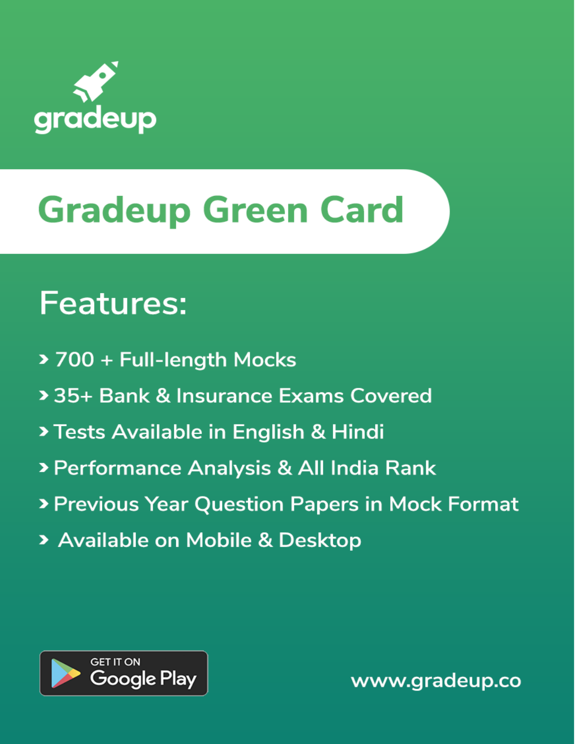gradeup

# Gradeup Green Card

## Features:

- 700 + Full-length Mocks
- 35+ Bank & Insurance Exams Covered
- Tests Available in English & Hindi
- Performance Analysis & All India Rank
- Previous Year Question Papers in Mock Format
- Available on Mobile & Desktop

GET IT ON Google Play

www.gradeup.co